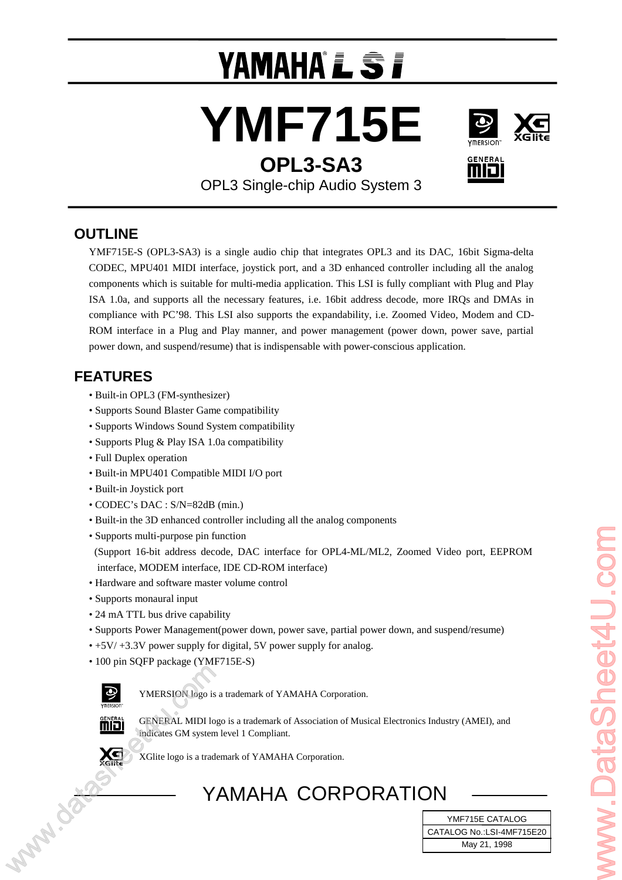# YAMAHA LSI

# YMF715E

## OPL3-SA3

OPL3 Single-chip Audio System 3

## OUTLINE

YMF715E-S (OPL3-SA3) is a single audio chip that integrates OPL3 and its DAC, 16bit Sigma-delta CODEC, MPU401 MIDI interface, joystick port, and a 3D enhanced controller including all the analog components which is suitable for multi-media application. This LSI is fully compliant with Plug and Play ISA 1.0a, and supports all the necessary features, i.e. 16bit address decode, more IRQs and DMAs in compliance with PC'98. This LSI also supports the expandability, i.e. Zoomed Video, Modem and CD-ROM interface in a Plug and Play manner, and power management (power down, power save, partial power down, and suspend/resume) that is indispensable with power-conscious application.

## FEATURES

- Built-in OPL3 (FM-synthesizer)
- Supports Sound Blaster Game compatibility
- Supports Windows Sound System compatibility
- Supports Plug & Play ISA 1.0a compatibility
- Full Duplex operation
- Built-in MPU401 Compatible MIDI I/O port
- Built-in Joystick port
- CODEC's DAC : S/N=82dB (min.)
- Built-in the 3D enhanced controller including all the analog components
- Supports multi-purpose pin function
  (Support 16-bit address decode, DAC interface for OPL4-ML/ML2, Zoomed Video port, EEPROM interface, MODEM interface, IDE CD-ROM interface)
- Hardware and software master volume control
- Supports monaural input
- 24 mA TTL bus drive capability
- Supports Power Management(power down, power save, partial power down, and suspend/resume)
- +5V/ +3.3V power supply for digital, 5V power supply for analog.
- 100 pin SQFP package (YMF715E-S)

YMERSION logo is a trademark of YAMAHA Corporation.

GENERAL MIDI logo is a trademark of Association of Musical Electronics Industry (AMEI), and indicates GM system level 1 Compliant.

XGlite logo is a trademark of YAMAHA Corporation.

YAMAHA CORPORATION

| YMF715E CATALOG |
| --- |
| CATALOG No.:LSI-4MF715E20 |
| May 21, 1998 |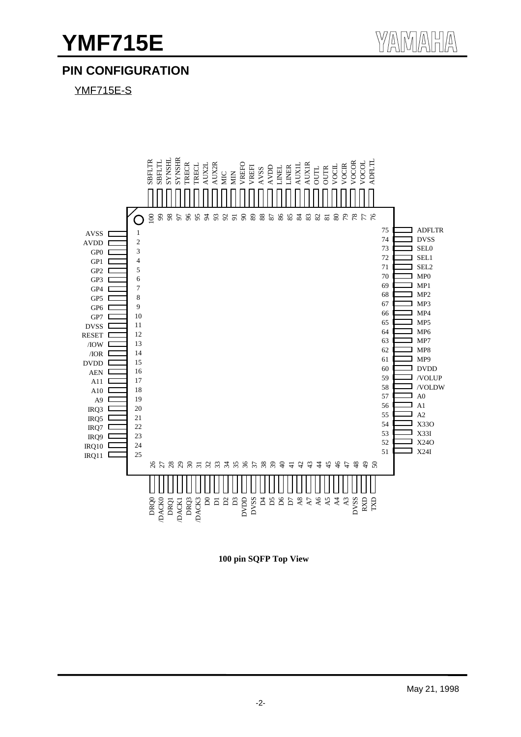## PIN CONFIGURATION

YMF715E-S

| Pin | Name | Pin | Name | Pin | Name | Pin | Name |
|---|---|---|---|---|---|---|---|
| 1 | AVSS | 26 | DRQ0 | 51 | X24I | 76 | ADFLTL |
| 2 | AVDD | 27 | /DACK0 | 52 | X24O | 77 | VOCOL |
| 3 | GP0 | 28 | DRQ1 | 53 | X33I | 78 | VOCOR |
| 4 | GP1 | 29 | /DACK1 | 54 | X33O | 79 | VOCIR |
| 5 | GP2 | 30 | DRQ3 | 55 | A2 | 80 | VOCIL |
| 6 | GP3 | 31 | /DACK3 | 56 | A1 | 81 | OUTR |
| 7 | GP4 | 32 | D0 | 57 | A0 | 82 | OUTL |
| 8 | GP5 | 33 | D1 | 58 | /VOLDW | 83 | AUX1R |
| 9 | GP6 | 34 | D2 | 59 | /VOLUP | 84 | AUX1L |
| 10 | GP7 | 35 | D3 | 60 | DVDD | 85 | LINER |
| 11 | DVSS | 36 | DVDD | 61 | MP9 | 86 | LINEL |
| 12 | RESET | 37 | DVSS | 62 | MP8 | 87 | AVDD |
| 13 | /IOW | 38 | D4 | 63 | MP7 | 88 | AVSS |
| 14 | /IOR | 39 | D5 | 64 | MP6 | 89 | VREFI |
| 15 | DVDD | 40 | D6 | 65 | MP5 | 90 | VREFO |
| 16 | AEN | 41 | D7 | 66 | MP4 | 91 | MIN |
| 17 | A11 | 42 | A8 | 67 | MP3 | 92 | MIC |
| 18 | A10 | 43 | A7 | 68 | MP2 | 93 | AUX2R |
| 19 | A9 | 44 | A6 | 69 | MP1 | 94 | AUX2L |
| 20 | IRQ3 | 45 | A5 | 70 | MP0 | 95 | TRECL |
| 21 | IRQ5 | 46 | A4 | 71 | SEL2 | 96 | TRECR |
| 22 | IRQ7 | 47 | A3 | 72 | SEL1 | 97 | SYNSHR |
| 23 | IRQ9 | 48 | DVSS | 73 | SEL0 | 98 | SYNSHL |
| 24 | IRQ10 | 49 | RXD | 74 | DVSS | 99 | SBFLTL |
| 25 | IRQ11 | 50 | TXD | 75 | ADFLTR | 100 | SBFLTR |

**100 pin SQFP Top View**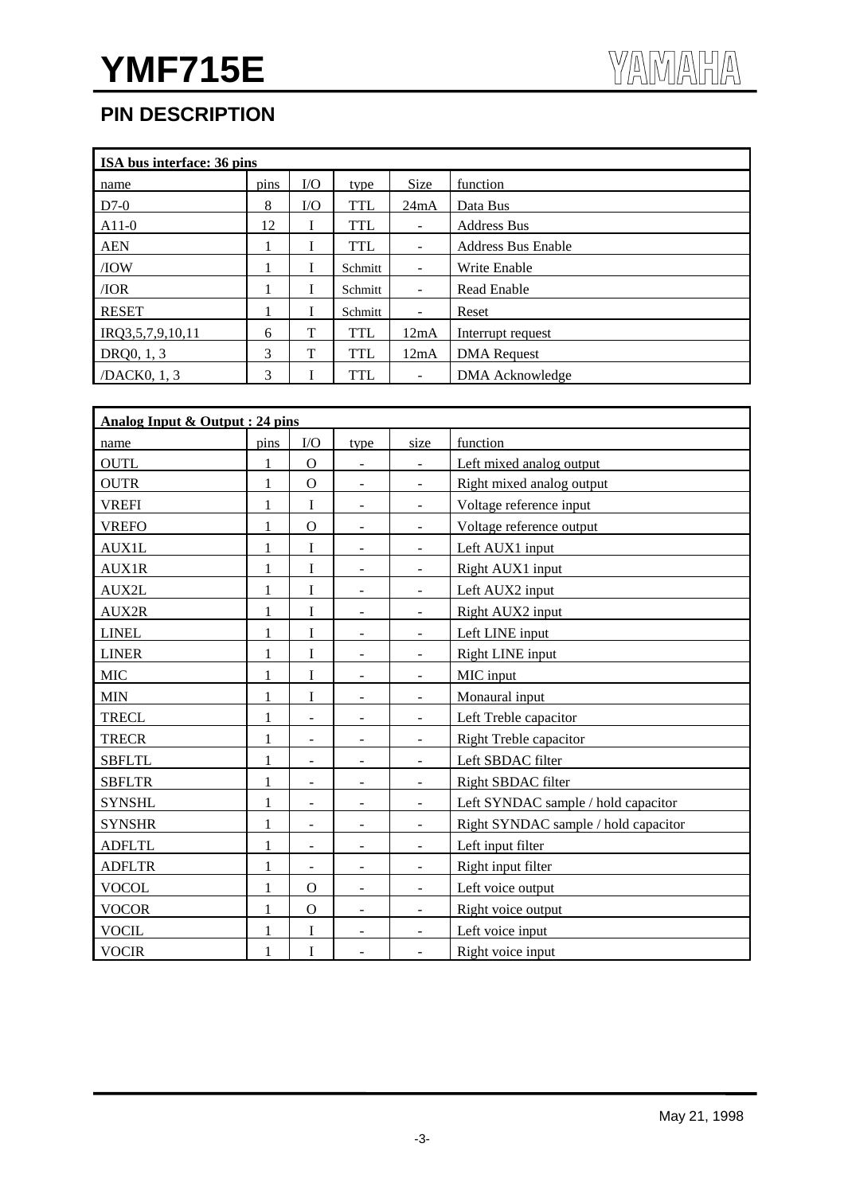## PIN DESCRIPTION

| ISA bus interface: 36 pins | | | | | |
|---|---|---|---|---|---|
| name | pins | I/O | type | Size | function |
| D7-0 | 8 | I/O | TTL | 24mA | Data Bus |
| A11-0 | 12 | I | TTL | - | Address Bus |
| AEN | 1 | I | TTL | - | Address Bus Enable |
| /IOW | 1 | I | Schmitt | - | Write Enable |
| /IOR | 1 | I | Schmitt | - | Read Enable |
| RESET | 1 | I | Schmitt | - | Reset |
| IRQ3,5,7,9,10,11 | 6 | T | TTL | 12mA | Interrupt request |
| DRQ0, 1, 3 | 3 | T | TTL | 12mA | DMA Request |
| /DACK0, 1, 3 | 3 | I | TTL | - | DMA Acknowledge |

| Analog Input & Output : 24 pins | | | | | |
|---|---|---|---|---|---|
| name | pins | I/O | type | size | function |
| OUTL | 1 | O | - | - | Left mixed analog output |
| OUTR | 1 | O | - | - | Right mixed analog output |
| VREFI | 1 | I | - | - | Voltage reference input |
| VREFO | 1 | O | - | - | Voltage reference output |
| AUX1L | 1 | I | - | - | Left AUX1 input |
| AUX1R | 1 | I | - | - | Right AUX1 input |
| AUX2L | 1 | I | - | - | Left AUX2 input |
| AUX2R | 1 | I | - | - | Right AUX2 input |
| LINEL | 1 | I | - | - | Left LINE input |
| LINER | 1 | I | - | - | Right LINE input |
| MIC | 1 | I | - | - | MIC input |
| MIN | 1 | I | - | - | Monaural input |
| TRECL | 1 | - | - | - | Left Treble capacitor |
| TRECR | 1 | - | - | - | Right Treble capacitor |
| SBFLTL | 1 | - | - | - | Left SBDAC filter |
| SBFLTR | 1 | - | - | - | Right SBDAC filter |
| SYNSHL | 1 | - | - | - | Left SYNDAC sample / hold capacitor |
| SYNSHR | 1 | - | - | - | Right SYNDAC sample / hold capacitor |
| ADFLTL | 1 | - | - | - | Left input filter |
| ADFLTR | 1 | - | - | - | Right input filter |
| VOCOL | 1 | O | - | - | Left voice output |
| VOCOR | 1 | O | - | - | Right voice output |
| VOCIL | 1 | I | - | - | Left voice input |
| VOCIR | 1 | I | - | - | Right voice input |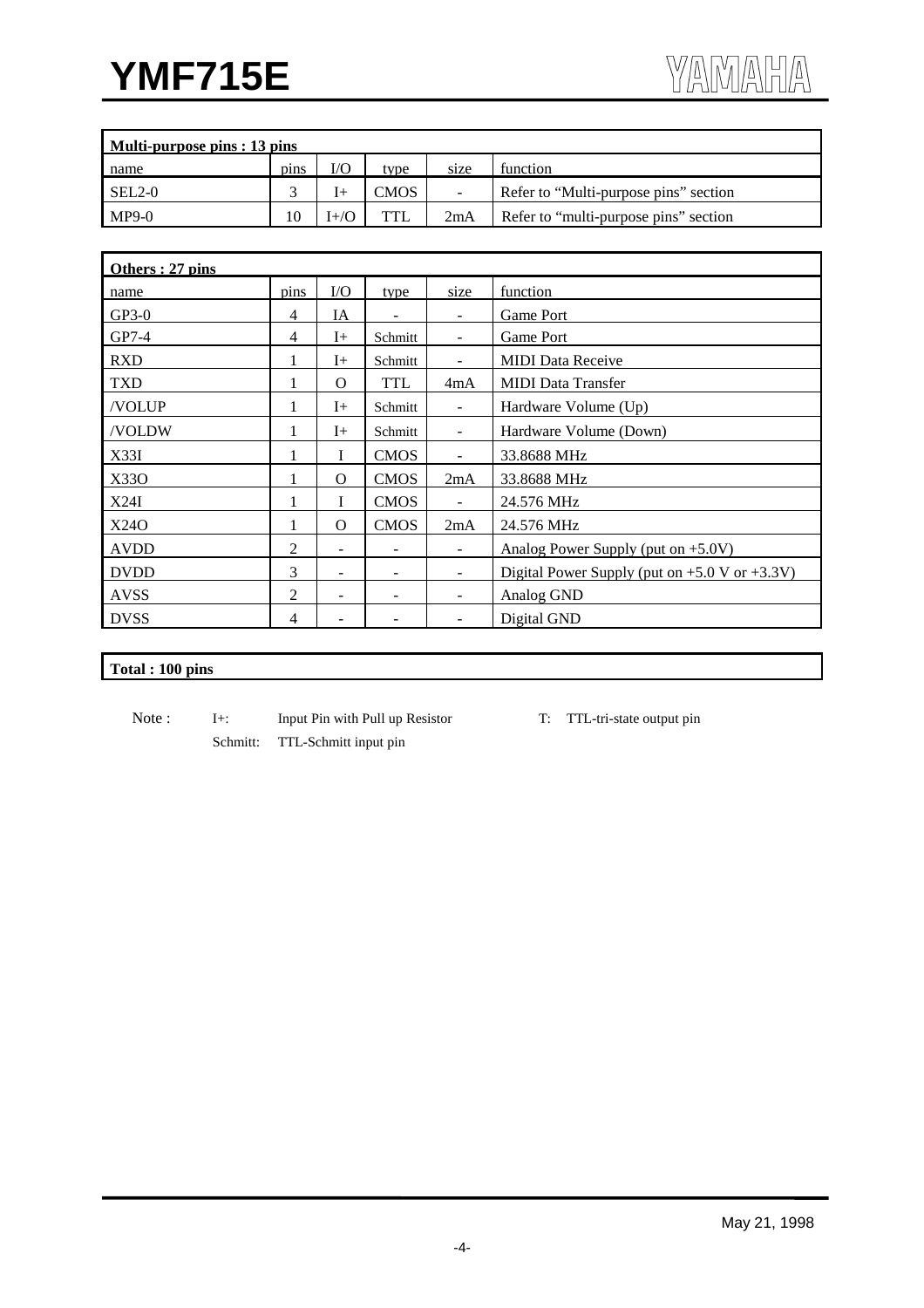| Multi-purpose pins : 13 pins | | | | | |
|---|---|---|---|---|---|
| name | pins | I/O | type | size | function |
| SEL2-0 | 3 | I+ | CMOS | - | Refer to "Multi-purpose pins" section |
| MP9-0 | 10 | I+/O | TTL | 2mA | Refer to "multi-purpose pins" section |

| Others : 27 pins | | | | | |
|---|---|---|---|---|---|
| name | pins | I/O | type | size | function |
| GP3-0 | 4 | IA | - | - | Game Port |
| GP7-4 | 4 | I+ | Schmitt | - | Game Port |
| RXD | 1 | I+ | Schmitt | - | MIDI Data Receive |
| TXD | 1 | O | TTL | 4mA | MIDI Data Transfer |
| /VOLUP | 1 | I+ | Schmitt | - | Hardware Volume (Up) |
| /VOLDW | 1 | I+ | Schmitt | - | Hardware Volume (Down) |
| X33I | 1 | I | CMOS | - | 33.8688 MHz |
| X33O | 1 | O | CMOS | 2mA | 33.8688 MHz |
| X24I | 1 | I | CMOS | - | 24.576 MHz |
| X24O | 1 | O | CMOS | 2mA | 24.576 MHz |
| AVDD | 2 | - | - | - | Analog Power Supply (put on +5.0V) |
| DVDD | 3 | - | - | - | Digital Power Supply (put on +5.0 V or +3.3V) |
| AVSS | 2 | - | - | - | Analog GND |
| DVSS | 4 | - | - | - | Digital GND |

**Total : 100 pins**

Note :
- I+: Input Pin with Pull up Resistor
- Schmitt: TTL-Schmitt input pin
- T: TTL-tri-state output pin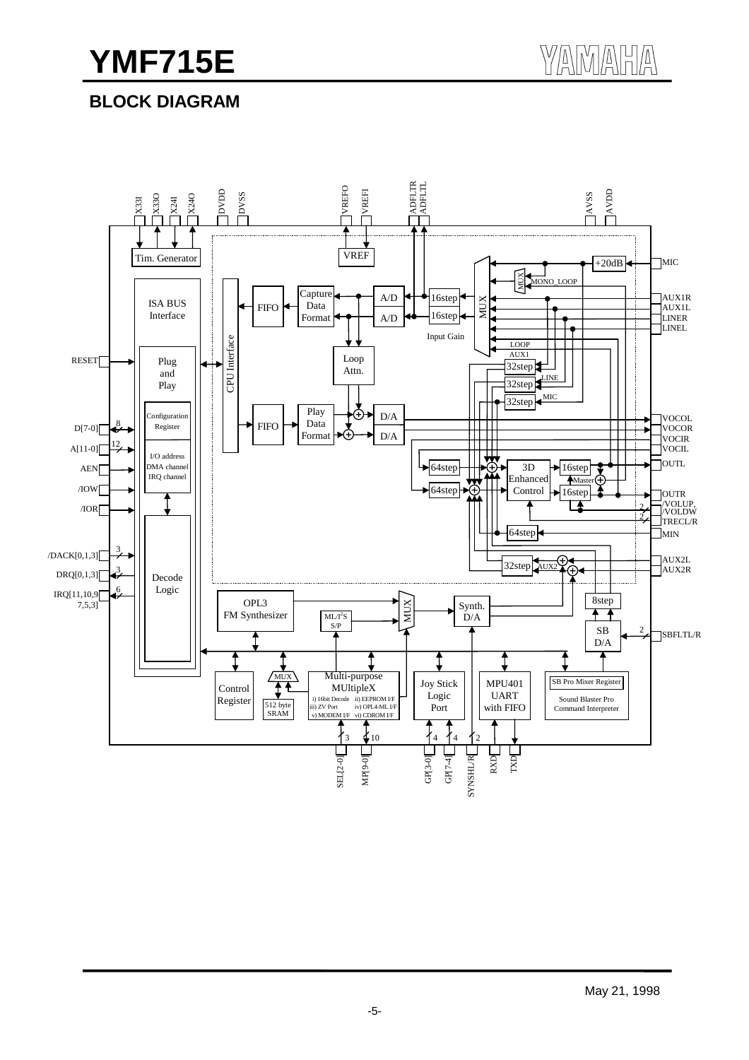## BLOCK DIAGRAM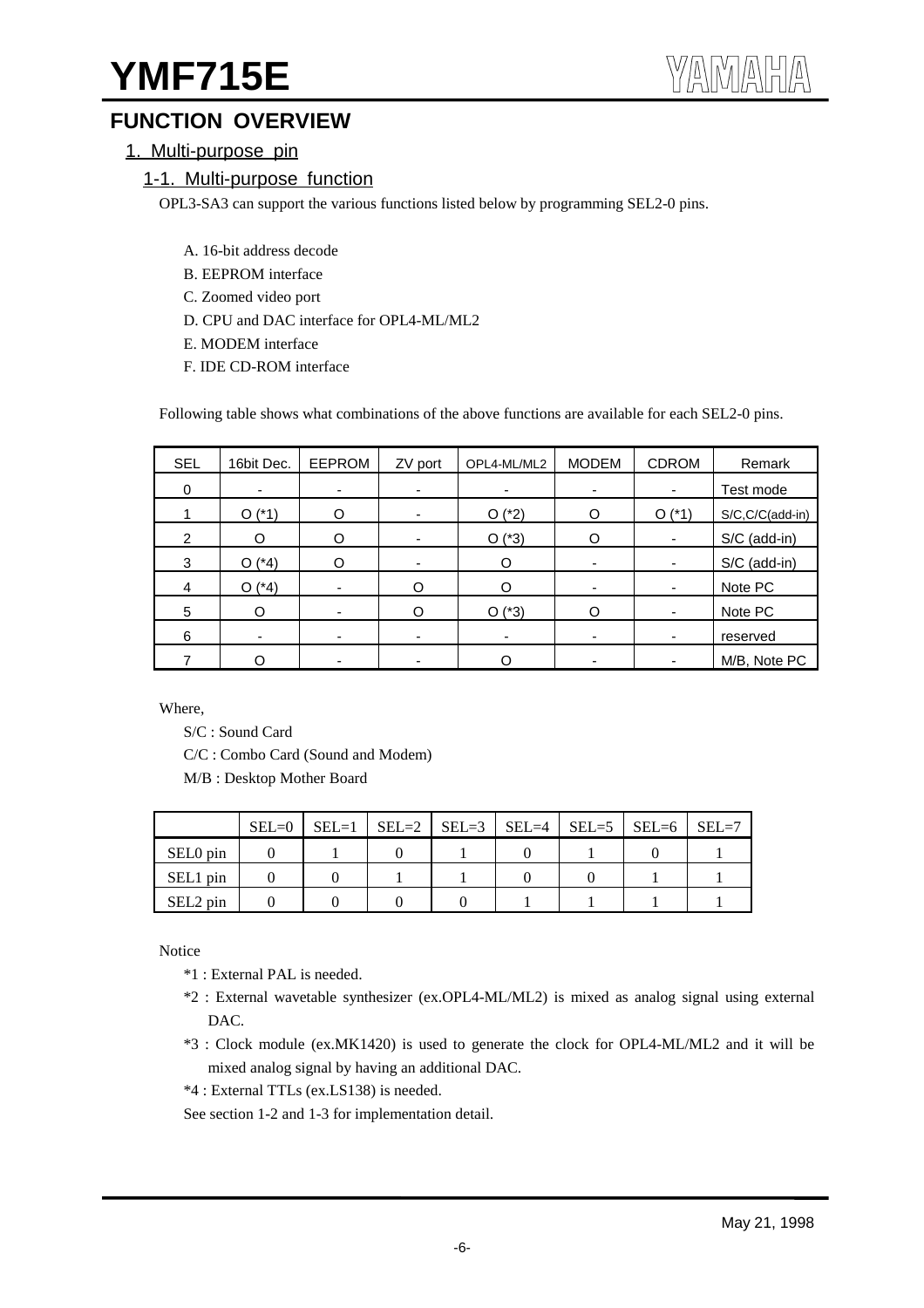## FUNCTION OVERVIEW

### 1. Multi-purpose pin

#### 1-1. Multi-purpose function

OPL3-SA3 can support the various functions listed below by programming SEL2-0 pins.

A. 16-bit address decode
B. EEPROM interface
C. Zoomed video port
D. CPU and DAC interface for OPL4-ML/ML2
E. MODEM interface
F. IDE CD-ROM interface

Following table shows what combinations of the above functions are available for each SEL2-0 pins.

| SEL | 16bit Dec. | EEPROM | ZV port | OPL4-ML/ML2 | MODEM | CDROM | Remark |
|---|---|---|---|---|---|---|---|
| 0 | - | - | - | - | - | - | Test mode |
| 1 | O (*1) | O | - | O (*2) | O | O (*1) | S/C,C/C(add-in) |
| 2 | O | O | - | O (*3) | O | - | S/C (add-in) |
| 3 | O (*4) | O | - | O | - | - | S/C (add-in) |
| 4 | O (*4) | - | O | O | - | - | Note PC |
| 5 | O | - | O | O (*3) | O | - | Note PC |
| 6 | - | - | - | - | - | - | reserved |
| 7 | O | - | - | O | - | - | M/B, Note PC |

Where,

S/C : Sound Card
C/C : Combo Card (Sound and Modem)
M/B : Desktop Mother Board

| | SEL=0 | SEL=1 | SEL=2 | SEL=3 | SEL=4 | SEL=5 | SEL=6 | SEL=7 |
|---|---|---|---|---|---|---|---|---|
| SEL0 pin | 0 | 1 | 0 | 1 | 0 | 1 | 0 | 1 |
| SEL1 pin | 0 | 0 | 1 | 1 | 0 | 0 | 1 | 1 |
| SEL2 pin | 0 | 0 | 0 | 0 | 1 | 1 | 1 | 1 |

Notice

*1 : External PAL is needed.

*2 : External wavetable synthesizer (ex.OPL4-ML/ML2) is mixed as analog signal using external DAC.

*3 : Clock module (ex.MK1420) is used to generate the clock for OPL4-ML/ML2 and it will be mixed analog signal by having an additional DAC.

*4 : External TTLs (ex.LS138) is needed.

See section 1-2 and 1-3 for implementation detail.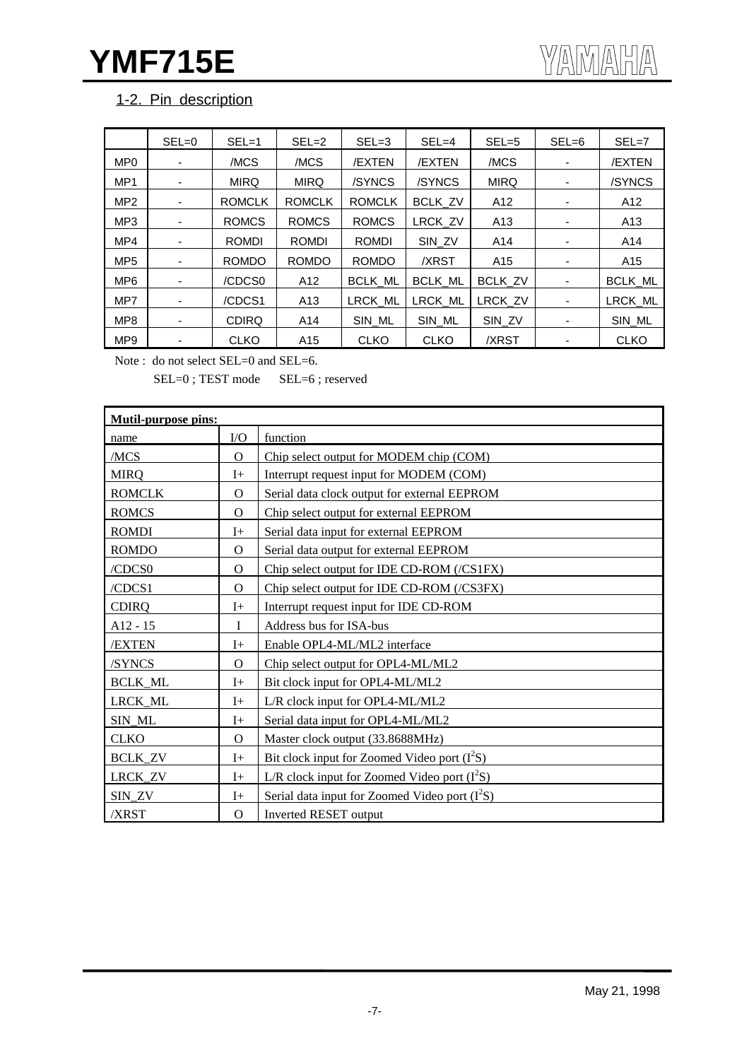## 1-2. Pin description

| | SEL=0 | SEL=1 | SEL=2 | SEL=3 | SEL=4 | SEL=5 | SEL=6 | SEL=7 |
|---|---|---|---|---|---|---|---|---|
| MP0 | - | /MCS | /MCS | /EXTEN | /EXTEN | /MCS | - | /EXTEN |
| MP1 | - | MIRQ | MIRQ | /SYNCS | /SYNCS | MIRQ | - | /SYNCS |
| MP2 | - | ROMCLK | ROMCLK | ROMCLK | BCLK_ZV | A12 | - | A12 |
| MP3 | - | ROMCS | ROMCS | ROMCS | LRCK_ZV | A13 | - | A13 |
| MP4 | - | ROMDI | ROMDI | ROMDI | SIN_ZV | A14 | - | A14 |
| MP5 | - | ROMDO | ROMDO | ROMDO | /XRST | A15 | - | A15 |
| MP6 | - | /CDCS0 | A12 | BCLK_ML | BCLK_ML | BCLK_ZV | - | BCLK_ML |
| MP7 | - | /CDCS1 | A13 | LRCK_ML | LRCK_ML | LRCK_ZV | - | LRCK_ML |
| MP8 | - | CDIRQ | A14 | SIN_ML | SIN_ML | SIN_ZV | - | SIN_ML |
| MP9 | - | CLKO | A15 | CLKO | CLKO | /XRST | - | CLKO |

Note : do not select SEL=0 and SEL=6.
SEL=0 ; TEST mode SEL=6 ; reserved

**Mutil-purpose pins:**

| name | I/O | function |
|---|---|---|
| /MCS | O | Chip select output for MODEM chip (COM) |
| MIRQ | I+ | Interrupt request input for MODEM (COM) |
| ROMCLK | O | Serial data clock output for external EEPROM |
| ROMCS | O | Chip select output for external EEPROM |
| ROMDI | I+ | Serial data input for external EEPROM |
| ROMDO | O | Serial data output for external EEPROM |
| /CDCS0 | O | Chip select output for IDE CD-ROM (/CS1FX) |
| /CDCS1 | O | Chip select output for IDE CD-ROM (/CS3FX) |
| CDIRQ | I+ | Interrupt request input for IDE CD-ROM |
| A12 - 15 | I | Address bus for ISA-bus |
| /EXTEN | I+ | Enable OPL4-ML/ML2 interface |
| /SYNCS | O | Chip select output for OPL4-ML/ML2 |
| BCLK_ML | I+ | Bit clock input for OPL4-ML/ML2 |
| LRCK_ML | I+ | L/R clock input for OPL4-ML/ML2 |
| SIN_ML | I+ | Serial data input for OPL4-ML/ML2 |
| CLKO | O | Master clock output (33.8688MHz) |
| BCLK_ZV | I+ | Bit clock input for Zoomed Video port ($I^2S$) |
| LRCK_ZV | I+ | L/R clock input for Zoomed Video port ($I^2S$) |
| SIN_ZV | I+ | Serial data input for Zoomed Video port ($I^2S$) |
| /XRST | O | Inverted RESET output |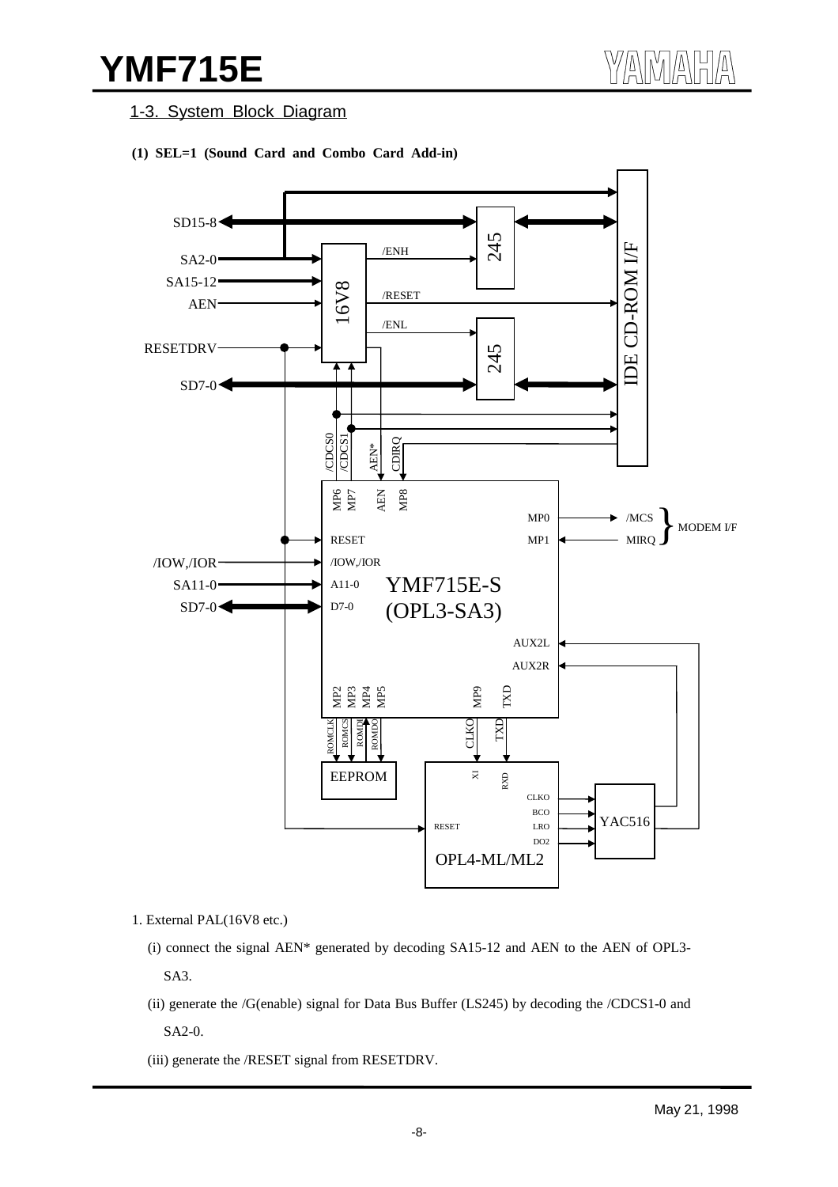## 1-3. System Block Diagram

**(1) SEL=1 (Sound Card and Combo Card Add-in)**

1. External PAL(16V8 etc.)

   (i) connect the signal AEN* generated by decoding SA15-12 and AEN to the AEN of OPL3-SA3.

   (ii) generate the /G(enable) signal for Data Bus Buffer (LS245) by decoding the /CDCS1-0 and SA2-0.

   (iii) generate the /RESET signal from RESETDRV.

May 21, 1998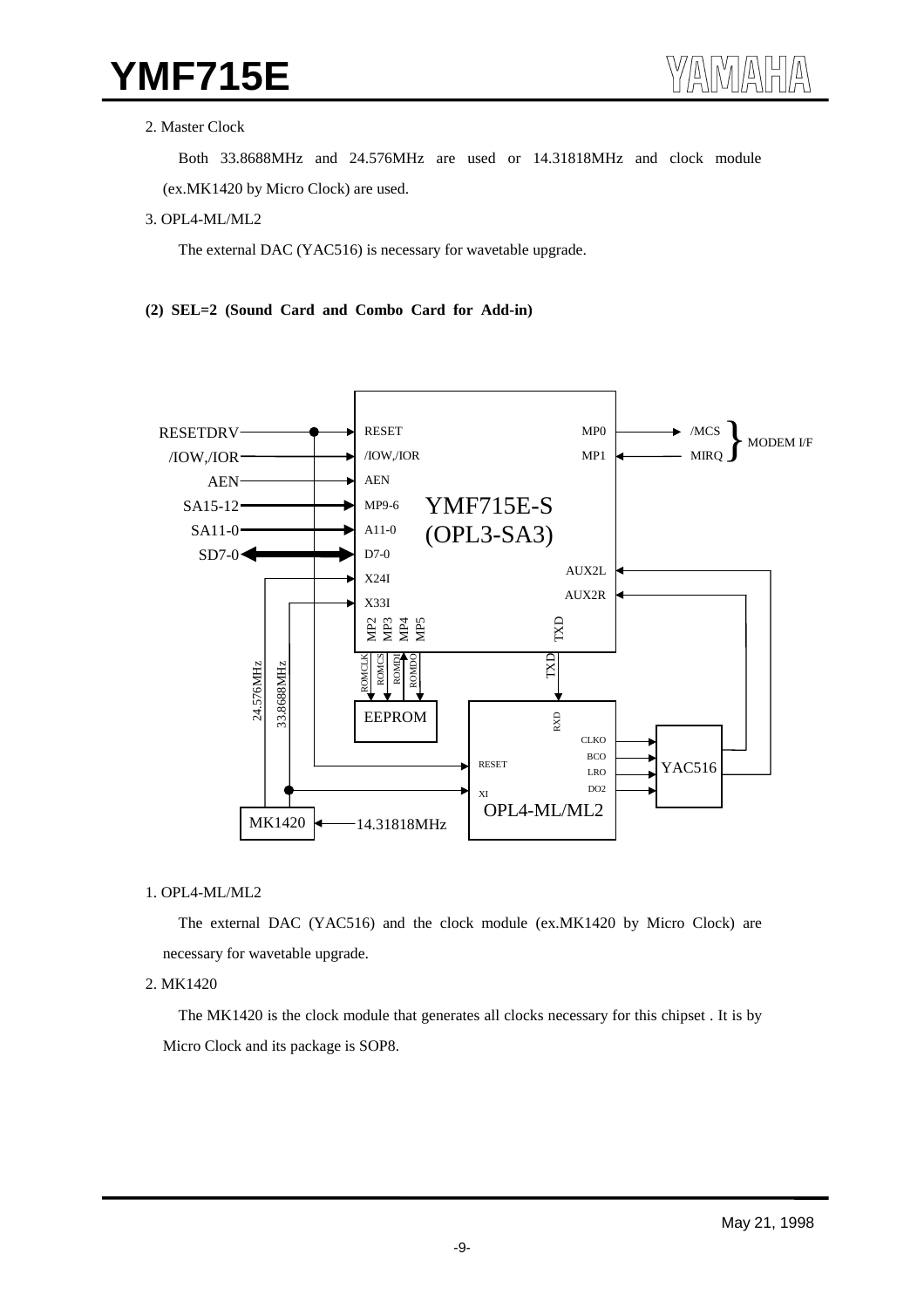2. Master Clock

Both 33.8688MHz and 24.576MHz are used or 14.31818MHz and clock module (ex.MK1420 by Micro Clock) are used.

3. OPL4-ML/ML2

The external DAC (YAC516) is necessary for wavetable upgrade.

**(2) SEL=2 (Sound Card and Combo Card for Add-in)**

1. OPL4-ML/ML2

The external DAC (YAC516) and the clock module (ex.MK1420 by Micro Clock) are necessary for wavetable upgrade.

2. MK1420

The MK1420 is the clock module that generates all clocks necessary for this chipset . It is by Micro Clock and its package is SOP8.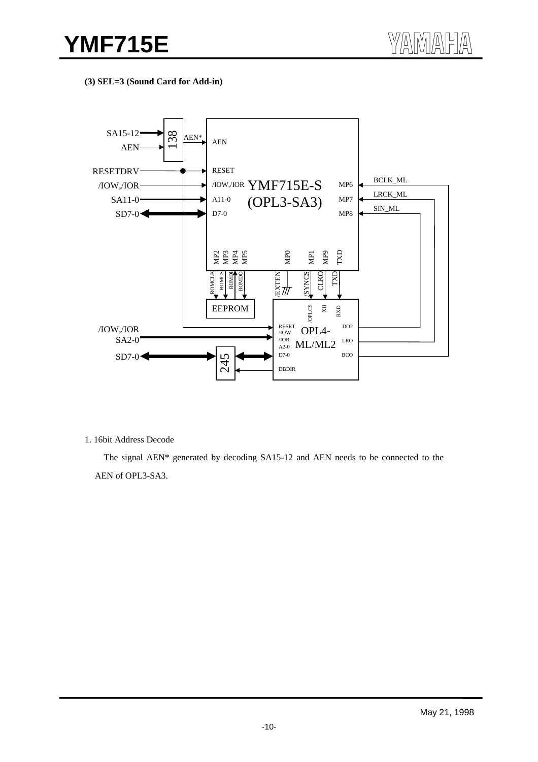**(3) SEL=3 (Sound Card for Add-in)**

1. 16bit Address Decode

The signal AEN* generated by decoding SA15-12 and AEN needs to be connected to the AEN of OPL3-SA3.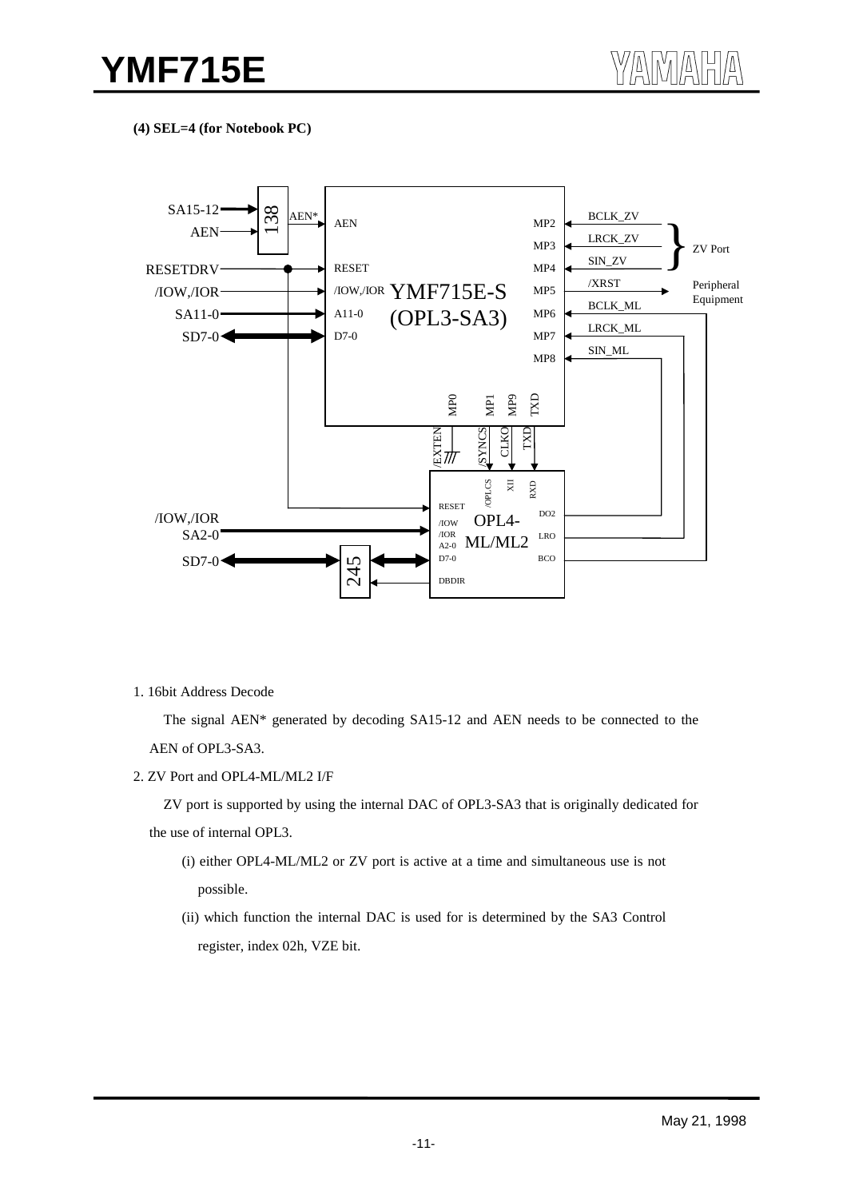**(4) SEL=4 (for Notebook PC)**

SA15-12 → 138 → AEN* → AEN

AEN

RESETDRV → RESET

/IOW,/IOR → /IOW,/IOR

SA11-0 → A11-0

SD7-0 ↔ D7-0

YMF715E-S (OPL3-SA3)

MP2 ← BCLK_ZV
MP3 ← LRCK_ZV
MP4 ← SIN_ZV
(ZV Port)
MP5 → /XRST (Peripheral Equipment)
MP6 ← BCLK_ML
MP7 ← LRCK_ML
MP8 ← SIN_ML

MP0 — /EXTEN
MP1 — /SYNCS
MP9 — CLKO
TXD — TXD

OPL4-ML/ML2: RESET, /IOW, /IOR, A2-0, D7-0, DBDIR, /OPLCS, XI, RXD, DO2, LRO, BCO

/IOW,/IOR

SA2-0

SD7-0 ↔ 245

1. 16bit Address Decode

    The signal AEN* generated by decoding SA15-12 and AEN needs to be connected to the AEN of OPL3-SA3.

2. ZV Port and OPL4-ML/ML2 I/F

    ZV port is supported by using the internal DAC of OPL3-SA3 that is originally dedicated for the use of internal OPL3.

    (i) either OPL4-ML/ML2 or ZV port is active at a time and simultaneous use is not possible.

    (ii) which function the internal DAC is used for is determined by the SA3 Control register, index 02h, VZE bit.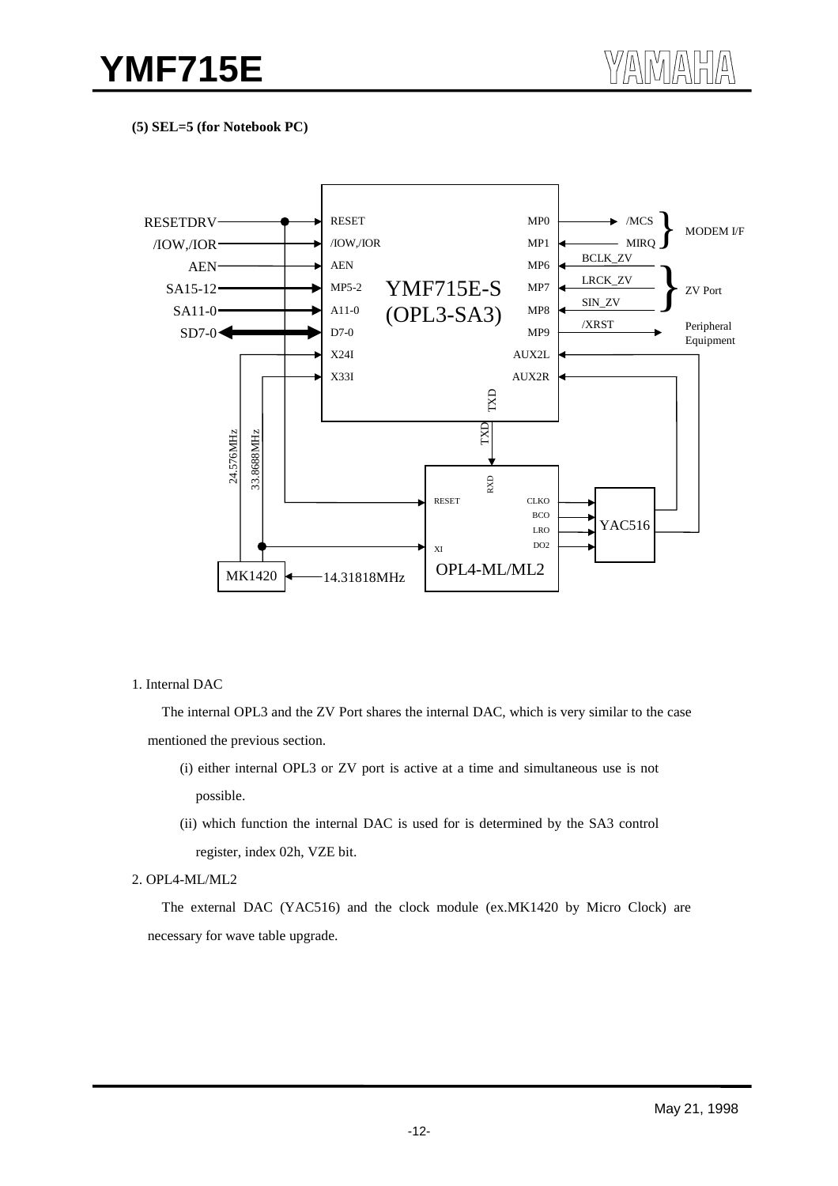**(5) SEL=5 (for Notebook PC)**

1. Internal DAC

   The internal OPL3 and the ZV Port shares the internal DAC, which is very similar to the case mentioned the previous section.

   (i) either internal OPL3 or ZV port is active at a time and simultaneous use is not possible.

   (ii) which function the internal DAC is used for is determined by the SA3 control register, index 02h, VZE bit.

2. OPL4-ML/ML2

   The external DAC (YAC516) and the clock module (ex.MK1420 by Micro Clock) are necessary for wave table upgrade.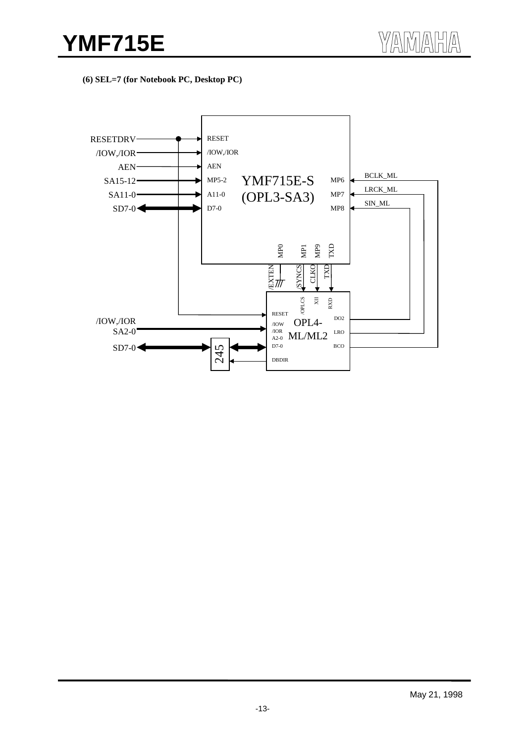**(6) SEL=7 (for Notebook PC, Desktop PC)**

```
RESETDRV ──────────●──────────► RESET
/IOW,/IOR ────────────────────► /IOW,/IOR
AEN ──────────────────────────► AEN
SA15-12 ══════════════════════► MP5-2      YMF715E-S      MP6 ◄── BCLK_ML
SA11-0 ═══════════════════════► A11-0      (OPL3-SA3)     MP7 ◄── LRCK_ML
SD7-0 ◄═══════════════════════► D7-0                      MP8 ◄── SIN_ML

                                   MP0    MP1   MP9   TXD
                                 /EXTEN /SYNCS  CLKO  TXD
                                    |      |     |     |
                                   GND  /OPLCS  XI    RXD
                                   ─────────────────────────
                                   RESET                  DO2 ──► SIN_ML
/IOW,/IOR                          /IOW     OPL4-
SA2-0 ════════════════════════════► /IOR    ML/ML2        LRO ──► LRCK_ML
                                   A2-0
SD7-0 ◄═══════► 245 ◄═══════════► D7-0                    BCO ──► BCLK_ML
                 ▲
                 └──────────────── DBDIR
```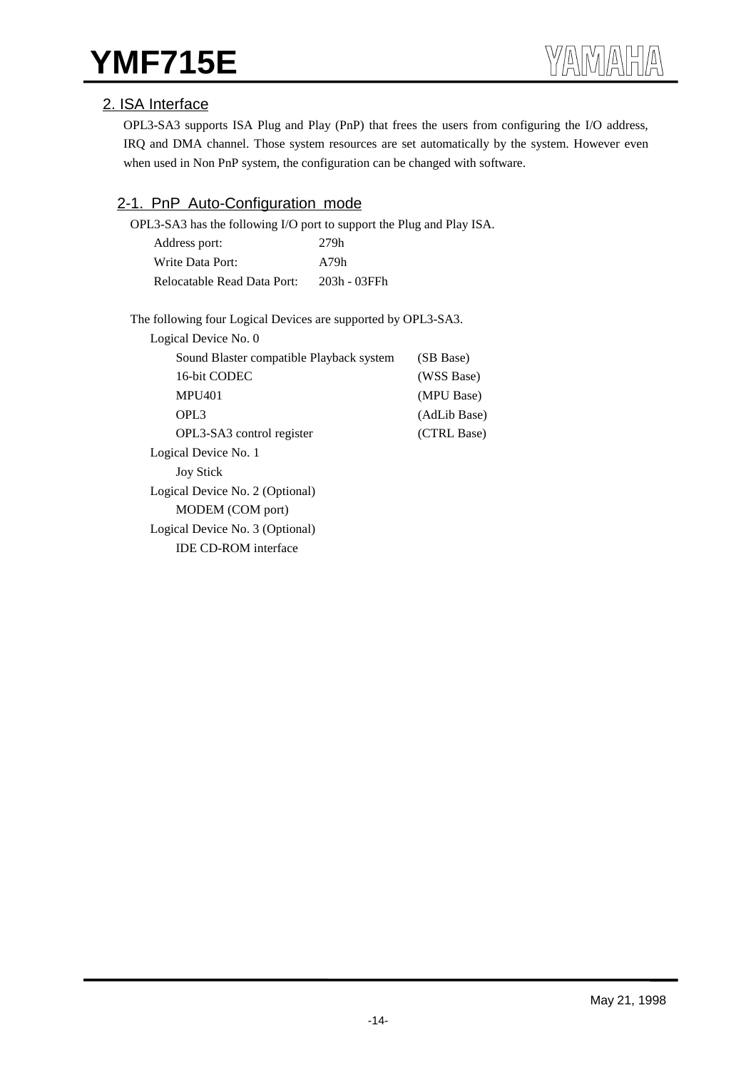## 2. ISA Interface

OPL3-SA3 supports ISA Plug and Play (PnP) that frees the users from configuring the I/O address, IRQ and DMA channel. Those system resources are set automatically by the system. However even when used in Non PnP system, the configuration can be changed with software.

### 2-1. PnP Auto-Configuration mode

OPL3-SA3 has the following I/O port to support the Plug and Play ISA.

| | |
|---|---|
| Address port: | 279h |
| Write Data Port: | A79h |
| Relocatable Read Data Port: | 203h - 03FFh |

The following four Logical Devices are supported by OPL3-SA3.

- Logical Device No. 0

| | |
|---|---|
| Sound Blaster compatible Playback system | (SB Base) |
| 16-bit CODEC | (WSS Base) |
| MPU401 | (MPU Base) |
| OPL3 | (AdLib Base) |
| OPL3-SA3 control register | (CTRL Base) |

- Logical Device No. 1
  - Joy Stick
- Logical Device No. 2 (Optional)
  - MODEM (COM port)
- Logical Device No. 3 (Optional)
  - IDE CD-ROM interface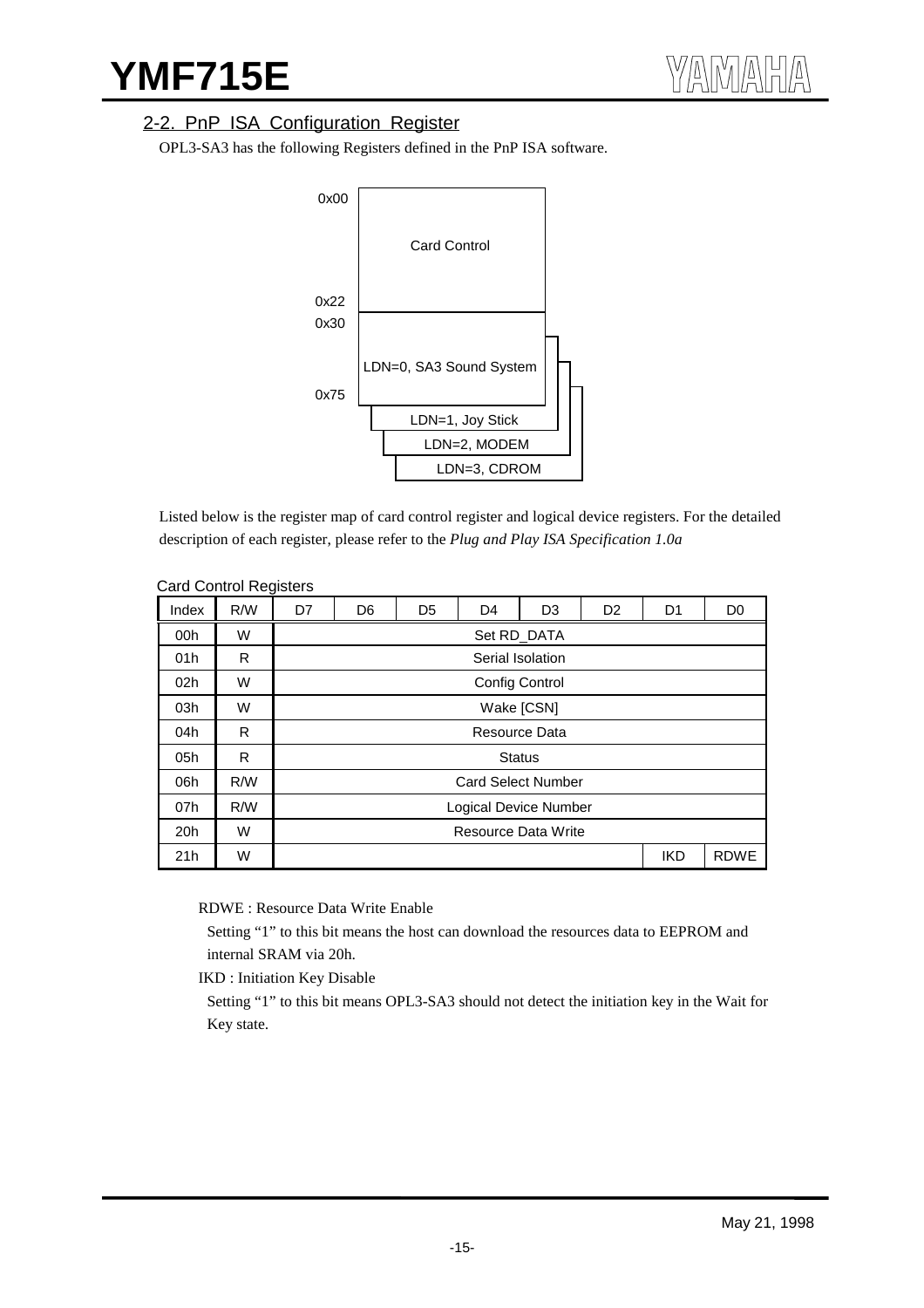## 2-2. PnP ISA Configuration Register

OPL3-SA3 has the following Registers defined in the PnP ISA software.

| Address | Register Block |
|---|---|
| 0x00 – 0x22 | Card Control |
| 0x30 – 0x75 | LDN=0, SA3 Sound System |
| | LDN=1, Joy Stick |
| | LDN=2, MODEM |
| | LDN=3, CDROM |

Listed below is the register map of card control register and logical device registers. For the detailed description of each register, please refer to the *Plug and Play ISA Specification 1.0a*

Card Control Registers

| Index | R/W | D7 | D6 | D5 | D4 | D3 | D2 | D1 | D0 |
|---|---|---|---|---|---|---|---|---|---|
| 00h | W | Set RD_DATA | | | | | | | |
| 01h | R | Serial Isolation | | | | | | | |
| 02h | W | Config Control | | | | | | | |
| 03h | W | Wake [CSN] | | | | | | | |
| 04h | R | Resource Data | | | | | | | |
| 05h | R | Status | | | | | | | |
| 06h | R/W | Card Select Number | | | | | | | |
| 07h | R/W | Logical Device Number | | | | | | | |
| 20h | W | Resource Data Write | | | | | | | |
| 21h | W | | | | | | | IKD | RDWE |

RDWE : Resource Data Write Enable

Setting "1" to this bit means the host can download the resources data to EEPROM and internal SRAM via 20h.

IKD : Initiation Key Disable

Setting "1" to this bit means OPL3-SA3 should not detect the initiation key in the Wait for Key state.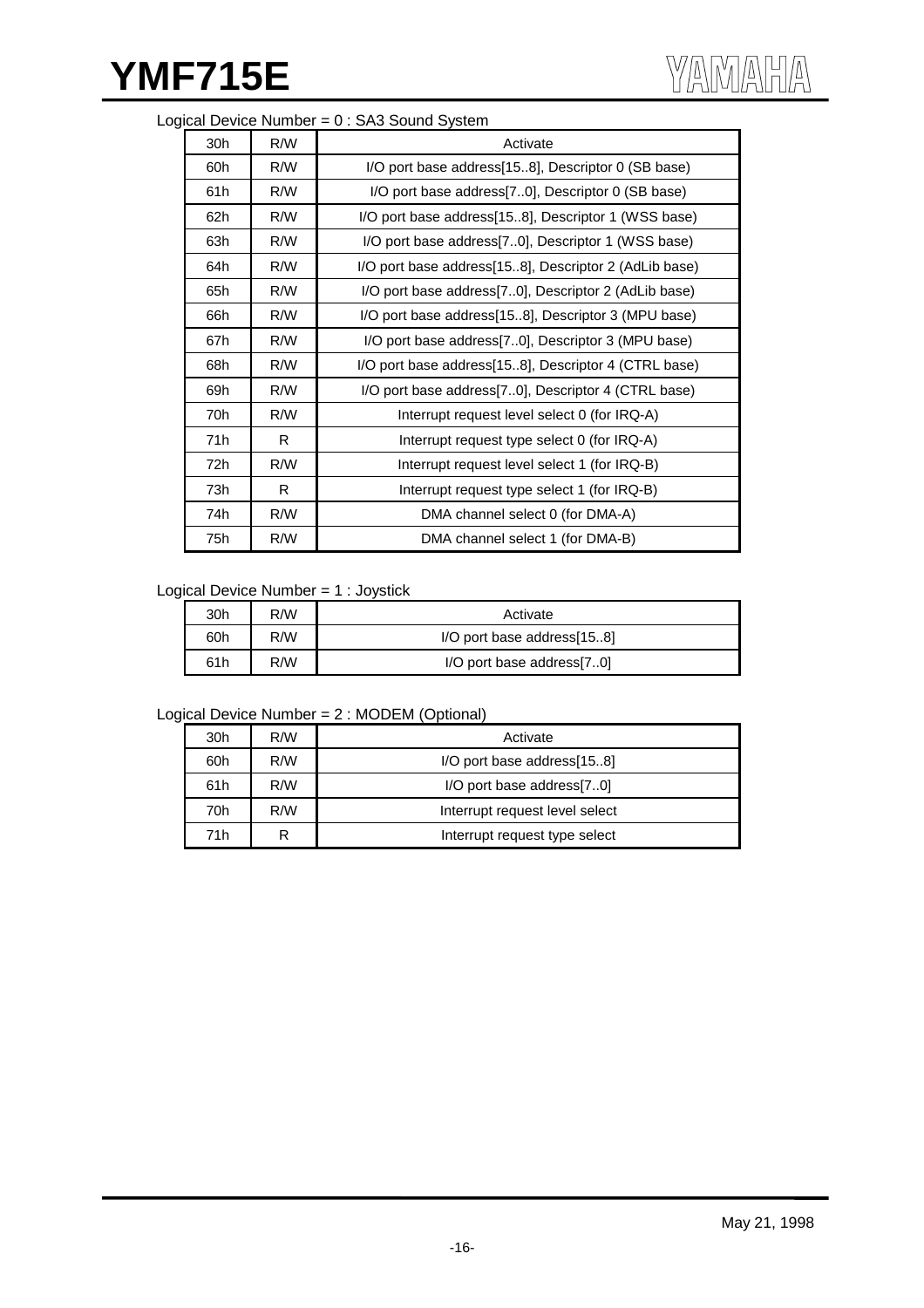Logical Device Number = 0 : SA3 Sound System

| | | |
|---|---|---|
| 30h | R/W | Activate |
| 60h | R/W | I/O port base address[15..8], Descriptor 0 (SB base) |
| 61h | R/W | I/O port base address[7..0], Descriptor 0 (SB base) |
| 62h | R/W | I/O port base address[15..8], Descriptor 1 (WSS base) |
| 63h | R/W | I/O port base address[7..0], Descriptor 1 (WSS base) |
| 64h | R/W | I/O port base address[15..8], Descriptor 2 (AdLib base) |
| 65h | R/W | I/O port base address[7..0], Descriptor 2 (AdLib base) |
| 66h | R/W | I/O port base address[15..8], Descriptor 3 (MPU base) |
| 67h | R/W | I/O port base address[7..0], Descriptor 3 (MPU base) |
| 68h | R/W | I/O port base address[15..8], Descriptor 4 (CTRL base) |
| 69h | R/W | I/O port base address[7..0], Descriptor 4 (CTRL base) |
| 70h | R/W | Interrupt request level select 0 (for IRQ-A) |
| 71h | R | Interrupt request type select 0 (for IRQ-A) |
| 72h | R/W | Interrupt request level select 1 (for IRQ-B) |
| 73h | R | Interrupt request type select 1 (for IRQ-B) |
| 74h | R/W | DMA channel select 0 (for DMA-A) |
| 75h | R/W | DMA channel select 1 (for DMA-B) |

Logical Device Number = 1 : Joystick

| | | |
|---|---|---|
| 30h | R/W | Activate |
| 60h | R/W | I/O port base address[15..8] |
| 61h | R/W | I/O port base address[7..0] |

Logical Device Number = 2 : MODEM (Optional)

| | | |
|---|---|---|
| 30h | R/W | Activate |
| 60h | R/W | I/O port base address[15..8] |
| 61h | R/W | I/O port base address[7..0] |
| 70h | R/W | Interrupt request level select |
| 71h | R | Interrupt request type select |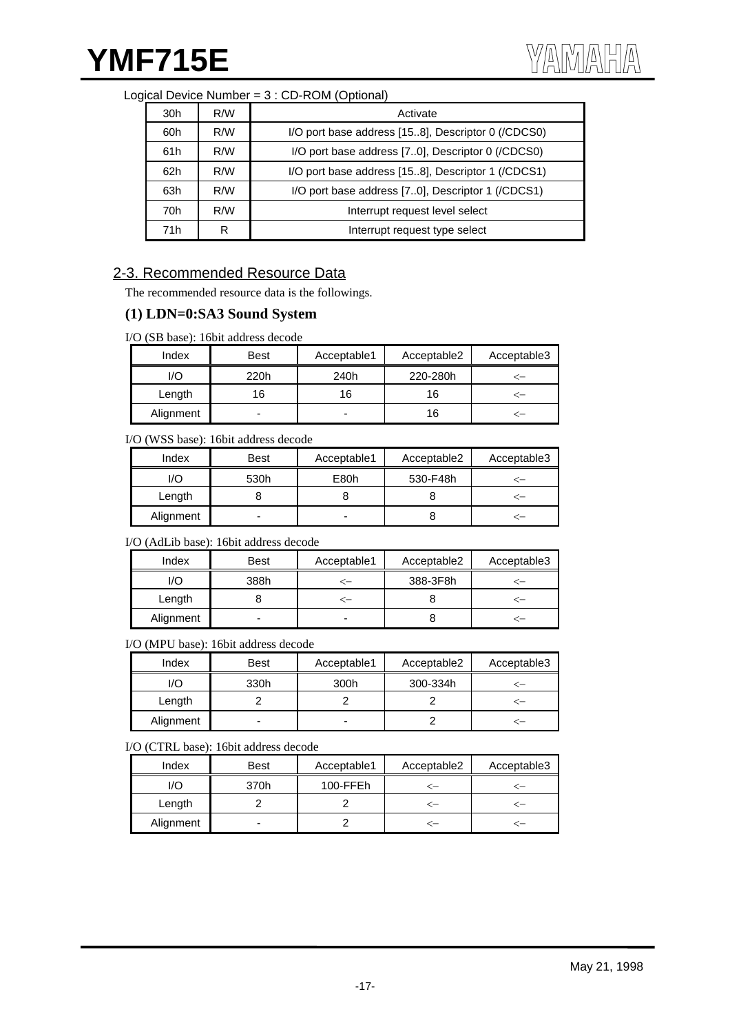Logical Device Number = 3 : CD-ROM (Optional)

| | | |
|---|---|---|
| 30h | R/W | Activate |
| 60h | R/W | I/O port base address [15..8], Descriptor 0 (/CDCS0) |
| 61h | R/W | I/O port base address [7..0], Descriptor 0 (/CDCS0) |
| 62h | R/W | I/O port base address [15..8], Descriptor 1 (/CDCS1) |
| 63h | R/W | I/O port base address [7..0], Descriptor 1 (/CDCS1) |
| 70h | R/W | Interrupt request level select |
| 71h | R | Interrupt request type select |

## 2-3. Recommended Resource Data

The recommended resource data is the followings.

### (1) LDN=0:SA3 Sound System

I/O (SB base): 16bit address decode

| Index | Best | Acceptable1 | Acceptable2 | Acceptable3 |
|---|---|---|---|---|
| I/O | 220h | 240h | 220-280h | <– |
| Length | 16 | 16 | 16 | <– |
| Alignment | - | - | 16 | <– |

I/O (WSS base): 16bit address decode

| Index | Best | Acceptable1 | Acceptable2 | Acceptable3 |
|---|---|---|---|---|
| I/O | 530h | E80h | 530-F48h | <– |
| Length | 8 | 8 | 8 | <– |
| Alignment | - | - | 8 | <– |

I/O (AdLib base): 16bit address decode

| Index | Best | Acceptable1 | Acceptable2 | Acceptable3 |
|---|---|---|---|---|
| I/O | 388h | <– | 388-3F8h | <– |
| Length | 8 | <– | 8 | <– |
| Alignment | - | - | 8 | <– |

I/O (MPU base): 16bit address decode

| Index | Best | Acceptable1 | Acceptable2 | Acceptable3 |
|---|---|---|---|---|
| I/O | 330h | 300h | 300-334h | <– |
| Length | 2 | 2 | 2 | <– |
| Alignment | - | - | 2 | <– |

I/O (CTRL base): 16bit address decode

| Index | Best | Acceptable1 | Acceptable2 | Acceptable3 |
|---|---|---|---|---|
| I/O | 370h | 100-FFEh | <– | <– |
| Length | 2 | 2 | <– | <– |
| Alignment | - | 2 | <– | <– |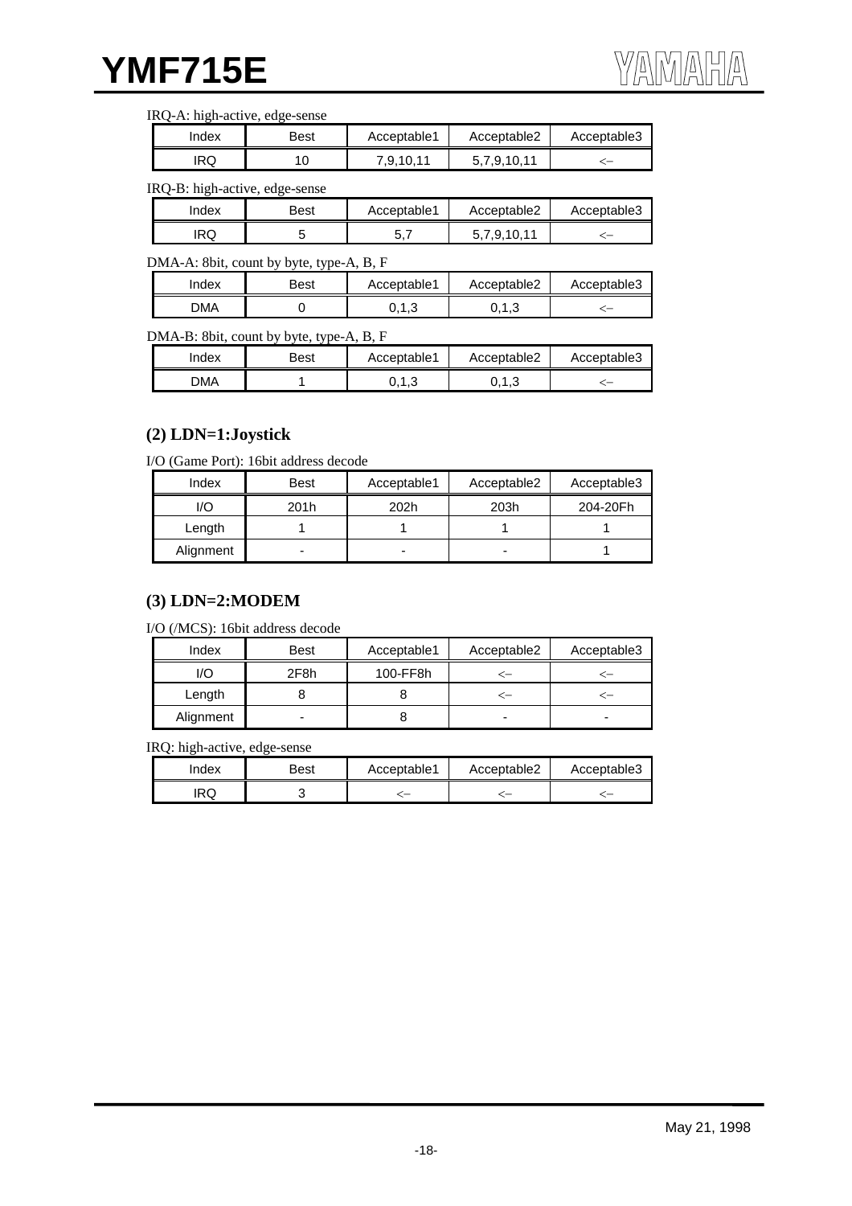IRQ-A: high-active, edge-sense

| Index | Best | Acceptable1 | Acceptable2 | Acceptable3 |
|---|---|---|---|---|
| IRQ | 10 | 7,9,10,11 | 5,7,9,10,11 | <– |

IRQ-B: high-active, edge-sense

| Index | Best | Acceptable1 | Acceptable2 | Acceptable3 |
|---|---|---|---|---|
| IRQ | 5 | 5,7 | 5,7,9,10,11 | <– |

DMA-A: 8bit, count by byte, type-A, B, F

| Index | Best | Acceptable1 | Acceptable2 | Acceptable3 |
|---|---|---|---|---|
| DMA | 0 | 0,1,3 | 0,1,3 | <– |

DMA-B: 8bit, count by byte, type-A, B, F

| Index | Best | Acceptable1 | Acceptable2 | Acceptable3 |
|---|---|---|---|---|
| DMA | 1 | 0,1,3 | 0,1,3 | <– |

### (2) LDN=1:Joystick

I/O (Game Port): 16bit address decode

| Index | Best | Acceptable1 | Acceptable2 | Acceptable3 |
|---|---|---|---|---|
| I/O | 201h | 202h | 203h | 204-20Fh |
| Length | 1 | 1 | 1 | 1 |
| Alignment | - | - | - | 1 |

### (3) LDN=2:MODEM

I/O (/MCS): 16bit address decode

| Index | Best | Acceptable1 | Acceptable2 | Acceptable3 |
|---|---|---|---|---|
| I/O | 2F8h | 100-FF8h | <– | <– |
| Length | 8 | 8 | <– | <– |
| Alignment | - | 8 | - | - |

IRQ: high-active, edge-sense

| Index | Best | Acceptable1 | Acceptable2 | Acceptable3 |
|---|---|---|---|---|
| IRQ | 3 | <– | <– | <– |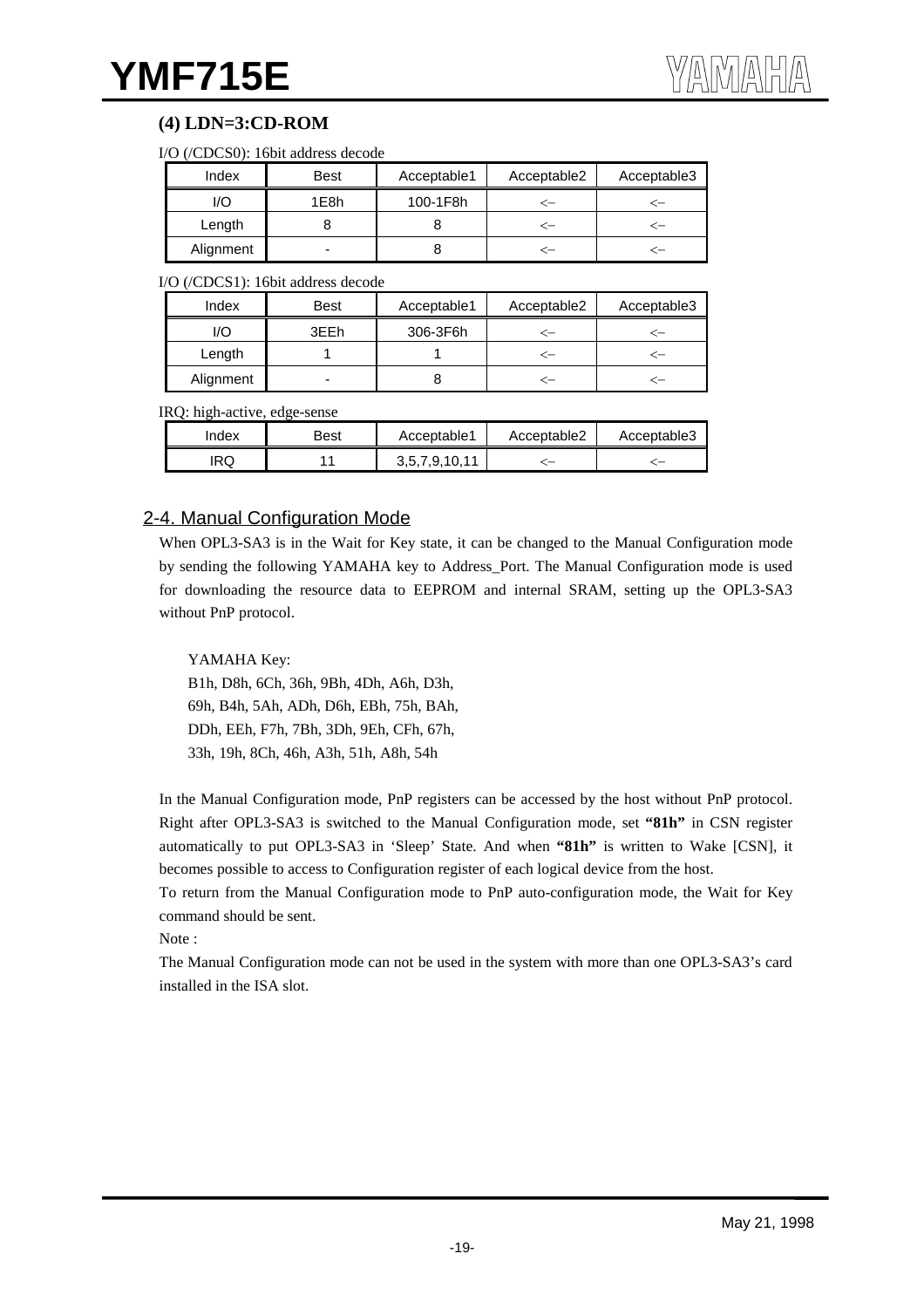### (4) LDN=3:CD-ROM

I/O (/CDCS0): 16bit address decode

| Index | Best | Acceptable1 | Acceptable2 | Acceptable3 |
|---|---|---|---|---|
| I/O | 1E8h | 100-1F8h | <– | <– |
| Length | 8 | 8 | <– | <– |
| Alignment | - | 8 | <– | <– |

I/O (/CDCS1): 16bit address decode

| Index | Best | Acceptable1 | Acceptable2 | Acceptable3 |
|---|---|---|---|---|
| I/O | 3EEh | 306-3F6h | <– | <– |
| Length | 1 | 1 | <– | <– |
| Alignment | - | 8 | <– | <– |

IRQ: high-active, edge-sense

| Index | Best | Acceptable1 | Acceptable2 | Acceptable3 |
|---|---|---|---|---|
| IRQ | 11 | 3,5,7,9,10,11 | <– | <– |

## 2-4. Manual Configuration Mode

When OPL3-SA3 is in the Wait for Key state, it can be changed to the Manual Configuration mode by sending the following YAMAHA key to Address_Port. The Manual Configuration mode is used for downloading the resource data to EEPROM and internal SRAM, setting up the OPL3-SA3 without PnP protocol.

YAMAHA Key:
B1h, D8h, 6Ch, 36h, 9Bh, 4Dh, A6h, D3h,
69h, B4h, 5Ah, ADh, D6h, EBh, 75h, BAh,
DDh, EEh, F7h, 7Bh, 3Dh, 9Eh, CFh, 67h,
33h, 19h, 8Ch, 46h, A3h, 51h, A8h, 54h

In the Manual Configuration mode, PnP registers can be accessed by the host without PnP protocol. Right after OPL3-SA3 is switched to the Manual Configuration mode, set **"81h"** in CSN register automatically to put OPL3-SA3 in 'Sleep' State. And when **"81h"** is written to Wake [CSN], it becomes possible to access to Configuration register of each logical device from the host.

To return from the Manual Configuration mode to PnP auto-configuration mode, the Wait for Key command should be sent.

Note :

The Manual Configuration mode can not be used in the system with more than one OPL3-SA3's card installed in the ISA slot.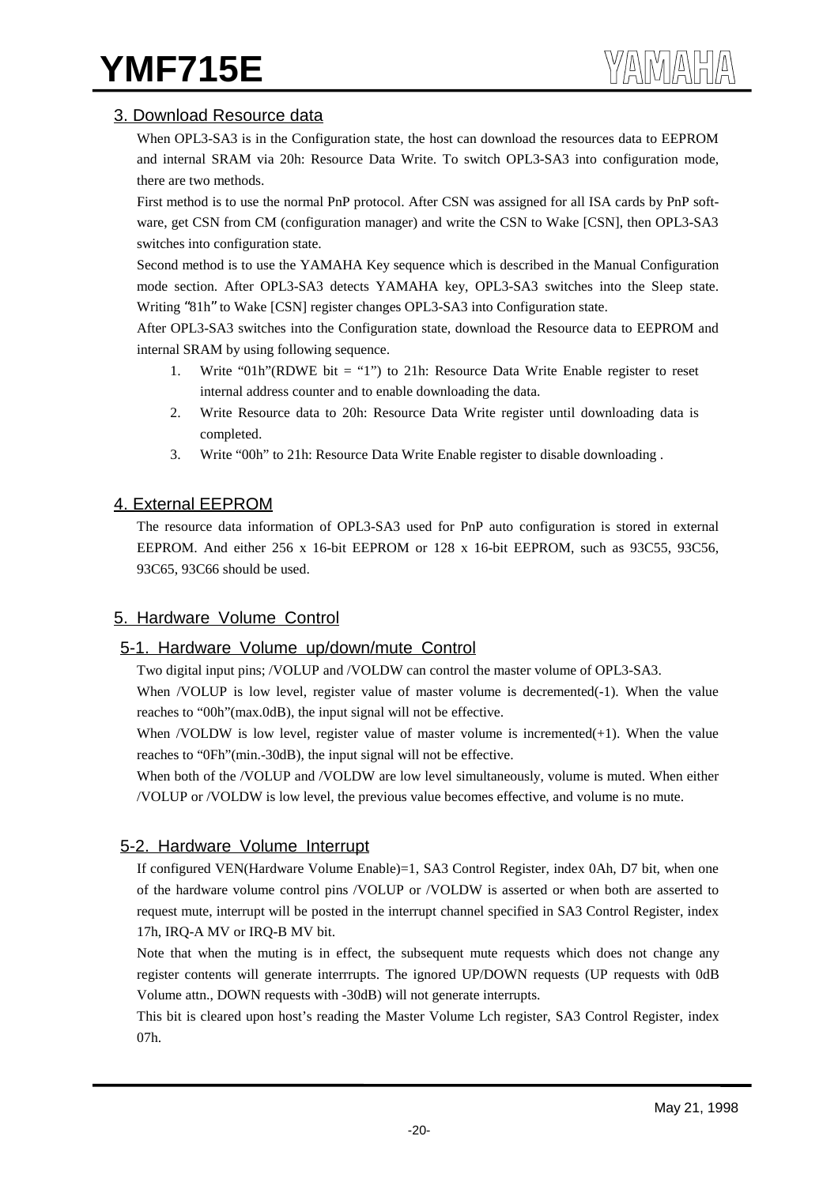## 3. Download Resource data

When OPL3-SA3 is in the Configuration state, the host can download the resources data to EEPROM and internal SRAM via 20h: Resource Data Write. To switch OPL3-SA3 into configuration mode, there are two methods.

First method is to use the normal PnP protocol. After CSN was assigned for all ISA cards by PnP software, get CSN from CM (configuration manager) and write the CSN to Wake [CSN], then OPL3-SA3 switches into configuration state.

Second method is to use the YAMAHA Key sequence which is described in the Manual Configuration mode section. After OPL3-SA3 detects YAMAHA key, OPL3-SA3 switches into the Sleep state. Writing "81h" to Wake [CSN] register changes OPL3-SA3 into Configuration state.

After OPL3-SA3 switches into the Configuration state, download the Resource data to EEPROM and internal SRAM by using following sequence.

1. Write "01h"(RDWE bit = "1") to 21h: Resource Data Write Enable register to reset internal address counter and to enable downloading the data.
2. Write Resource data to 20h: Resource Data Write register until downloading data is completed.
3. Write "00h" to 21h: Resource Data Write Enable register to disable downloading .

## 4. External EEPROM

The resource data information of OPL3-SA3 used for PnP auto configuration is stored in external EEPROM. And either 256 x 16-bit EEPROM or 128 x 16-bit EEPROM, such as 93C55, 93C56, 93C65, 93C66 should be used.

## 5. Hardware Volume Control

### 5-1. Hardware Volume up/down/mute Control

Two digital input pins; /VOLUP and /VOLDW can control the master volume of OPL3-SA3.

When /VOLUP is low level, register value of master volume is decremented(-1). When the value reaches to "00h"(max.0dB), the input signal will not be effective.

When /VOLDW is low level, register value of master volume is incremented(+1). When the value reaches to "0Fh"(min.-30dB), the input signal will not be effective.

When both of the /VOLUP and /VOLDW are low level simultaneously, volume is muted. When either /VOLUP or /VOLDW is low level, the previous value becomes effective, and volume is no mute.

### 5-2. Hardware Volume Interrupt

If configured VEN(Hardware Volume Enable)=1, SA3 Control Register, index 0Ah, D7 bit, when one of the hardware volume control pins /VOLUP or /VOLDW is asserted or when both are asserted to request mute, interrupt will be posted in the interrupt channel specified in SA3 Control Register, index 17h, IRQ-A MV or IRQ-B MV bit.

Note that when the muting is in effect, the subsequent mute requests which does not change any register contents will generate interrrupts. The ignored UP/DOWN requests (UP requests with 0dB Volume attn., DOWN requests with -30dB) will not generate interrupts.

This bit is cleared upon host's reading the Master Volume Lch register, SA3 Control Register, index 07h.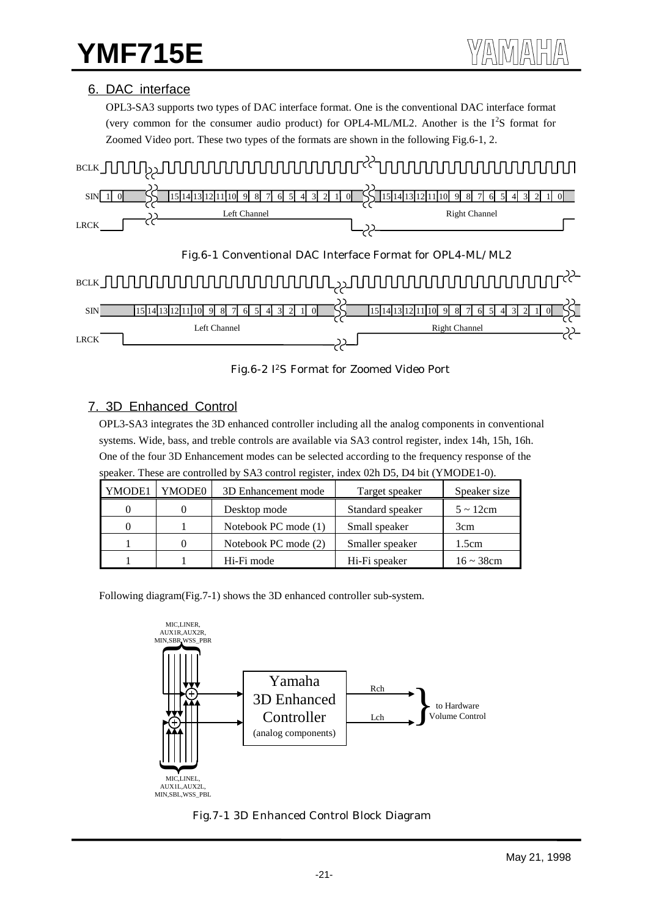## 6. DAC interface

OPL3-SA3 supports two types of DAC interface format. One is the conventional DAC interface format (very common for the consumer audio product) for OPL4-ML/ML2. Another is the $I^2S$ format for Zoomed Video port. These two types of the formats are shown in the following Fig.6-1, 2.

Fig.6-1 Conventional DAC Interface Format for OPL4-ML/ML2

Fig.6-2 $I^2S$ Format for Zoomed Video Port

## 7. 3D Enhanced Control

OPL3-SA3 integrates the 3D enhanced controller including all the analog components in conventional systems. Wide, bass, and treble controls are available via SA3 control register, index 14h, 15h, 16h. One of the four 3D Enhancement modes can be selected according to the frequency response of the speaker. These are controlled by SA3 control register, index 02h D5, D4 bit (YMODE1-0).

| YMODE1 | YMODE0 | 3D Enhancement mode | Target speaker | Speaker size |
|---|---|---|---|---|
| 0 | 0 | Desktop mode | Standard speaker | 5 ~ 12cm |
| 0 | 1 | Notebook PC mode (1) | Small speaker | 3cm |
| 1 | 0 | Notebook PC mode (2) | Smaller speaker | 1.5cm |
| 1 | 1 | Hi-Fi mode | Hi-Fi speaker | 16 ~ 38cm |

Following diagram(Fig.7-1) shows the 3D enhanced controller sub-system.

Fig.7-1 3D Enhanced Control Block Diagram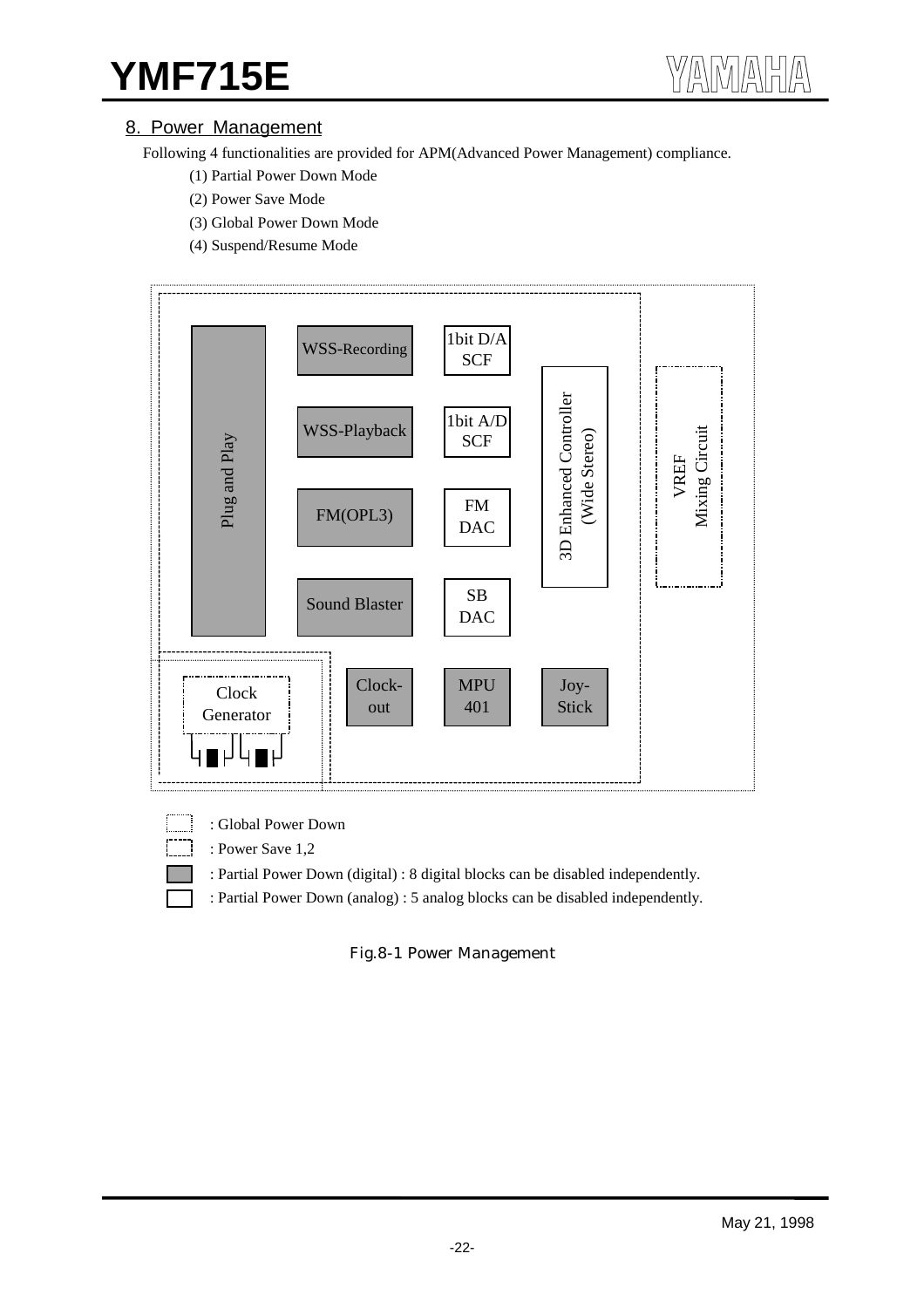## 8. Power Management

Following 4 functionalities are provided for APM(Advanced Power Management) compliance.

(1) Partial Power Down Mode

(2) Power Save Mode

(3) Global Power Down Mode

(4) Suspend/Resume Mode

Plug and Play

WSS-Recording

WSS-Playback

FM(OPL3)

Sound Blaster

1bit D/A SCF

1bit A/D SCF

FM DAC

SB DAC

3D Enhanced Controller (Wide Stereo)

VREF Mixing Circuit

Clock Generator

Clock-out

MPU 401

Joy-Stick

: Global Power Down

: Power Save 1,2

: Partial Power Down (digital) : 8 digital blocks can be disabled independently.

: Partial Power Down (analog) : 5 analog blocks can be disabled independently.

Fig.8-1 Power Management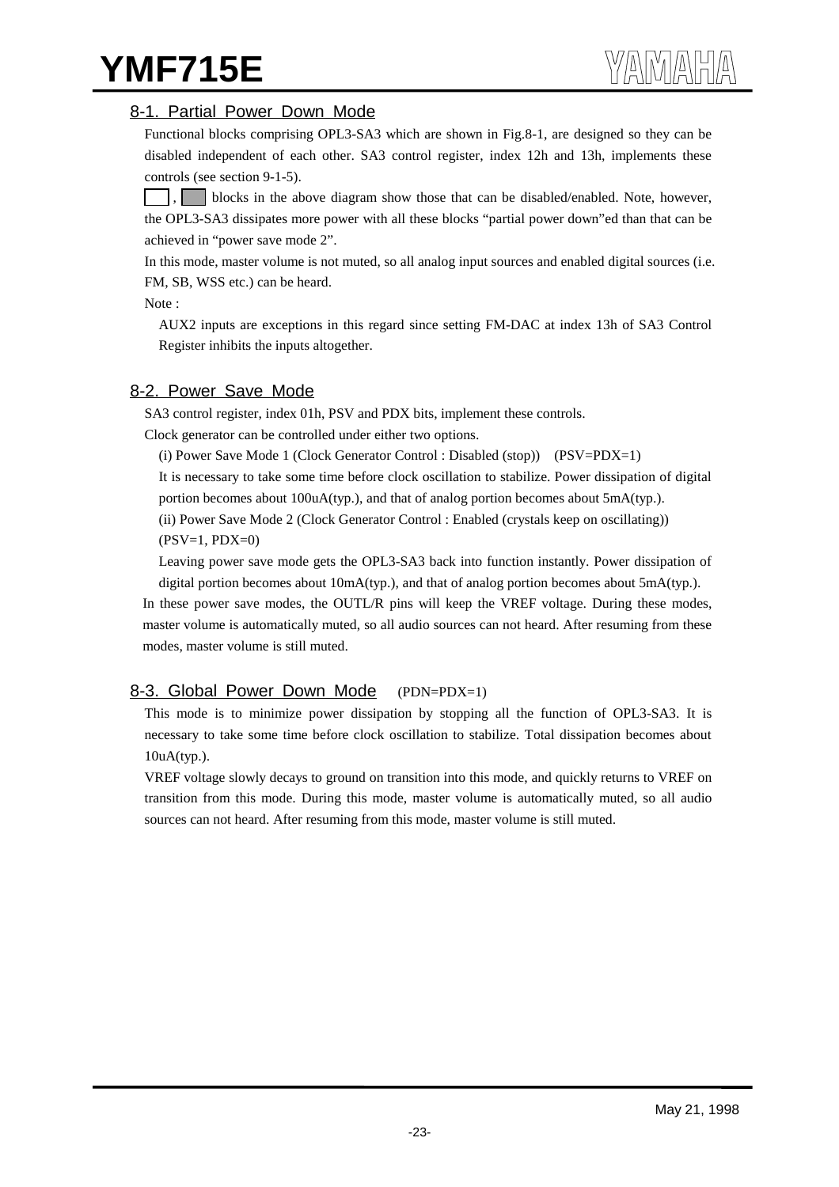## 8-1. Partial Power Down Mode

Functional blocks comprising OPL3-SA3 which are shown in Fig.8-1, are designed so they can be disabled independent of each other. SA3 control register, index 12h and 13h, implements these controls (see section 9-1-5).

, blocks in the above diagram show those that can be disabled/enabled. Note, however, the OPL3-SA3 dissipates more power with all these blocks "partial power down"ed than that can be achieved in "power save mode 2".

In this mode, master volume is not muted, so all analog input sources and enabled digital sources (i.e. FM, SB, WSS etc.) can be heard.

Note :

AUX2 inputs are exceptions in this regard since setting FM-DAC at index 13h of SA3 Control Register inhibits the inputs altogether.

## 8-2. Power Save Mode

SA3 control register, index 01h, PSV and PDX bits, implement these controls.

Clock generator can be controlled under either two options.

(i) Power Save Mode 1 (Clock Generator Control : Disabled (stop)) (PSV=PDX=1)

It is necessary to take some time before clock oscillation to stabilize. Power dissipation of digital portion becomes about 100uA(typ.), and that of analog portion becomes about 5mA(typ.).

(ii) Power Save Mode 2 (Clock Generator Control : Enabled (crystals keep on oscillating)) (PSV=1, PDX=0)

Leaving power save mode gets the OPL3-SA3 back into function instantly. Power dissipation of digital portion becomes about 10mA(typ.), and that of analog portion becomes about 5mA(typ.).

In these power save modes, the OUTL/R pins will keep the VREF voltage. During these modes, master volume is automatically muted, so all audio sources can not heard. After resuming from these modes, master volume is still muted.

## 8-3. Global Power Down Mode (PDN=PDX=1)

This mode is to minimize power dissipation by stopping all the function of OPL3-SA3. It is necessary to take some time before clock oscillation to stabilize. Total dissipation becomes about 10uA(typ.).

VREF voltage slowly decays to ground on transition into this mode, and quickly returns to VREF on transition from this mode. During this mode, master volume is automatically muted, so all audio sources can not heard. After resuming from this mode, master volume is still muted.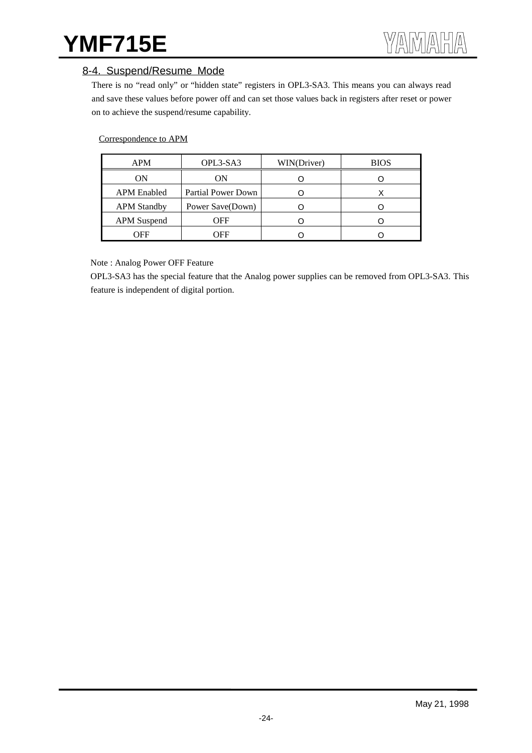## 8-4. Suspend/Resume Mode

There is no “read only” or “hidden state” registers in OPL3-SA3. This means you can always read and save these values before power off and can set those values back in registers after reset or power on to achieve the suspend/resume capability.

Correspondence to APM

| APM | OPL3-SA3 | WIN(Driver) | BIOS |
|---|---|---|---|
| ON | ON | O | O |
| APM Enabled | Partial Power Down | O | X |
| APM Standby | Power Save(Down) | O | O |
| APM Suspend | OFF | O | O |
| OFF | OFF | O | O |

Note : Analog Power OFF Feature

OPL3-SA3 has the special feature that the Analog power supplies can be removed from OPL3-SA3. This feature is independent of digital portion.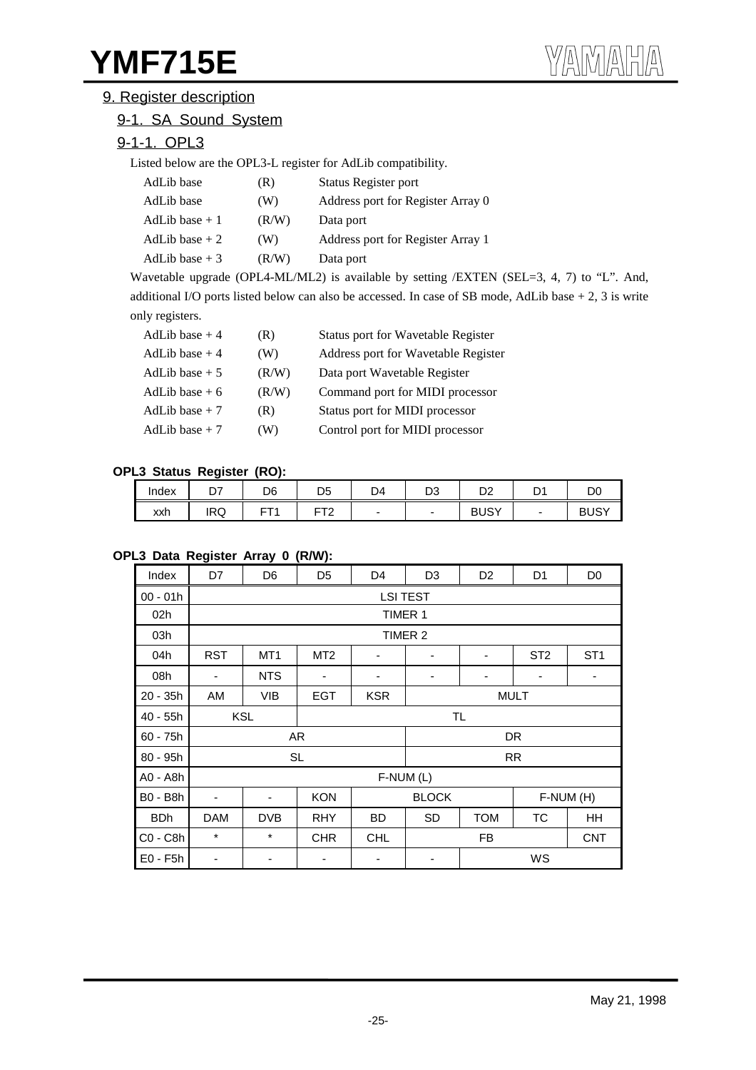## 9. Register description

### 9-1. SA Sound System

### 9-1-1. OPL3

Listed below are the OPL3-L register for AdLib compatibility.

| | | |
|---|---|---|
| AdLib base | (R) | Status Register port |
| AdLib base | (W) | Address port for Register Array 0 |
| AdLib base + 1 | (R/W) | Data port |
| AdLib base + 2 | (W) | Address port for Register Array 1 |
| AdLib base + 3 | (R/W) | Data port |

Wavetable upgrade (OPL4-ML/ML2) is available by setting /EXTEN (SEL=3, 4, 7) to "L". And, additional I/O ports listed below can also be accessed. In case of SB mode, AdLib base + 2, 3 is write only registers.

| | | |
|---|---|---|
| AdLib base + 4 | (R) | Status port for Wavetable Register |
| AdLib base + 4 | (W) | Address port for Wavetable Register |
| AdLib base + 5 | (R/W) | Data port Wavetable Register |
| AdLib base + 6 | (R/W) | Command port for MIDI processor |
| AdLib base + 7 | (R) | Status port for MIDI processor |
| AdLib base + 7 | (W) | Control port for MIDI processor |

**OPL3 Status Register (RO):**

| Index | D7 | D6 | D5 | D4 | D3 | D2 | D1 | D0 |
|---|---|---|---|---|---|---|---|---|
| xxh | IRQ | FT1 | FT2 | - | - | BUSY | - | BUSY |

**OPL3 Data Register Array 0 (R/W):**

| Index | D7 | D6 | D5 | D4 | D3 | D2 | D1 | D0 |
|---|---|---|---|---|---|---|---|---|
| 00 - 01h | LSI TEST | | | | | | | |
| 02h | TIMER 1 | | | | | | | |
| 03h | TIMER 2 | | | | | | | |
| 04h | RST | MT1 | MT2 | - | - | - | ST2 | ST1 |
| 08h | - | NTS | - | - | - | - | - | - |
| 20 - 35h | AM | VIB | EGT | KSR | MULT | | | |
| 40 - 55h | KSL | | TL | | | | | |
| 60 - 75h | AR | | | | DR | | | |
| 80 - 95h | SL | | | | RR | | | |
| A0 - A8h | F-NUM (L) | | | | | | | |
| B0 - B8h | - | - | KON | BLOCK | | | F-NUM (H) | |
| BDh | DAM | DVB | RHY | BD | SD | TOM | TC | HH |
| C0 - C8h | * | * | CHR | CHL | FB | | | CNT |
| E0 - F5h | - | - | - | - | - | WS | | |

May 21, 1998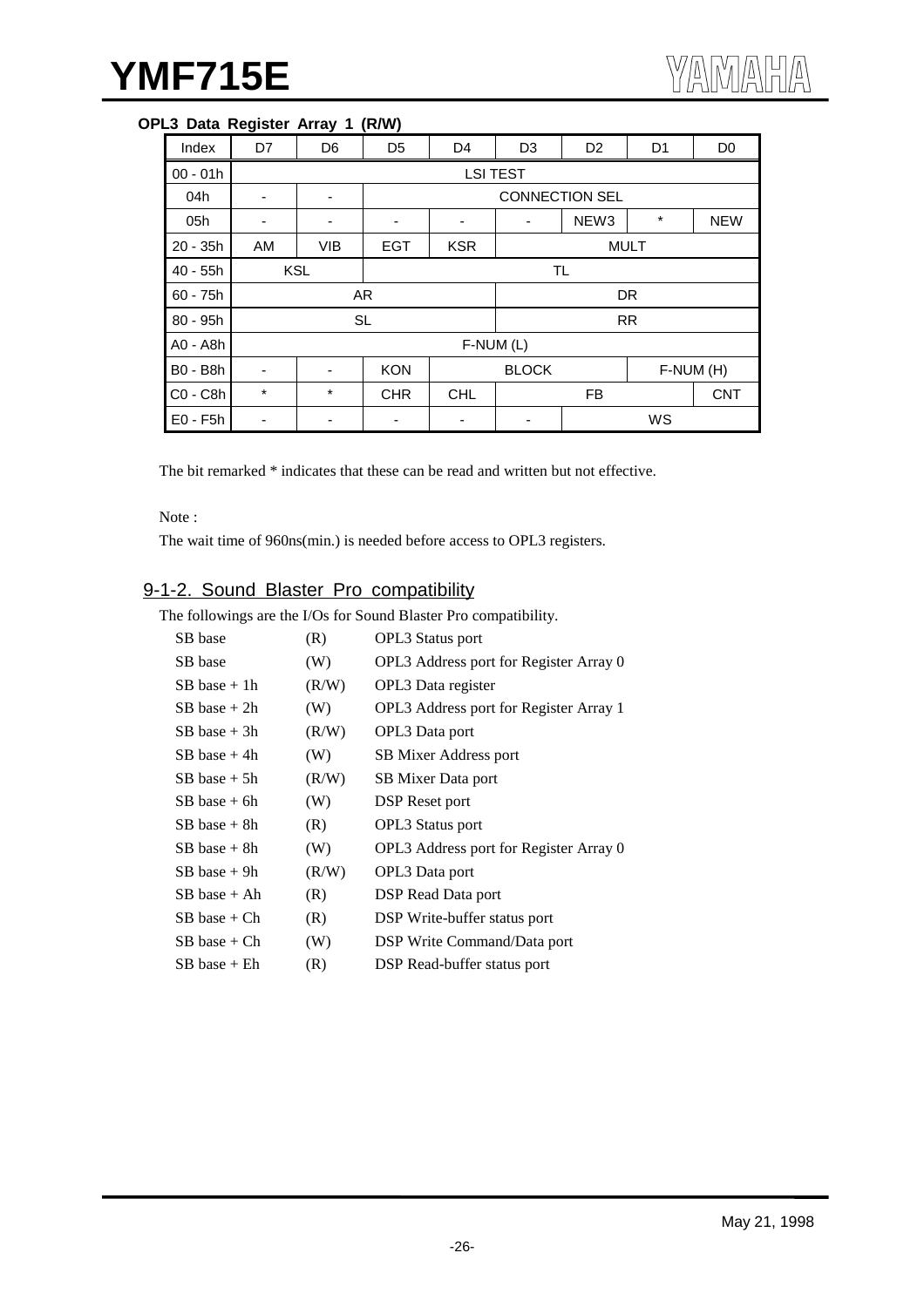**OPL3 Data Register Array 1 (R/W)**

| Index | D7 | D6 | D5 | D4 | D3 | D2 | D1 | D0 |
|---|---|---|---|---|---|---|---|---|
| 00 - 01h | LSI TEST | | | | | | | |
| 04h | - | - | CONNECTION SEL | | | | | |
| 05h | - | - | - | - | - | NEW3 | * | NEW |
| 20 - 35h | AM | VIB | EGT | KSR | MULT | | | |
| 40 - 55h | KSL | | TL | | | | | |
| 60 - 75h | AR | | | | DR | | | |
| 80 - 95h | SL | | | | RR | | | |
| A0 - A8h | F-NUM (L) | | | | | | | |
| B0 - B8h | - | - | KON | BLOCK | | | F-NUM (H) | |
| C0 - C8h | * | * | CHR | CHL | FB | | | CNT |
| E0 - F5h | - | - | - | - | - | WS | | |

The bit remarked * indicates that these can be read and written but not effective.

Note :

The wait time of 960ns(min.) is needed before access to OPL3 registers.

## 9-1-2. Sound Blaster Pro compatibility

The followings are the I/Os for Sound Blaster Pro compatibility.

| | | |
|---|---|---|
| SB base | (R) | OPL3 Status port |
| SB base | (W) | OPL3 Address port for Register Array 0 |
| SB base + 1h | (R/W) | OPL3 Data register |
| SB base + 2h | (W) | OPL3 Address port for Register Array 1 |
| SB base + 3h | (R/W) | OPL3 Data port |
| SB base + 4h | (W) | SB Mixer Address port |
| SB base + 5h | (R/W) | SB Mixer Data port |
| SB base + 6h | (W) | DSP Reset port |
| SB base + 8h | (R) | OPL3 Status port |
| SB base + 8h | (W) | OPL3 Address port for Register Array 0 |
| SB base + 9h | (R/W) | OPL3 Data port |
| SB base + Ah | (R) | DSP Read Data port |
| SB base + Ch | (R) | DSP Write-buffer status port |
| SB base + Ch | (W) | DSP Write Command/Data port |
| SB base + Eh | (R) | DSP Read-buffer status port |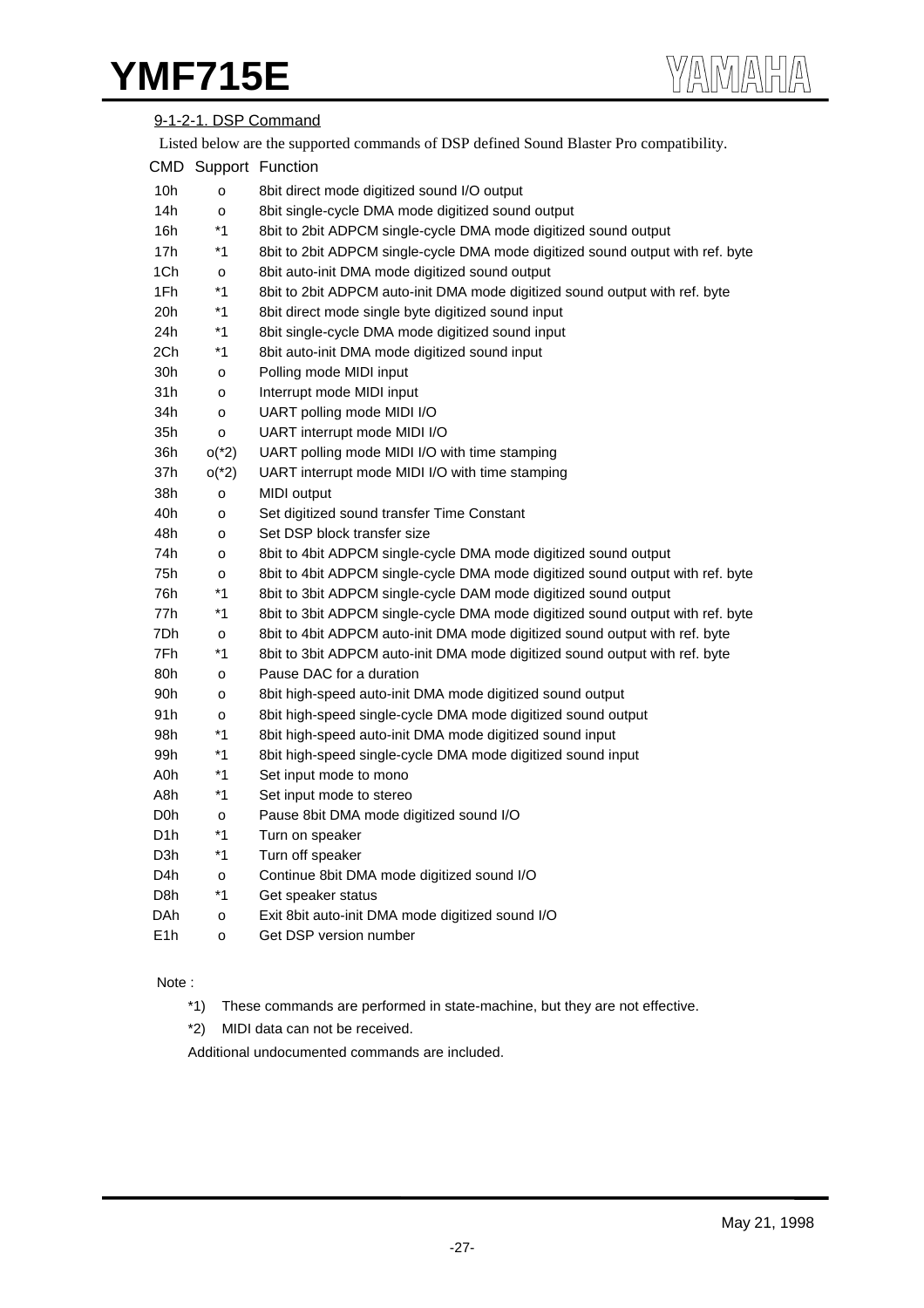#### 9-1-2-1. DSP Command

Listed below are the supported commands of DSP defined Sound Blaster Pro compatibility.

| CMD | Support | Function |
|---|---|---|
| 10h | o | 8bit direct mode digitized sound I/O output |
| 14h | o | 8bit single-cycle DMA mode digitized sound output |
| 16h | *1 | 8bit to 2bit ADPCM single-cycle DMA mode digitized sound output |
| 17h | *1 | 8bit to 2bit ADPCM single-cycle DMA mode digitized sound output with ref. byte |
| 1Ch | o | 8bit auto-init DMA mode digitized sound output |
| 1Fh | *1 | 8bit to 2bit ADPCM auto-init DMA mode digitized sound output with ref. byte |
| 20h | *1 | 8bit direct mode single byte digitized sound input |
| 24h | *1 | 8bit single-cycle DMA mode digitized sound input |
| 2Ch | *1 | 8bit auto-init DMA mode digitized sound input |
| 30h | o | Polling mode MIDI input |
| 31h | o | Interrupt mode MIDI input |
| 34h | o | UART polling mode MIDI I/O |
| 35h | o | UART interrupt mode MIDI I/O |
| 36h | o(*2) | UART polling mode MIDI I/O with time stamping |
| 37h | o(*2) | UART interrupt mode MIDI I/O with time stamping |
| 38h | o | MIDI output |
| 40h | o | Set digitized sound transfer Time Constant |
| 48h | o | Set DSP block transfer size |
| 74h | o | 8bit to 4bit ADPCM single-cycle DMA mode digitized sound output |
| 75h | o | 8bit to 4bit ADPCM single-cycle DMA mode digitized sound output with ref. byte |
| 76h | *1 | 8bit to 3bit ADPCM single-cycle DAM mode digitized sound output |
| 77h | *1 | 8bit to 3bit ADPCM single-cycle DMA mode digitized sound output with ref. byte |
| 7Dh | o | 8bit to 4bit ADPCM auto-init DMA mode digitized sound output with ref. byte |
| 7Fh | *1 | 8bit to 3bit ADPCM auto-init DMA mode digitized sound output with ref. byte |
| 80h | o | Pause DAC for a duration |
| 90h | o | 8bit high-speed auto-init DMA mode digitized sound output |
| 91h | o | 8bit high-speed single-cycle DMA mode digitized sound output |
| 98h | *1 | 8bit high-speed auto-init DMA mode digitized sound input |
| 99h | *1 | 8bit high-speed single-cycle DMA mode digitized sound input |
| A0h | *1 | Set input mode to mono |
| A8h | *1 | Set input mode to stereo |
| D0h | o | Pause 8bit DMA mode digitized sound I/O |
| D1h | *1 | Turn on speaker |
| D3h | *1 | Turn off speaker |
| D4h | o | Continue 8bit DMA mode digitized sound I/O |
| D8h | *1 | Get speaker status |
| DAh | o | Exit 8bit auto-init DMA mode digitized sound I/O |
| E1h | o | Get DSP version number |

Note :

*1) These commands are performed in state-machine, but they are not effective.

*2) MIDI data can not be received.

Additional undocumented commands are included.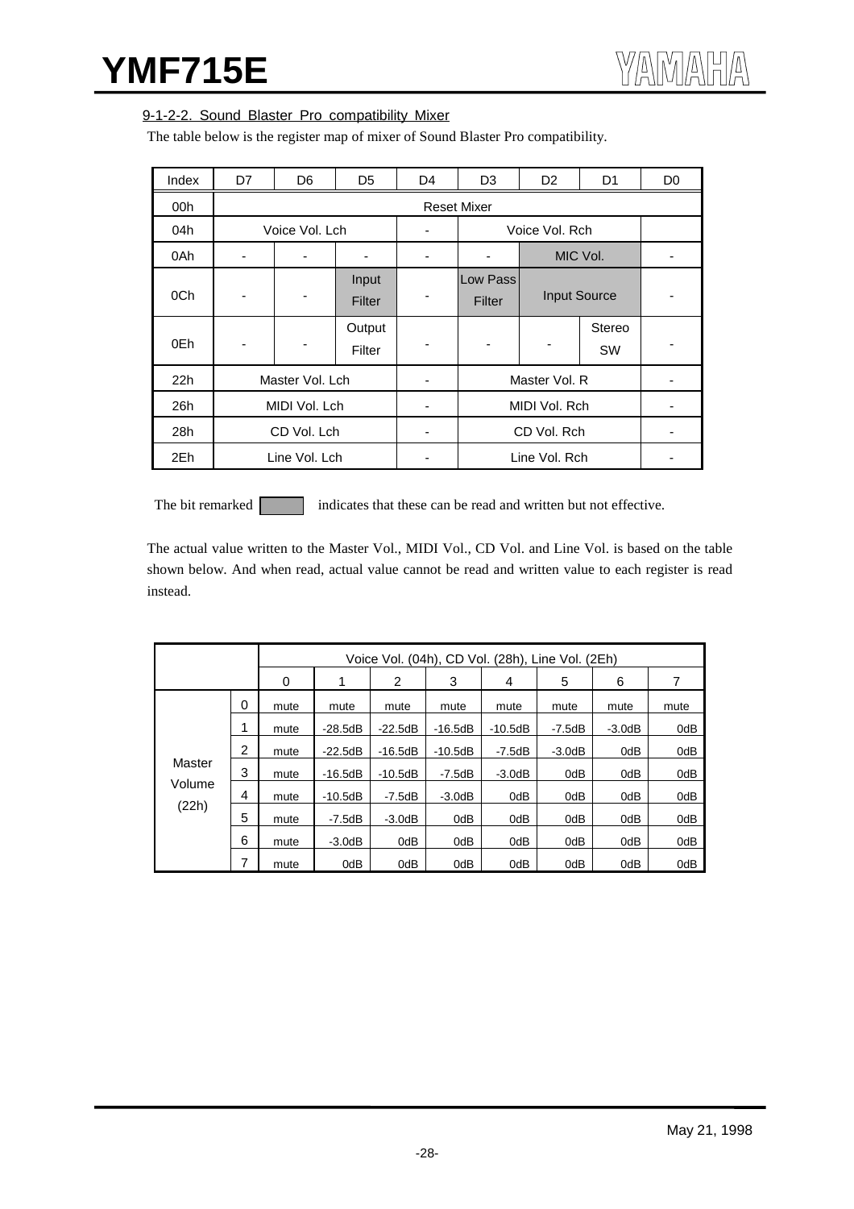#### 9-1-2-2. Sound Blaster Pro compatibility Mixer

The table below is the register map of mixer of Sound Blaster Pro compatibility.

| Index | D7 | D6 | D5 | D4 | D3 | D2 | D1 | D0 |
|---|---|---|---|---|---|---|---|---|
| 00h | Reset Mixer | | | | | | | |
| 04h | Voice Vol. Lch | | | - | Voice Vol. Rch | | | |
| 0Ah | - | - | - | - | - | MIC Vol. | | - |
| 0Ch | - | - | Input Filter | - | Low Pass Filter | Input Source | | - |
| 0Eh | - | - | Output Filter | - | - | - | Stereo SW | - |
| 22h | Master Vol. Lch | | | - | Master Vol. R | | | - |
| 26h | MIDI Vol. Lch | | | - | MIDI Vol. Rch | | | - |
| 28h | CD Vol. Lch | | | - | CD Vol. Rch | | | - |
| 2Eh | Line Vol. Lch | | | - | Line Vol. Rch | | | - |

The bit remarked [shaded] indicates that these can be read and written but not effective.

The actual value written to the Master Vol., MIDI Vol., CD Vol. and Line Vol. is based on the table shown below. And when read, actual value cannot be read and written value to each register is read instead.

| | | Voice Vol. (04h), CD Vol. (28h), Line Vol. (2Eh) | | | | | | | |
|---|---|---|---|---|---|---|---|---|---|
| | | 0 | 1 | 2 | 3 | 4 | 5 | 6 | 7 |
| Master Volume (22h) | 0 | mute | mute | mute | mute | mute | mute | mute | mute |
| | 1 | mute | -28.5dB | -22.5dB | -16.5dB | -10.5dB | -7.5dB | -3.0dB | 0dB |
| | 2 | mute | -22.5dB | -16.5dB | -10.5dB | -7.5dB | -3.0dB | 0dB | 0dB |
| | 3 | mute | -16.5dB | -10.5dB | -7.5dB | -3.0dB | 0dB | 0dB | 0dB |
| | 4 | mute | -10.5dB | -7.5dB | -3.0dB | 0dB | 0dB | 0dB | 0dB |
| | 5 | mute | -7.5dB | -3.0dB | 0dB | 0dB | 0dB | 0dB | 0dB |
| | 6 | mute | -3.0dB | 0dB | 0dB | 0dB | 0dB | 0dB | 0dB |
| | 7 | mute | 0dB | 0dB | 0dB | 0dB | 0dB | 0dB | 0dB |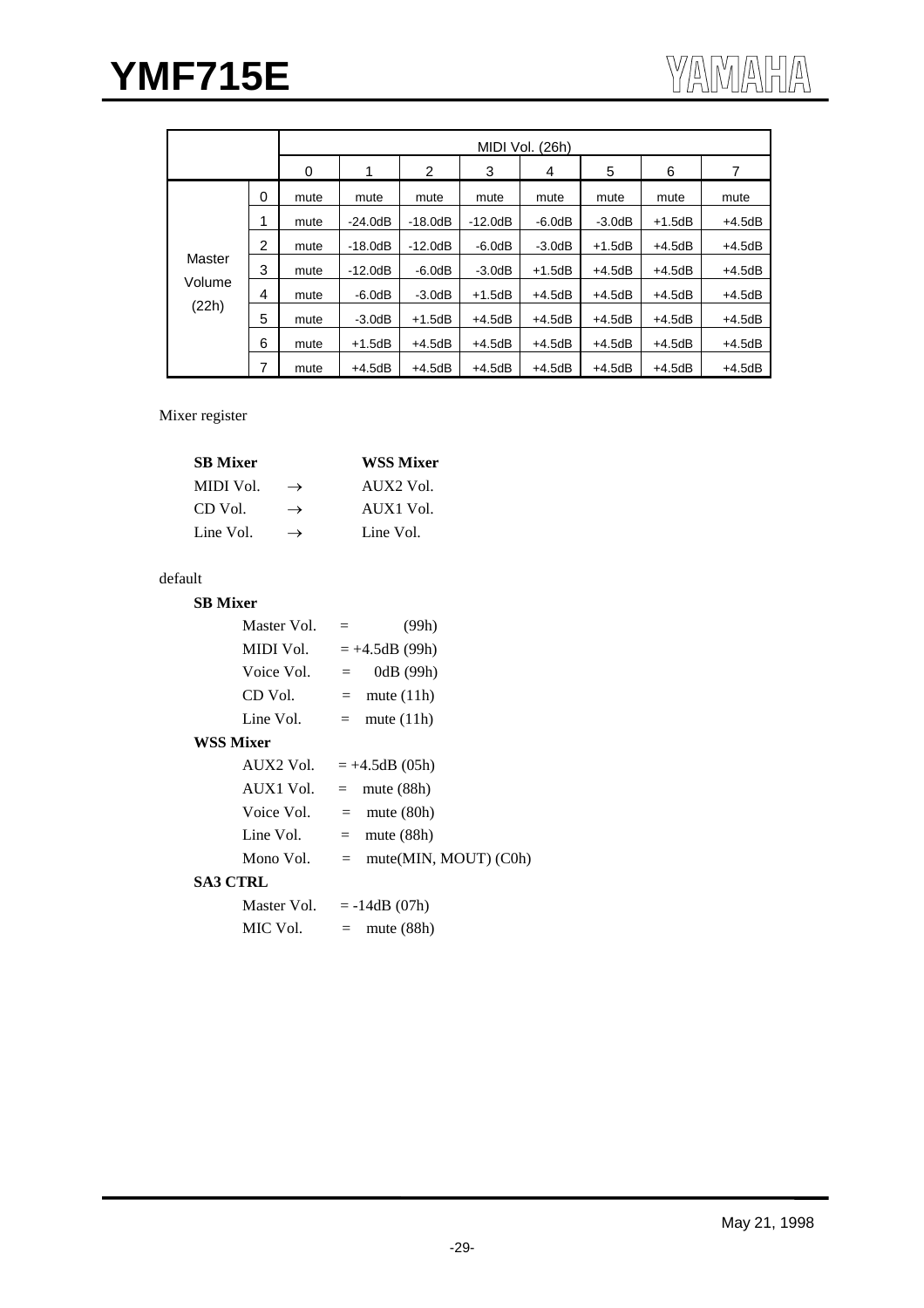| | | MIDI Vol. (26h) | | | | | | | |
|---|---|---|---|---|---|---|---|---|---|
| | | 0 | 1 | 2 | 3 | 4 | 5 | 6 | 7 |
| Master Volume (22h) | 0 | mute | mute | mute | mute | mute | mute | mute | mute |
| | 1 | mute | -24.0dB | -18.0dB | -12.0dB | -6.0dB | -3.0dB | +1.5dB | +4.5dB |
| | 2 | mute | -18.0dB | -12.0dB | -6.0dB | -3.0dB | +1.5dB | +4.5dB | +4.5dB |
| | 3 | mute | -12.0dB | -6.0dB | -3.0dB | +1.5dB | +4.5dB | +4.5dB | +4.5dB |
| | 4 | mute | -6.0dB | -3.0dB | +1.5dB | +4.5dB | +4.5dB | +4.5dB | +4.5dB |
| | 5 | mute | -3.0dB | +1.5dB | +4.5dB | +4.5dB | +4.5dB | +4.5dB | +4.5dB |
| | 6 | mute | +1.5dB | +4.5dB | +4.5dB | +4.5dB | +4.5dB | +4.5dB | +4.5dB |
| | 7 | mute | +4.5dB | +4.5dB | +4.5dB | +4.5dB | +4.5dB | +4.5dB | +4.5dB |

Mixer register

| **SB Mixer** | | **WSS Mixer** |
|---|---|---|
| MIDI Vol. | → | AUX2 Vol. |
| CD Vol. | → | AUX1 Vol. |
| Line Vol. | → | Line Vol. |

default

**SB Mixer**

- Master Vol. = (99h)
- MIDI Vol. = +4.5dB (99h)
- Voice Vol. = 0dB (99h)
- CD Vol. = mute (11h)
- Line Vol. = mute (11h)

**WSS Mixer**

- AUX2 Vol. = +4.5dB (05h)
- AUX1 Vol. = mute (88h)
- Voice Vol. = mute (80h)
- Line Vol. = mute (88h)
- Mono Vol. = mute(MIN, MOUT) (C0h)

**SA3 CTRL**

- Master Vol. = -14dB (07h)
- MIC Vol. = mute (88h)

May 21, 1998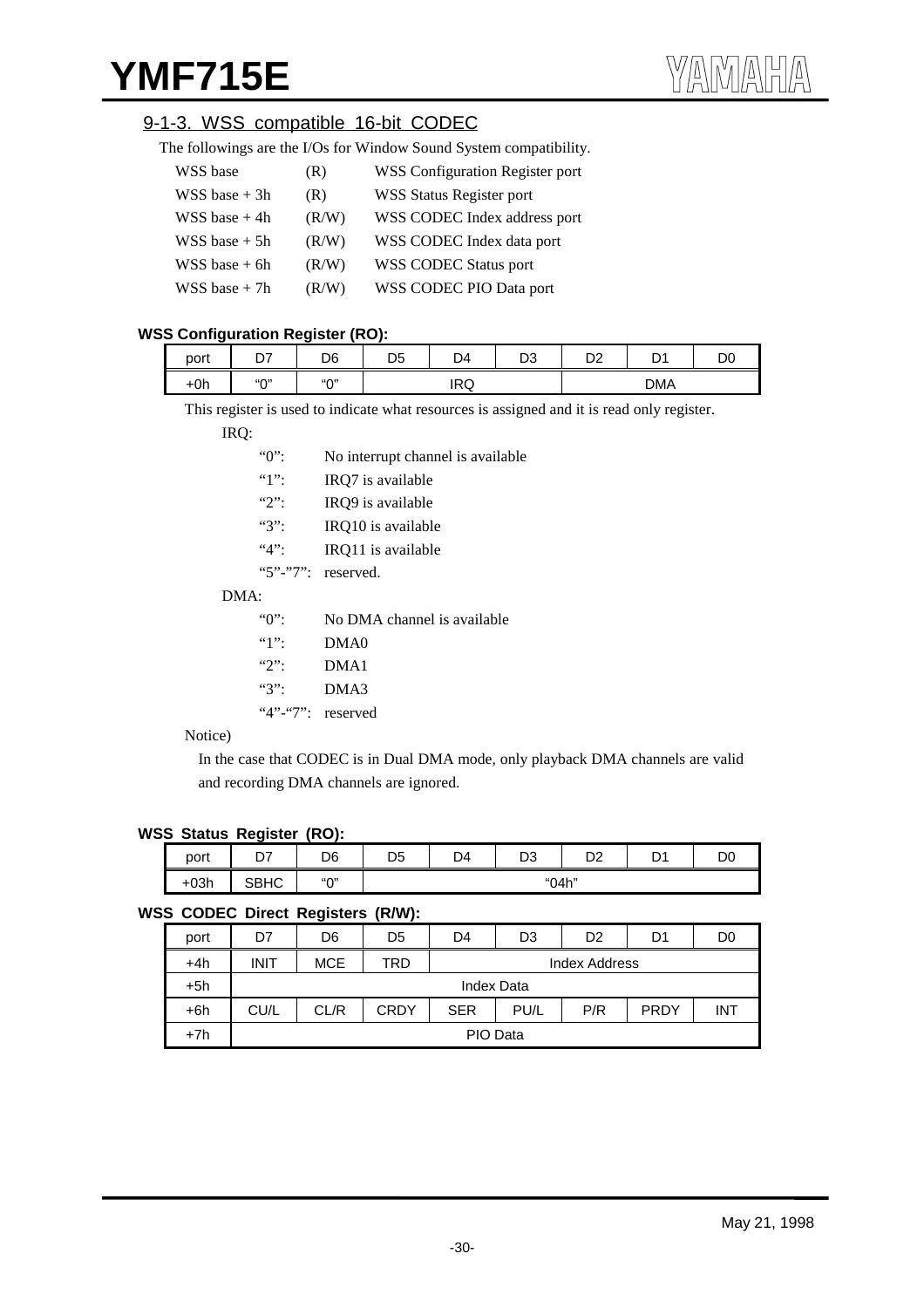## 9-1-3. WSS compatible 16-bit CODEC

The followings are the I/Os for Window Sound System compatibility.

| | | |
|---|---|---|
| WSS base | (R) | WSS Configuration Register port |
| WSS base + 3h | (R) | WSS Status Register port |
| WSS base + 4h | (R/W) | WSS CODEC Index address port |
| WSS base + 5h | (R/W) | WSS CODEC Index data port |
| WSS base + 6h | (R/W) | WSS CODEC Status port |
| WSS base + 7h | (R/W) | WSS CODEC PIO Data port |

**WSS Configuration Register (RO):**

| port | D7 | D6 | D5 | D4 | D3 | D2 | D1 | D0 |
|---|---|---|---|---|---|---|---|---|
| +0h | "0" | "0" | IRQ | | | DMA | | |

This register is used to indicate what resources is assigned and it is read only register.

IRQ:

| | |
|---|---|
| "0": | No interrupt channel is available |
| "1": | IRQ7 is available |
| "2": | IRQ9 is available |
| "3": | IRQ10 is available |
| "4": | IRQ11 is available |
| "5"-"7": | reserved. |

DMA:

| | |
|---|---|
| "0": | No DMA channel is available |
| "1": | DMA0 |
| "2": | DMA1 |
| "3": | DMA3 |
| "4"-"7": | reserved |

Notice)

In the case that CODEC is in Dual DMA mode, only playback DMA channels are valid and recording DMA channels are ignored.

**WSS Status Register (RO):**

| port | D7 | D6 | D5 | D4 | D3 | D2 | D1 | D0 |
|---|---|---|---|---|---|---|---|---|
| +03h | SBHC | "0" | "04h" | | | | | |

**WSS CODEC Direct Registers (R/W):**

| port | D7 | D6 | D5 | D4 | D3 | D2 | D1 | D0 |
|---|---|---|---|---|---|---|---|---|
| +4h | INIT | MCE | TRD | Index Address | | | | |
| +5h | Index Data | | | | | | | |
| +6h | CU/L | CL/R | CRDY | SER | PU/L | P/R | PRDY | INT |
| +7h | PIO Data | | | | | | | |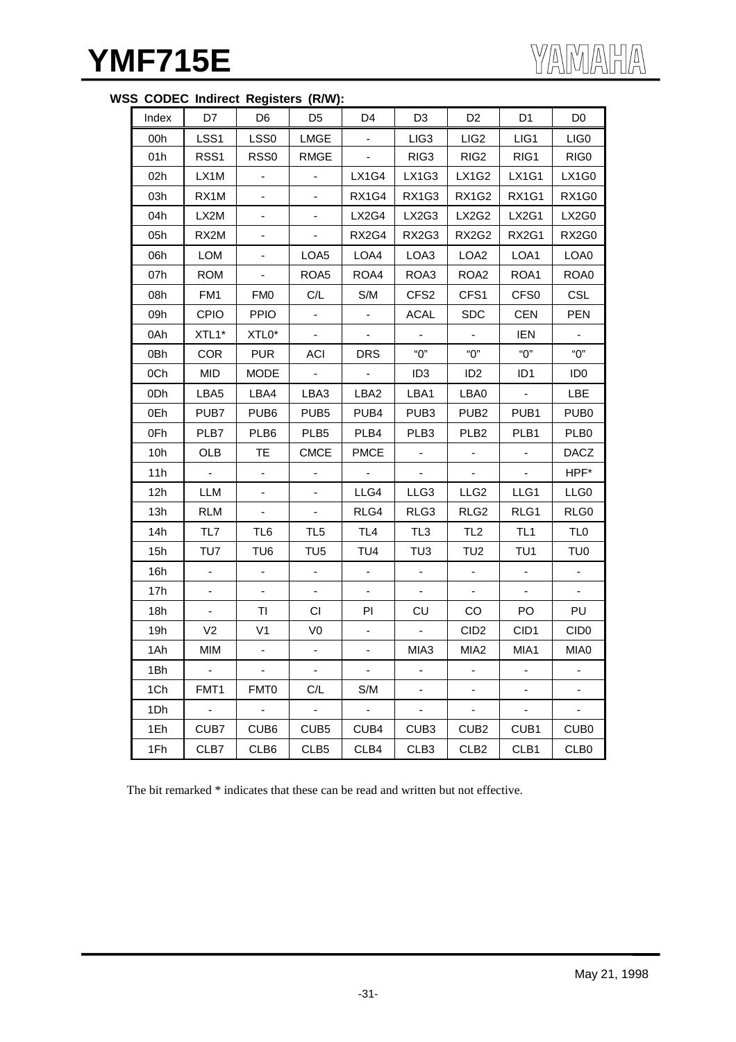**WSS CODEC Indirect Registers (R/W):**

| Index | D7 | D6 | D5 | D4 | D3 | D2 | D1 | D0 |
|---|---|---|---|---|---|---|---|---|
| 00h | LSS1 | LSS0 | LMGE | - | LIG3 | LIG2 | LIG1 | LIG0 |
| 01h | RSS1 | RSS0 | RMGE | - | RIG3 | RIG2 | RIG1 | RIG0 |
| 02h | LX1M | - | - | LX1G4 | LX1G3 | LX1G2 | LX1G1 | LX1G0 |
| 03h | RX1M | - | - | RX1G4 | RX1G3 | RX1G2 | RX1G1 | RX1G0 |
| 04h | LX2M | - | - | LX2G4 | LX2G3 | LX2G2 | LX2G1 | LX2G0 |
| 05h | RX2M | - | - | RX2G4 | RX2G3 | RX2G2 | RX2G1 | RX2G0 |
| 06h | LOM | - | LOA5 | LOA4 | LOA3 | LOA2 | LOA1 | LOA0 |
| 07h | ROM | - | ROA5 | ROA4 | ROA3 | ROA2 | ROA1 | ROA0 |
| 08h | FM1 | FM0 | C/L | S/M | CFS2 | CFS1 | CFS0 | CSL |
| 09h | CPIO | PPIO | - | - | ACAL | SDC | CEN | PEN |
| 0Ah | XTL1* | XTL0* | - | - | - | - | IEN | - |
| 0Bh | COR | PUR | ACI | DRS | "0" | "0" | "0" | "0" |
| 0Ch | MID | MODE | - | - | ID3 | ID2 | ID1 | ID0 |
| 0Dh | LBA5 | LBA4 | LBA3 | LBA2 | LBA1 | LBA0 | - | LBE |
| 0Eh | PUB7 | PUB6 | PUB5 | PUB4 | PUB3 | PUB2 | PUB1 | PUB0 |
| 0Fh | PLB7 | PLB6 | PLB5 | PLB4 | PLB3 | PLB2 | PLB1 | PLB0 |
| 10h | OLB | TE | CMCE | PMCE | - | - | - | DACZ |
| 11h | - | - | - | - | - | - | - | HPF* |
| 12h | LLM | - | - | LLG4 | LLG3 | LLG2 | LLG1 | LLG0 |
| 13h | RLM | - | - | RLG4 | RLG3 | RLG2 | RLG1 | RLG0 |
| 14h | TL7 | TL6 | TL5 | TL4 | TL3 | TL2 | TL1 | TL0 |
| 15h | TU7 | TU6 | TU5 | TU4 | TU3 | TU2 | TU1 | TU0 |
| 16h | - | - | - | - | - | - | - | - |
| 17h | - | - | - | - | - | - | - | - |
| 18h | - | TI | CI | PI | CU | CO | PO | PU |
| 19h | V2 | V1 | V0 | - | - | CID2 | CID1 | CID0 |
| 1Ah | MIM | - | - | - | MIA3 | MIA2 | MIA1 | MIA0 |
| 1Bh | - | - | - | - | - | - | - | - |
| 1Ch | FMT1 | FMT0 | C/L | S/M | - | - | - | - |
| 1Dh | - | - | - | - | - | - | - | - |
| 1Eh | CUB7 | CUB6 | CUB5 | CUB4 | CUB3 | CUB2 | CUB1 | CUB0 |
| 1Fh | CLB7 | CLB6 | CLB5 | CLB4 | CLB3 | CLB2 | CLB1 | CLB0 |

The bit remarked * indicates that these can be read and written but not effective.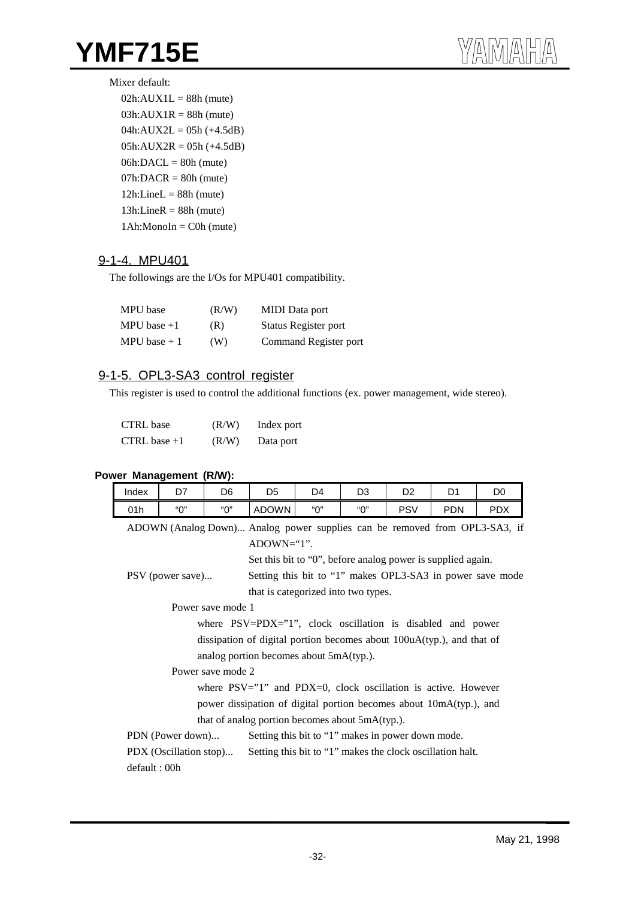Mixer default:

02h:AUX1L = 88h (mute)
03h:AUX1R = 88h (mute)
04h:AUX2L = 05h (+4.5dB)
05h:AUX2R = 05h (+4.5dB)
06h:DACL = 80h (mute)
07h:DACR = 80h (mute)
12h:LineL = 88h (mute)
13h:LineR = 88h (mute)
1Ah:MonoIn = C0h (mute)

## 9-1-4. MPU401

The followings are the I/Os for MPU401 compatibility.

| | | |
|---|---|---|
| MPU base | (R/W) | MIDI Data port |
| MPU base +1 | (R) | Status Register port |
| MPU base + 1 | (W) | Command Register port |

## 9-1-5. OPL3-SA3 control register

This register is used to control the additional functions (ex. power management, wide stereo).

| | | |
|---|---|---|
| CTRL base | (R/W) | Index port |
| CTRL base +1 | (R/W) | Data port |

**Power Management (R/W):**

| Index | D7 | D6 | D5 | D4 | D3 | D2 | D1 | D0 |
|---|---|---|---|---|---|---|---|---|
| 01h | "0" | "0" | ADOWN | "0" | "0" | PSV | PDN | PDX |

ADOWN (Analog Down)... Analog power supplies can be removed from OPL3-SA3, if ADOWN="1".
Set this bit to "0", before analog power is supplied again.

PSV (power save)... Setting this bit to "1" makes OPL3-SA3 in power save mode that is categorized into two types.

Power save mode 1
where PSV=PDX="1", clock oscillation is disabled and power dissipation of digital portion becomes about 100uA(typ.), and that of analog portion becomes about 5mA(typ.).

Power save mode 2
where PSV="1" and PDX=0, clock oscillation is active. However power dissipation of digital portion becomes about 10mA(typ.), and that of analog portion becomes about 5mA(typ.).

PDN (Power down)... Setting this bit to "1" makes in power down mode.

PDX (Oscillation stop)... Setting this bit to "1" makes the clock oscillation halt.

default : 00h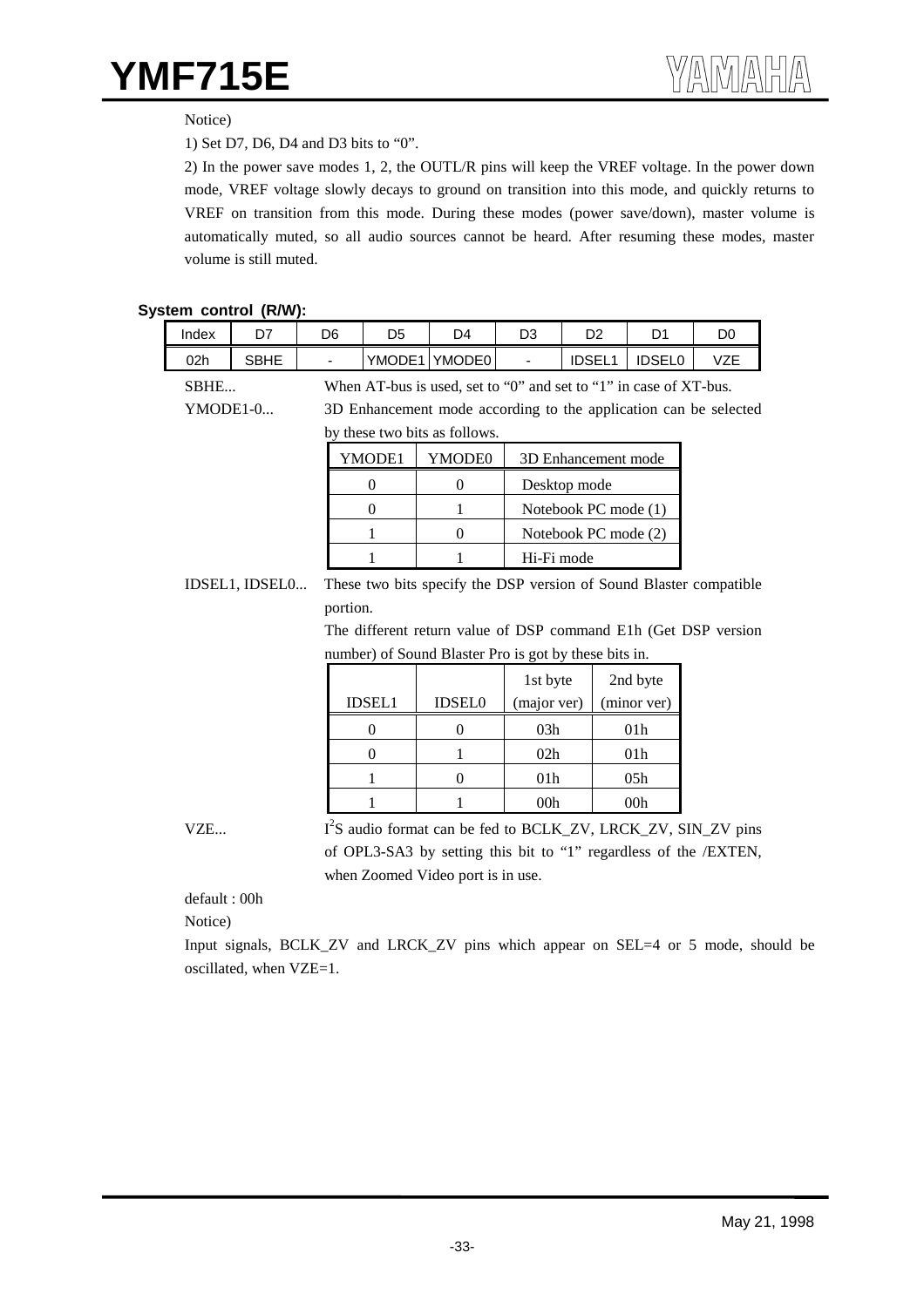Notice)

1) Set D7, D6, D4 and D3 bits to “0”.

2) In the power save modes 1, 2, the OUTL/R pins will keep the VREF voltage. In the power down mode, VREF voltage slowly decays to ground on transition into this mode, and quickly returns to VREF on transition from this mode. During these modes (power save/down), master volume is automatically muted, so all audio sources cannot be heard. After resuming these modes, master volume is still muted.

**System control (R/W):**

| Index | D7 | D6 | D5 | D4 | D3 | D2 | D1 | D0 |
|---|---|---|---|---|---|---|---|---|
| 02h | SBHE | - | YMODE1 | YMODE0 | - | IDSEL1 | IDSEL0 | VZE |

SBHE... When AT-bus is used, set to “0” and set to “1” in case of XT-bus.

YMODE1-0... 3D Enhancement mode according to the application can be selected by these two bits as follows.

| YMODE1 | YMODE0 | 3D Enhancement mode |
|---|---|---|
| 0 | 0 | Desktop mode |
| 0 | 1 | Notebook PC mode (1) |
| 1 | 0 | Notebook PC mode (2) |
| 1 | 1 | Hi-Fi mode |

IDSEL1, IDSEL0... These two bits specify the DSP version of Sound Blaster compatible portion.
The different return value of DSP command E1h (Get DSP version number) of Sound Blaster Pro is got by these bits in.

| IDSEL1 | IDSEL0 | 1st byte (major ver) | 2nd byte (minor ver) |
|---|---|---|---|
| 0 | 0 | 03h | 01h |
| 0 | 1 | 02h | 01h |
| 1 | 0 | 01h | 05h |
| 1 | 1 | 00h | 00h |

VZE... $I^2S$ audio format can be fed to BCLK_ZV, LRCK_ZV, SIN_ZV pins of OPL3-SA3 by setting this bit to “1” regardless of the /EXTEN, when Zoomed Video port is in use.

default : 00h

Notice)

Input signals, BCLK_ZV and LRCK_ZV pins which appear on SEL=4 or 5 mode, should be oscillated, when VZE=1.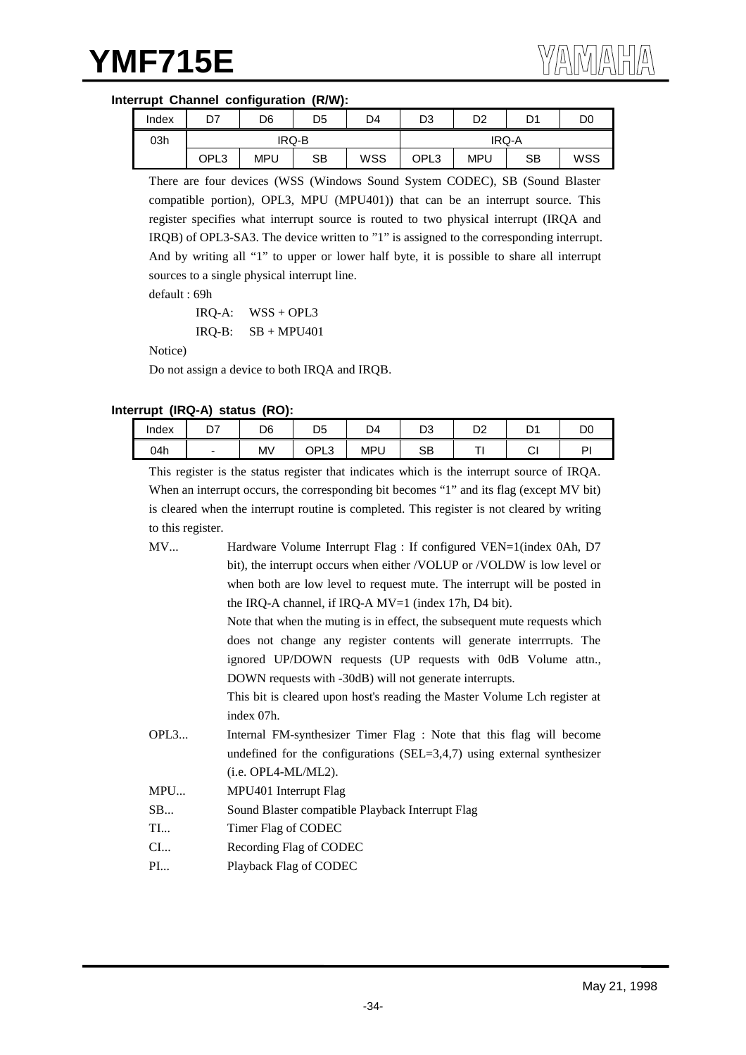**Interrupt Channel configuration (R/W):**

| Index | D7 | D6 | D5 | D4 | D3 | D2 | D1 | D0 |
|---|---|---|---|---|---|---|---|---|
| 03h | IRQ-B | | | | IRQ-A | | | |
| | OPL3 | MPU | SB | WSS | OPL3 | MPU | SB | WSS |

There are four devices (WSS (Windows Sound System CODEC), SB (Sound Blaster compatible portion), OPL3, MPU (MPU401)) that can be an interrupt source. This register specifies what interrupt source is routed to two physical interrupt (IRQA and IRQB) of OPL3-SA3. The device written to "1" is assigned to the corresponding interrupt. And by writing all "1" to upper or lower half byte, it is possible to share all interrupt sources to a single physical interrupt line.

default : 69h

IRQ-A: WSS + OPL3

IRQ-B: SB + MPU401

Notice)

Do not assign a device to both IRQA and IRQB.

**Interrupt (IRQ-A) status (RO):**

| Index | D7 | D6 | D5 | D4 | D3 | D2 | D1 | D0 |
|---|---|---|---|---|---|---|---|---|
| 04h | - | MV | OPL3 | MPU | SB | TI | CI | PI |

This register is the status register that indicates which is the interrupt source of IRQA. When an interrupt occurs, the corresponding bit becomes "1" and its flag (except MV bit) is cleared when the interrupt routine is completed. This register is not cleared by writing to this register.

MV... Hardware Volume Interrupt Flag : If configured VEN=1(index 0Ah, D7 bit), the interrupt occurs when either /VOLUP or /VOLDW is low level or when both are low level to request mute. The interrupt will be posted in the IRQ-A channel, if IRQ-A MV=1 (index 17h, D4 bit).
Note that when the muting is in effect, the subsequent mute requests which does not change any register contents will generate interrrupts. The ignored UP/DOWN requests (UP requests with 0dB Volume attn., DOWN requests with -30dB) will not generate interrupts.
This bit is cleared upon host's reading the Master Volume Lch register at index 07h.

OPL3... Internal FM-synthesizer Timer Flag : Note that this flag will become undefined for the configurations (SEL=3,4,7) using external synthesizer (i.e. OPL4-ML/ML2).

MPU... MPU401 Interrupt Flag

SB... Sound Blaster compatible Playback Interrupt Flag

TI... Timer Flag of CODEC

CI... Recording Flag of CODEC

PI... Playback Flag of CODEC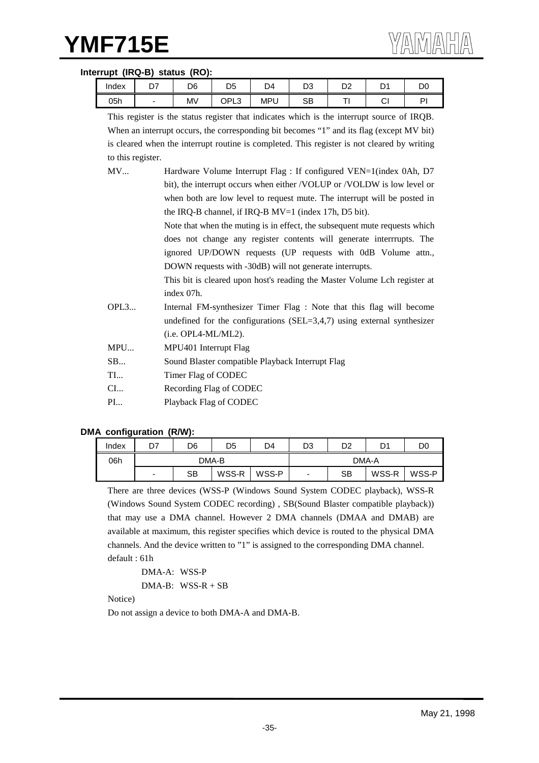#### Interrupt (IRQ-B) status (RO):

| Index | D7 | D6 | D5 | D4 | D3 | D2 | D1 | D0 |
|---|---|---|---|---|---|---|---|---|
| 05h | - | MV | OPL3 | MPU | SB | TI | CI | PI |

This register is the status register that indicates which is the interrupt source of IRQB. When an interrupt occurs, the corresponding bit becomes "1" and its flag (except MV bit) is cleared when the interrupt routine is completed. This register is not cleared by writing to this register.

MV... Hardware Volume Interrupt Flag : If configured VEN=1(index 0Ah, D7 bit), the interrupt occurs when either /VOLUP or /VOLDW is low level or when both are low level to request mute. The interrupt will be posted in the IRQ-B channel, if IRQ-B MV=1 (index 17h, D5 bit).
Note that when the muting is in effect, the subsequent mute requests which does not change any register contents will generate interrrupts. The ignored UP/DOWN requests (UP requests with 0dB Volume attn., DOWN requests with -30dB) will not generate interrupts.
This bit is cleared upon host's reading the Master Volume Lch register at index 07h.

OPL3... Internal FM-synthesizer Timer Flag : Note that this flag will become undefined for the configurations (SEL=3,4,7) using external synthesizer (i.e. OPL4-ML/ML2).

MPU... MPU401 Interrupt Flag

SB... Sound Blaster compatible Playback Interrupt Flag

TI... Timer Flag of CODEC

CI... Recording Flag of CODEC

PI... Playback Flag of CODEC

#### DMA configuration (R/W):

| Index | D7 | D6 | D5 | D4 | D3 | D2 | D1 | D0 |
|---|---|---|---|---|---|---|---|---|
| 06h | DMA-B | | | | DMA-A | | | |
| | - | SB | WSS-R | WSS-P | - | SB | WSS-R | WSS-P |

There are three devices (WSS-P (Windows Sound System CODEC playback), WSS-R (Windows Sound System CODEC recording) , SB(Sound Blaster compatible playback)) that may use a DMA channel. However 2 DMA channels (DMAA and DMAB) are available at maximum, this register specifies which device is routed to the physical DMA channels. And the device written to "1" is assigned to the corresponding DMA channel.
default : 61h

DMA-A: WSS-P
DMA-B: WSS-R + SB

Notice)
Do not assign a device to both DMA-A and DMA-B.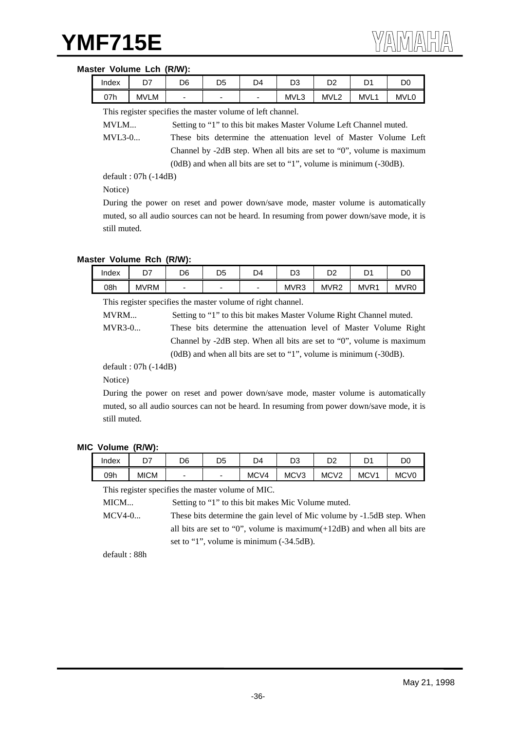**Master Volume Lch (R/W):**

| Index | D7 | D6 | D5 | D4 | D3 | D2 | D1 | D0 |
|---|---|---|---|---|---|---|---|---|
| 07h | MVLM | - | - | - | MVL3 | MVL2 | MVL1 | MVL0 |

This register specifies the master volume of left channel.

MVLM... Setting to "1" to this bit makes Master Volume Left Channel muted.

MVL3-0... These bits determine the attenuation level of Master Volume Left Channel by -2dB step. When all bits are set to "0", volume is maximum (0dB) and when all bits are set to "1", volume is minimum (-30dB).

default : 07h (-14dB)

Notice)

During the power on reset and power down/save mode, master volume is automatically muted, so all audio sources can not be heard. In resuming from power down/save mode, it is still muted.

**Master Volume Rch (R/W):**

| Index | D7 | D6 | D5 | D4 | D3 | D2 | D1 | D0 |
|---|---|---|---|---|---|---|---|---|
| 08h | MVRM | - | - | - | MVR3 | MVR2 | MVR1 | MVR0 |

This register specifies the master volume of right channel.

MVRM... Setting to "1" to this bit makes Master Volume Right Channel muted.

MVR3-0... These bits determine the attenuation level of Master Volume Right Channel by -2dB step. When all bits are set to "0", volume is maximum (0dB) and when all bits are set to "1", volume is minimum (-30dB).

default : 07h (-14dB)

Notice)

During the power on reset and power down/save mode, master volume is automatically muted, so all audio sources can not be heard. In resuming from power down/save mode, it is still muted.

**MIC Volume (R/W):**

| Index | D7 | D6 | D5 | D4 | D3 | D2 | D1 | D0 |
|---|---|---|---|---|---|---|---|---|
| 09h | MICM | - | - | MCV4 | MCV3 | MCV2 | MCV1 | MCV0 |

This register specifies the master volume of MIC.

MICM... Setting to "1" to this bit makes Mic Volume muted.

MCV4-0... These bits determine the gain level of Mic volume by -1.5dB step. When all bits are set to "0", volume is maximum(+12dB) and when all bits are set to "1", volume is minimum (-34.5dB).

default : 88h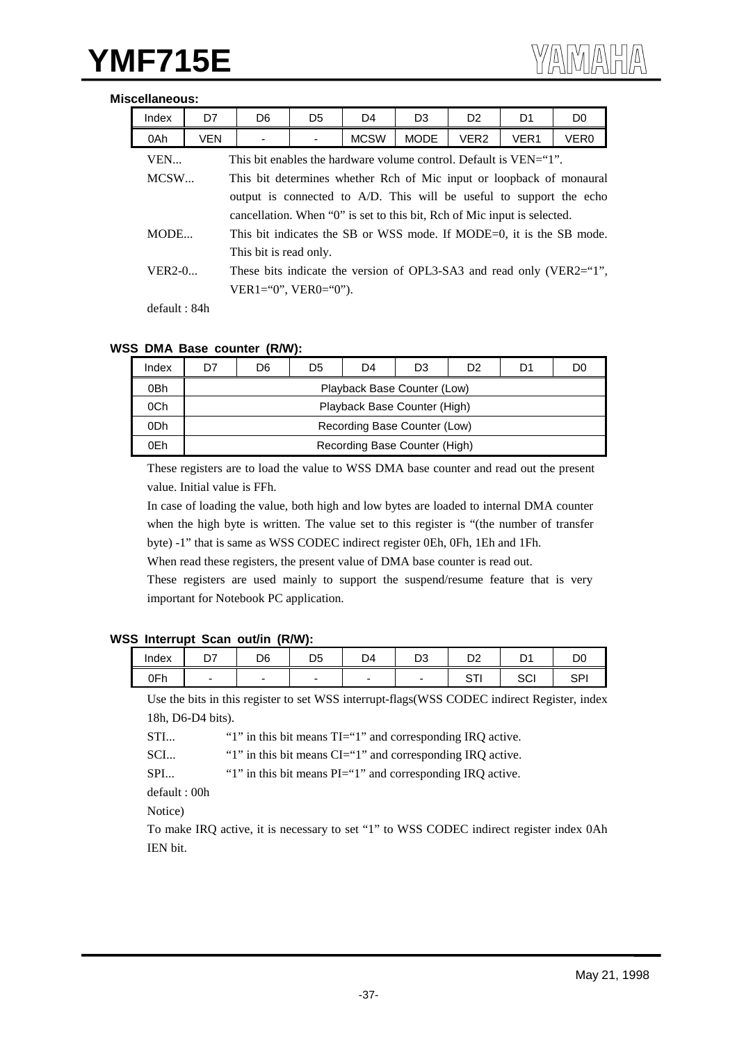**Miscellaneous:**

| Index | D7 | D6 | D5 | D4 | D3 | D2 | D1 | D0 |
|---|---|---|---|---|---|---|---|---|
| 0Ah | VEN | - | - | MCSW | MODE | VER2 | VER1 | VER0 |

VEN... This bit enables the hardware volume control. Default is VEN="1".

MCSW... This bit determines whether Rch of Mic input or loopback of monaural output is connected to A/D. This will be useful to support the echo cancellation. When "0" is set to this bit, Rch of Mic input is selected.

MODE... This bit indicates the SB or WSS mode. If MODE=0, it is the SB mode. This bit is read only.

VER2-0... These bits indicate the version of OPL3-SA3 and read only (VER2="1", VER1="0", VER0="0").

default : 84h

**WSS DMA Base counter (R/W):**

| Index | D7 | D6 | D5 | D4 | D3 | D2 | D1 | D0 |
|---|---|---|---|---|---|---|---|---|
| 0Bh | Playback Base Counter (Low) | | | | | | | |
| 0Ch | Playback Base Counter (High) | | | | | | | |
| 0Dh | Recording Base Counter (Low) | | | | | | | |
| 0Eh | Recording Base Counter (High) | | | | | | | |

These registers are to load the value to WSS DMA base counter and read out the present value. Initial value is FFh.

In case of loading the value, both high and low bytes are loaded to internal DMA counter when the high byte is written. The value set to this register is "(the number of transfer byte) -1" that is same as WSS CODEC indirect register 0Eh, 0Fh, 1Eh and 1Fh.

When read these registers, the present value of DMA base counter is read out.

These registers are used mainly to support the suspend/resume feature that is very important for Notebook PC application.

**WSS Interrupt Scan out/in (R/W):**

| Index | D7 | D6 | D5 | D4 | D3 | D2 | D1 | D0 |
|---|---|---|---|---|---|---|---|---|
| 0Fh | - | - | - | - | - | STI | SCI | SPI |

Use the bits in this register to set WSS interrupt-flags(WSS CODEC indirect Register, index 18h, D6-D4 bits).

STI... "1" in this bit means TI="1" and corresponding IRQ active.

SCI... "1" in this bit means CI="1" and corresponding IRQ active.

SPI... "1" in this bit means PI="1" and corresponding IRQ active.

default : 00h

Notice)

To make IRQ active, it is necessary to set "1" to WSS CODEC indirect register index 0Ah IEN bit.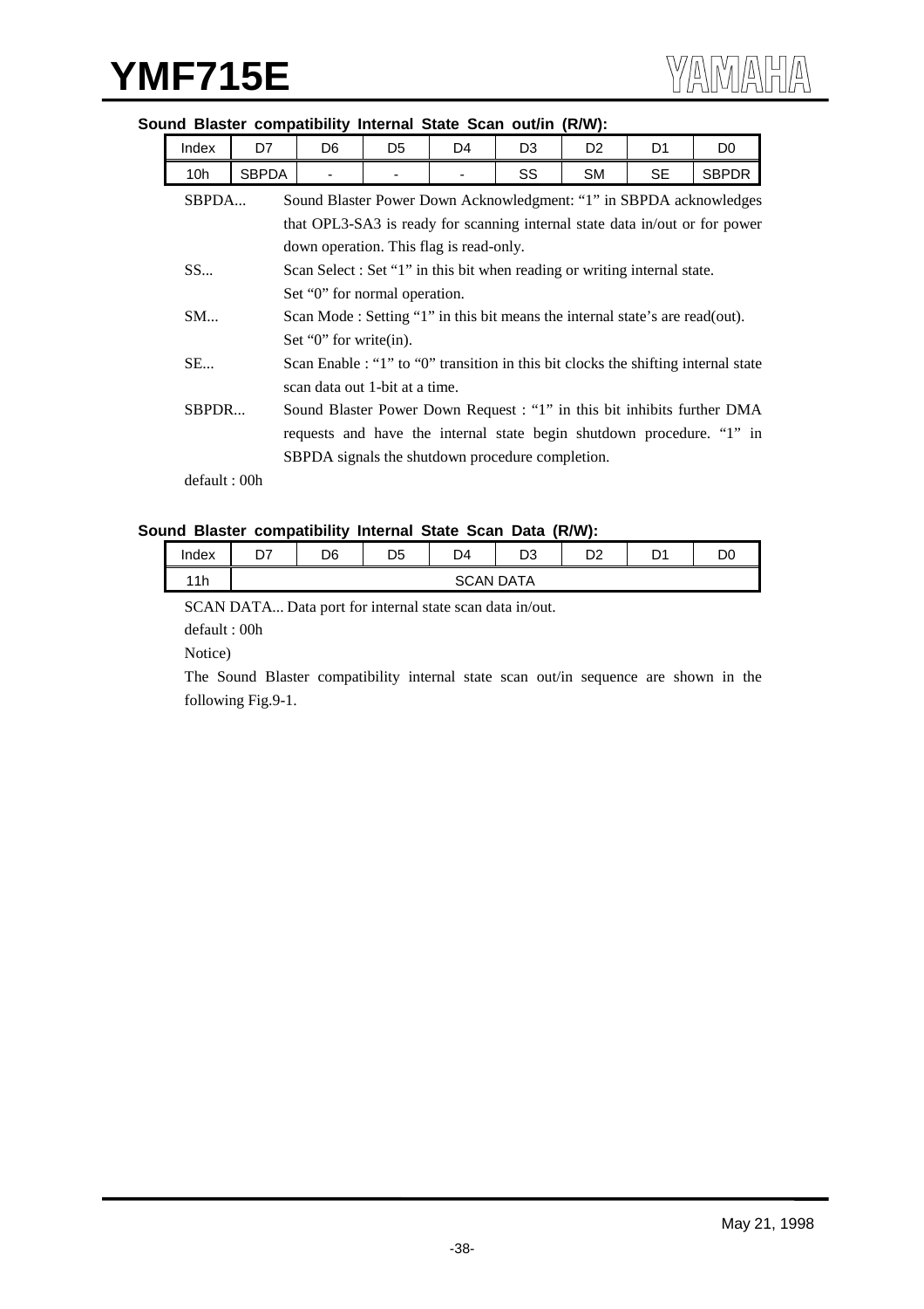**Sound Blaster compatibility Internal State Scan out/in (R/W):**

| Index | D7 | D6 | D5 | D4 | D3 | D2 | D1 | D0 |
|---|---|---|---|---|---|---|---|---|
| 10h | SBPDA | - | - | - | SS | SM | SE | SBPDR |

SBPDA... Sound Blaster Power Down Acknowledgment: "1" in SBPDA acknowledges that OPL3-SA3 is ready for scanning internal state data in/out or for power down operation. This flag is read-only.

SS... Scan Select : Set "1" in this bit when reading or writing internal state. Set "0" for normal operation.

SM... Scan Mode : Setting "1" in this bit means the internal state's are read(out). Set "0" for write(in).

SE... Scan Enable : "1" to "0" transition in this bit clocks the shifting internal state scan data out 1-bit at a time.

SBPDR... Sound Blaster Power Down Request : "1" in this bit inhibits further DMA requests and have the internal state begin shutdown procedure. "1" in SBPDA signals the shutdown procedure completion.

default : 00h

**Sound Blaster compatibility Internal State Scan Data (R/W):**

| Index | D7 | D6 | D5 | D4 | D3 | D2 | D1 | D0 |
|---|---|---|---|---|---|---|---|---|
| 11h | SCAN DATA | | | | | | | |

SCAN DATA... Data port for internal state scan data in/out.

default : 00h

Notice)

The Sound Blaster compatibility internal state scan out/in sequence are shown in the following Fig.9-1.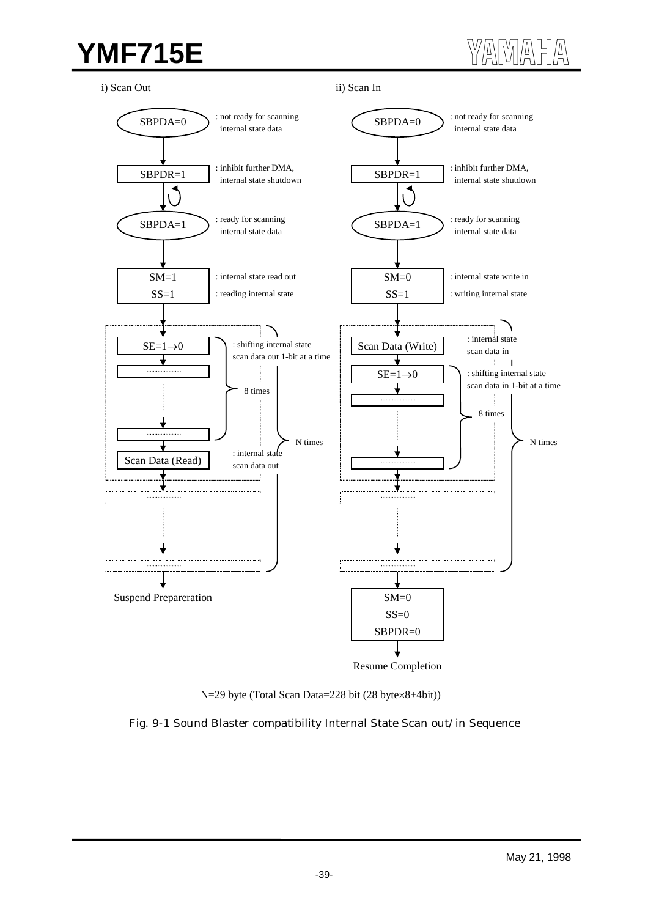i) Scan Out

- SBPDA=0 : not ready for scanning internal state data
- SBPDR=1 : inhibit further DMA, internal state shutdown
- SBPDA=1 : ready for scanning internal state data
- SM=1 : internal state read out
- SS=1 : reading internal state
- SE=1→0 : shifting internal state scan data out 1-bit at a time (8 times)
- Scan Data (Read) : internal state scan data out
- (N times)
- Suspend Preparereration

ii) Scan In

- SBPDA=0 : not ready for scanning internal state data
- SBPDR=1 : inhibit further DMA, internal state shutdown
- SBPDA=1 : ready for scanning internal state data
- SM=0 : internal state write in
- SS=1 : writing internal state
- Scan Data (Write) : internal state scan data in
- SE=1→0 : shifting internal state scan data in 1-bit at a time (8 times)
- (N times)
- SM=0, SS=0, SBPDR=0
- Resume Completion

N=29 byte (Total Scan Data=228 bit (28 byte×8+4bit))

Fig. 9-1 Sound Blaster compatibility Internal State Scan out/in Sequence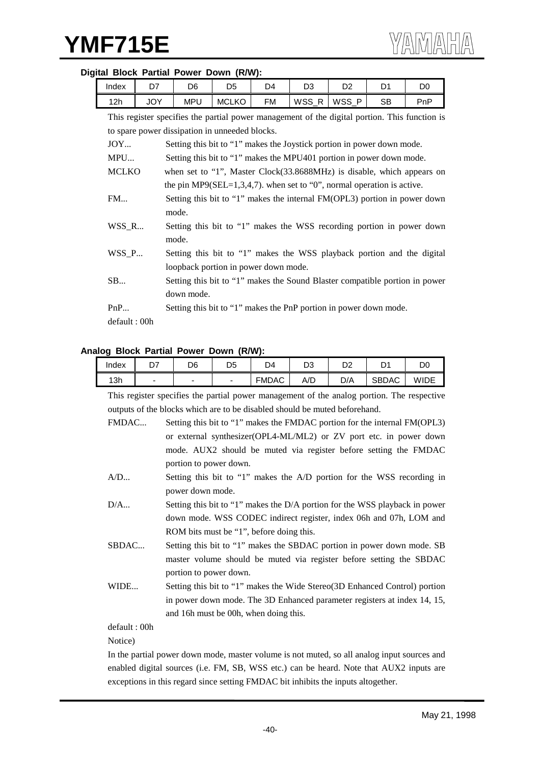### Digital Block Partial Power Down (R/W):

| Index | D7 | D6 | D5 | D4 | D3 | D2 | D1 | D0 |
|---|---|---|---|---|---|---|---|---|
| 12h | JOY | MPU | MCLKO | FM | WSS_R | WSS_P | SB | PnP |

This register specifies the partial power management of the digital portion. This function is to spare power dissipation in unneeded blocks.

- JOY... Setting this bit to "1" makes the Joystick portion in power down mode.
- MPU... Setting this bit to "1" makes the MPU401 portion in power down mode.
- MCLKO when set to "1", Master Clock(33.8688MHz) is disable, which appears on the pin MP9(SEL=1,3,4,7). when set to "0", normal operation is active.
- FM... Setting this bit to "1" makes the internal FM(OPL3) portion in power down mode.
- WSS_R... Setting this bit to "1" makes the WSS recording portion in power down mode.
- WSS_P... Setting this bit to "1" makes the WSS playback portion and the digital loopback portion in power down mode.
- SB... Setting this bit to "1" makes the Sound Blaster compatible portion in power down mode.
- PnP... Setting this bit to "1" makes the PnP portion in power down mode.

default : 00h

### Analog Block Partial Power Down (R/W):

| Index | D7 | D6 | D5 | D4 | D3 | D2 | D1 | D0 |
|---|---|---|---|---|---|---|---|---|
| 13h | - | - | - | FMDAC | A/D | D/A | SBDAC | WIDE |

This register specifies the partial power management of the analog portion. The respective outputs of the blocks which are to be disabled should be muted beforehand.

- FMDAC... Setting this bit to "1" makes the FMDAC portion for the internal FM(OPL3) or external synthesizer(OPL4-ML/ML2) or ZV port etc. in power down mode. AUX2 should be muted via register before setting the FMDAC portion to power down.
- A/D... Setting this bit to "1" makes the A/D portion for the WSS recording in power down mode.
- D/A... Setting this bit to "1" makes the D/A portion for the WSS playback in power down mode. WSS CODEC indirect register, index 06h and 07h, LOM and ROM bits must be "1", before doing this.
- SBDAC... Setting this bit to "1" makes the SBDAC portion in power down mode. SB master volume should be muted via register before setting the SBDAC portion to power down.
- WIDE... Setting this bit to "1" makes the Wide Stereo(3D Enhanced Control) portion in power down mode. The 3D Enhanced parameter registers at index 14, 15, and 16h must be 00h, when doing this.

default : 00h

Notice)

In the partial power down mode, master volume is not muted, so all analog input sources and enabled digital sources (i.e. FM, SB, WSS etc.) can be heard. Note that AUX2 inputs are exceptions in this regard since setting FMDAC bit inhibits the inputs altogether.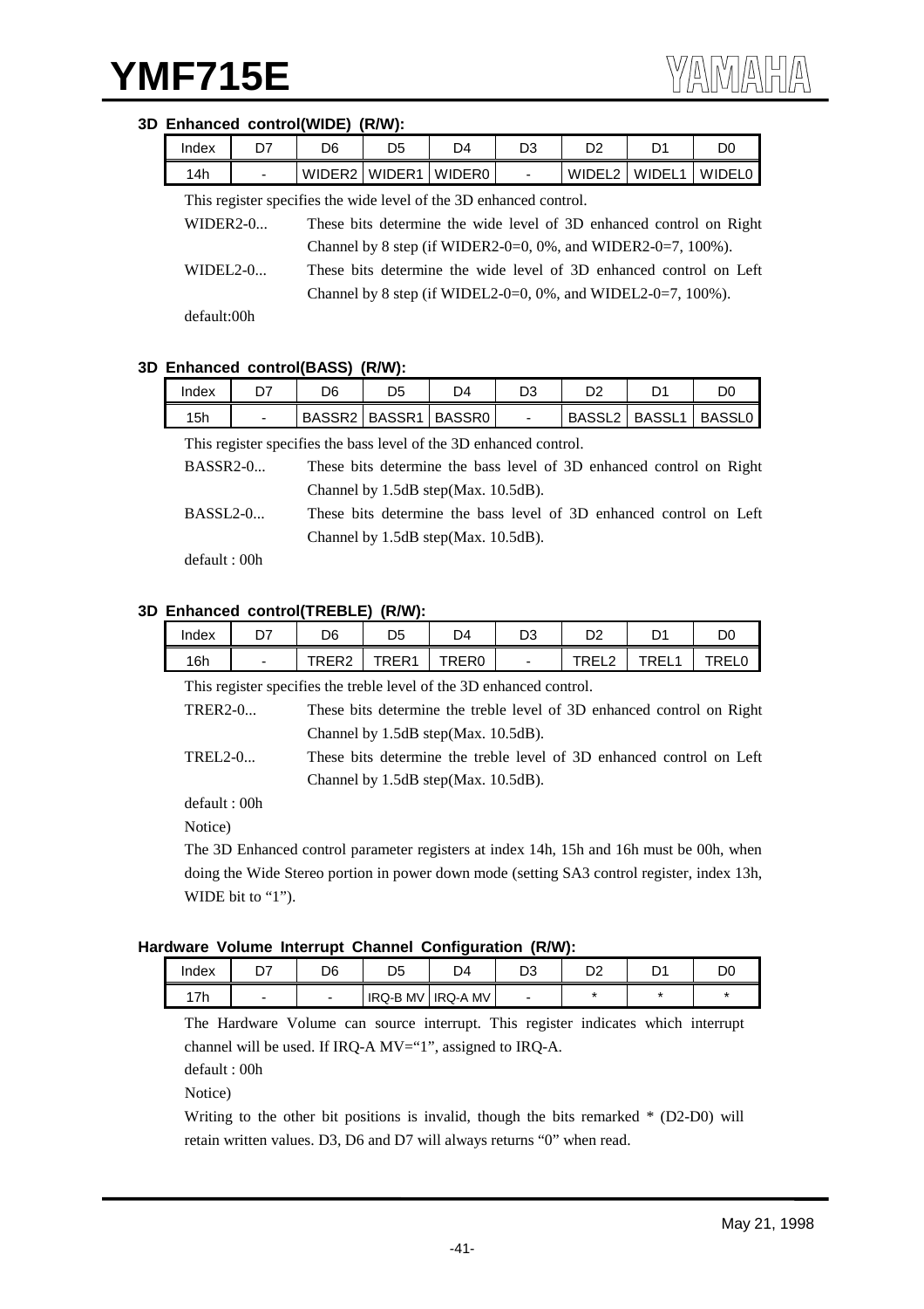### 3D Enhanced control(WIDE) (R/W):

| Index | D7 | D6 | D5 | D4 | D3 | D2 | D1 | D0 |
|---|---|---|---|---|---|---|---|---|
| 14h | - | WIDER2 | WIDER1 | WIDER0 | - | WIDEL2 | WIDEL1 | WIDEL0 |

This register specifies the wide level of the 3D enhanced control.

WIDER2-0... These bits determine the wide level of 3D enhanced control on Right Channel by 8 step (if WIDER2-0=0, 0%, and WIDER2-0=7, 100%).

WIDEL2-0... These bits determine the wide level of 3D enhanced control on Left Channel by 8 step (if WIDEL2-0=0, 0%, and WIDEL2-0=7, 100%).

default:00h

### 3D Enhanced control(BASS) (R/W):

| Index | D7 | D6 | D5 | D4 | D3 | D2 | D1 | D0 |
|---|---|---|---|---|---|---|---|---|
| 15h | - | BASSR2 | BASSR1 | BASSR0 | - | BASSL2 | BASSL1 | BASSL0 |

This register specifies the bass level of the 3D enhanced control.

BASSR2-0... These bits determine the bass level of 3D enhanced control on Right Channel by 1.5dB step(Max. 10.5dB).

BASSL2-0... These bits determine the bass level of 3D enhanced control on Left Channel by 1.5dB step(Max. 10.5dB).

default : 00h

### 3D Enhanced control(TREBLE) (R/W):

| Index | D7 | D6 | D5 | D4 | D3 | D2 | D1 | D0 |
|---|---|---|---|---|---|---|---|---|
| 16h | - | TRER2 | TRER1 | TRER0 | - | TREL2 | TREL1 | TREL0 |

This register specifies the treble level of the 3D enhanced control.

TRER2-0... These bits determine the treble level of 3D enhanced control on Right Channel by 1.5dB step(Max. 10.5dB).

TREL2-0... These bits determine the treble level of 3D enhanced control on Left Channel by 1.5dB step(Max. 10.5dB).

default : 00h

Notice)

The 3D Enhanced control parameter registers at index 14h, 15h and 16h must be 00h, when doing the Wide Stereo portion in power down mode (setting SA3 control register, index 13h, WIDE bit to "1").

### Hardware Volume Interrupt Channel Configuration (R/W):

| Index | D7 | D6 | D5 | D4 | D3 | D2 | D1 | D0 |
|---|---|---|---|---|---|---|---|---|
| 17h | - | - | IRQ-B MV | IRQ-A MV | - | * | * | * |

The Hardware Volume can source interrupt. This register indicates which interrupt channel will be used. If IRQ-A MV="1", assigned to IRQ-A.

default : 00h

Notice)

Writing to the other bit positions is invalid, though the bits remarked * (D2-D0) will retain written values. D3, D6 and D7 will always returns "0" when read.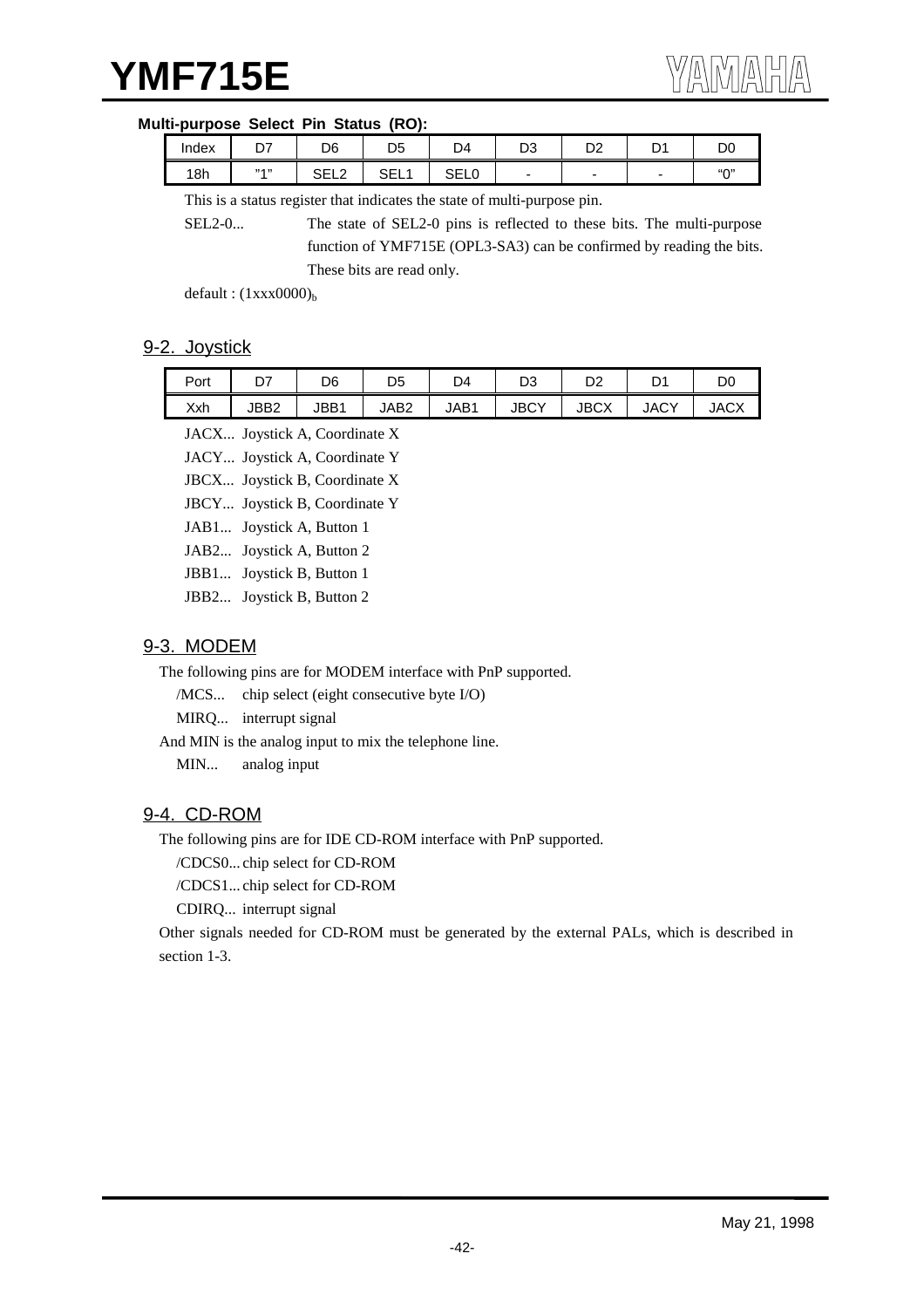**Multi-purpose Select Pin Status (RO):**

| Index | D7 | D6 | D5 | D4 | D3 | D2 | D1 | D0 |
|---|---|---|---|---|---|---|---|---|
| 18h | "1" | SEL2 | SEL1 | SEL0 | - | - | - | "0" |

This is a status register that indicates the state of multi-purpose pin.

SEL2-0... The state of SEL2-0 pins is reflected to these bits. The multi-purpose function of YMF715E (OPL3-SA3) can be confirmed by reading the bits. These bits are read only.

default : $(1xxx0000)_b$

## 9-2. Joystick

| Port | D7 | D6 | D5 | D4 | D3 | D2 | D1 | D0 |
|---|---|---|---|---|---|---|---|---|
| Xxh | JBB2 | JBB1 | JAB2 | JAB1 | JBCY | JBCX | JACY | JACX |

JACX... Joystick A, Coordinate X

JACY... Joystick A, Coordinate Y

JBCX... Joystick B, Coordinate X

JBCY... Joystick B, Coordinate Y

JAB1... Joystick A, Button 1

JAB2... Joystick A, Button 2

JBB1... Joystick B, Button 1

JBB2... Joystick B, Button 2

## 9-3. MODEM

The following pins are for MODEM interface with PnP supported.

/MCS... chip select (eight consecutive byte I/O)

MIRQ... interrupt signal

And MIN is the analog input to mix the telephone line.

MIN... analog input

## 9-4. CD-ROM

The following pins are for IDE CD-ROM interface with PnP supported.

/CDCS0... chip select for CD-ROM

/CDCS1... chip select for CD-ROM

CDIRQ... interrupt signal

Other signals needed for CD-ROM must be generated by the external PALs, which is described in section 1-3.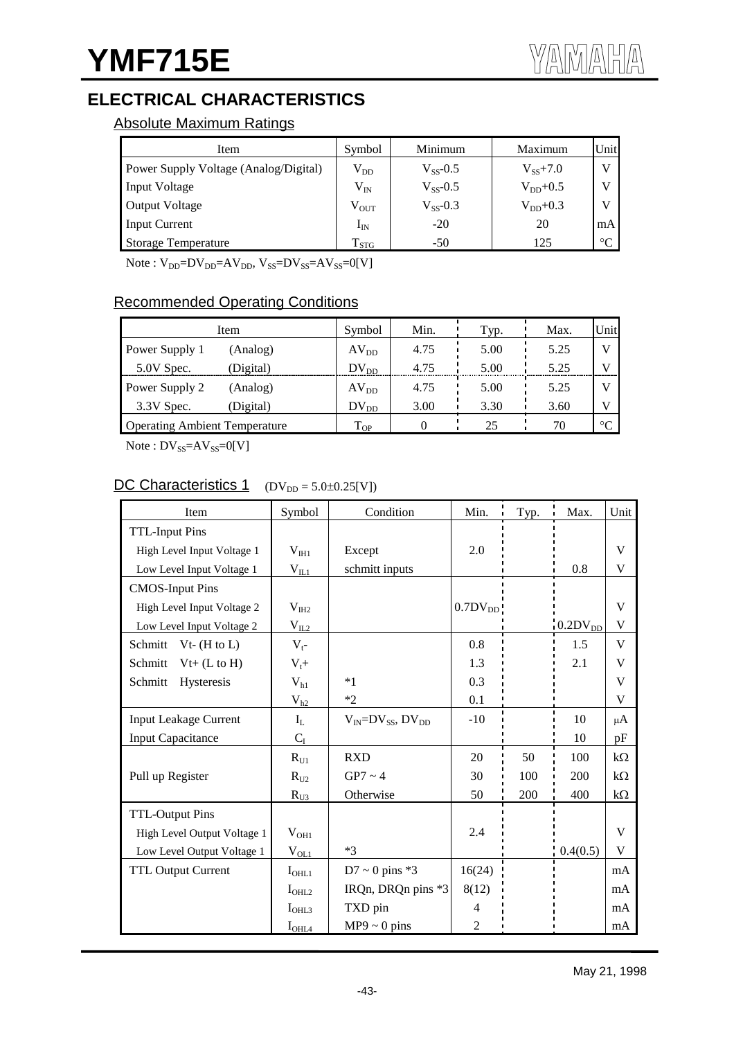# YMF715E

## ELECTRICAL CHARACTERISTICS

### Absolute Maximum Ratings

| Item | Symbol | Minimum | Maximum | Unit |
|---|---|---|---|---|
| Power Supply Voltage (Analog/Digital) | $V_{DD}$ | $V_{SS}$-0.5 | $V_{SS}$+7.0 | V |
| Input Voltage | $V_{IN}$ | $V_{SS}$-0.5 | $V_{DD}$+0.5 | V |
| Output Voltage | $V_{OUT}$ | $V_{SS}$-0.3 | $V_{DD}$+0.3 | V |
| Input Current | $I_{IN}$ | -20 | 20 | mA |
| Storage Temperature | $T_{STG}$ | -50 | 125 | °C |

Note : $V_{DD}$=$DV_{DD}$=$AV_{DD}$, $V_{SS}$=$DV_{SS}$=$AV_{SS}$=0[V]

### Recommended Operating Conditions

| Item | | Symbol | Min. | Typ. | Max. | Unit |
|---|---|---|---|---|---|---|
| Power Supply 1 | (Analog) | $AV_{DD}$ | 4.75 | 5.00 | 5.25 | V |
| 5.0V Spec. | (Digital) | $DV_{DD}$ | 4.75 | 5.00 | 5.25 | V |
| Power Supply 2 | (Analog) | $AV_{DD}$ | 4.75 | 5.00 | 5.25 | V |
| 3.3V Spec. | (Digital) | $DV_{DD}$ | 3.00 | 3.30 | 3.60 | V |
| Operating Ambient Temperature | | $T_{OP}$ | 0 | 25 | 70 | °C |

Note : $DV_{SS}$=$AV_{SS}$=0[V]

### DC Characteristics 1 ($DV_{DD}$ = 5.0±0.25[V])

| Item | Symbol | Condition | Min. | Typ. | Max. | Unit |
|---|---|---|---|---|---|---|
| TTL-Input Pins | | | | | | |
| High Level Input Voltage 1 | $V_{IH1}$ | Except | 2.0 | | | V |
| Low Level Input Voltage 1 | $V_{IL1}$ | schmitt inputs | | | 0.8 | V |
| CMOS-Input Pins | | | | | | |
| High Level Input Voltage 2 | $V_{IH2}$ | | $0.7DV_{DD}$ | | | V |
| Low Level Input Voltage 2 | $V_{IL2}$ | | | | $0.2DV_{DD}$ | V |
| Schmitt Vt- (H to L) | $V_t$- | | 0.8 | | 1.5 | V |
| Schmitt Vt+ (L to H) | $V_t$+ | | 1.3 | | 2.1 | V |
| Schmitt Hysteresis | $V_{h1}$ | *1 | 0.3 | | | V |
| | $V_{h2}$ | *2 | 0.1 | | | V |
| Input Leakage Current | $I_L$ | $V_{IN}$=$DV_{SS}$, $DV_{DD}$ | -10 | | 10 | μA |
| Input Capacitance | $C_I$ | | | | 10 | pF |
| | $R_{U1}$ | RXD | 20 | 50 | 100 | kΩ |
| Pull up Register | $R_{U2}$ | GP7 ~ 4 | 30 | 100 | 200 | kΩ |
| | $R_{U3}$ | Otherwise | 50 | 200 | 400 | kΩ |
| TTL-Output Pins | | | | | | |
| High Level Output Voltage 1 | $V_{OH1}$ | | 2.4 | | | V |
| Low Level Output Voltage 1 | $V_{OL1}$ | *3 | | | 0.4(0.5) | V |
| TTL Output Current | $I_{OHL1}$ | D7 ~ 0 pins *3 | 16(24) | | | mA |
| | $I_{OHL2}$ | IRQn, DRQn pins *3 | 8(12) | | | mA |
| | $I_{OHL3}$ | TXD pin | 4 | | | mA |
| | $I_{OHL4}$ | MP9 ~ 0 pins | 2 | | | mA |

May 21, 1998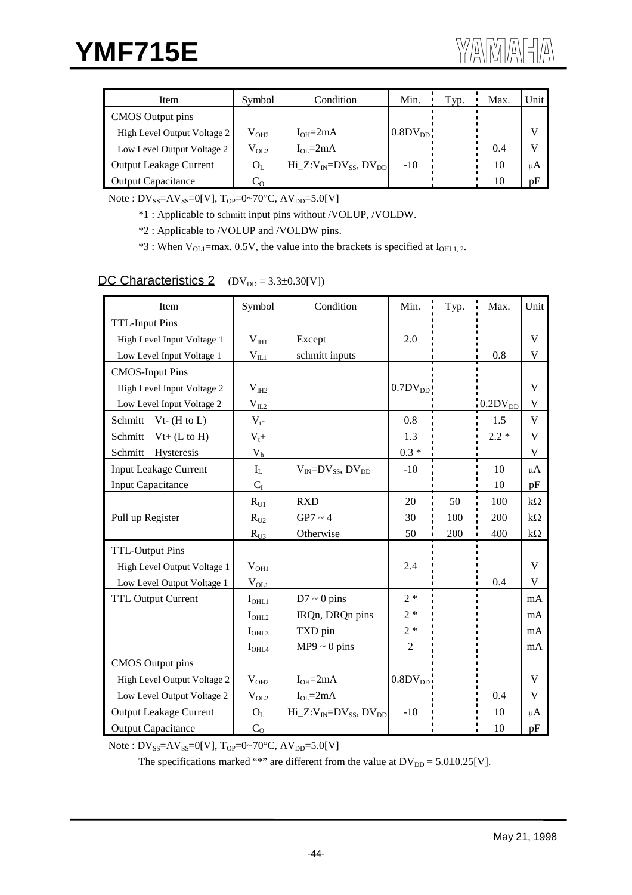| Item | Symbol | Condition | Min. | Typ. | Max. | Unit |
|---|---|---|---|---|---|---|
| CMOS Output pins | | | | | | |
| High Level Output Voltage 2 | $V_{OH2}$ | $I_{OH}$=2mA | $0.8DV_{DD}$ | | | V |
| Low Level Output Voltage 2 | $V_{OL2}$ | $I_{OL}$=2mA | | | 0.4 | V |
| Output Leakage Current | $O_L$ | Hi_Z:$V_{IN}$=$DV_{SS}$, $DV_{DD}$ | -10 | | 10 | μA |
| Output Capacitance | $C_O$ | | | | 10 | pF |

Note : $DV_{SS}$=$AV_{SS}$=0[V], $T_{OP}$=0~70°C, $AV_{DD}$=5.0[V]

*1 : Applicable to schmitt input pins without /VOLUP, /VOLDW.

*2 : Applicable to /VOLUP and /VOLDW pins.

*3 : When $V_{OL1}$=max. 0.5V, the value into the brackets is specified at $I_{OHL1, 2}$.

## DC Characteristics 2 ($DV_{DD}$ = 3.3±0.30[V])

| Item | Symbol | Condition | Min. | Typ. | Max. | Unit |
|---|---|---|---|---|---|---|
| TTL-Input Pins | | | | | | |
| High Level Input Voltage 1 | $V_{IH1}$ | Except | 2.0 | | | V |
| Low Level Input Voltage 1 | $V_{IL1}$ | schmitt inputs | | | 0.8 | V |
| CMOS-Input Pins | | | | | | |
| High Level Input Voltage 2 | $V_{IH2}$ | | $0.7DV_{DD}$ | | | V |
| Low Level Input Voltage 2 | $V_{IL2}$ | | | | $0.2DV_{DD}$ | V |
| Schmitt Vt- (H to L) | $V_t$- | | 0.8 | | 1.5 | V |
| Schmitt Vt+ (L to H) | $V_t$+ | | 1.3 | | 2.2 * | V |
| Schmitt Hysteresis | $V_h$ | | 0.3 * | | | V |
| Input Leakage Current | $I_L$ | $V_{IN}$=$DV_{SS}$, $DV_{DD}$ | -10 | | 10 | μA |
| Input Capacitance | $C_I$ | | | | 10 | pF |
| Pull up Register | $R_{U1}$ | RXD | 20 | 50 | 100 | kΩ |
| | $R_{U2}$ | GP7 ~ 4 | 30 | 100 | 200 | kΩ |
| | $R_{U3}$ | Otherwise | 50 | 200 | 400 | kΩ |
| TTL-Output Pins | | | | | | |
| High Level Output Voltage 1 | $V_{OH1}$ | | 2.4 | | | V |
| Low Level Output Voltage 1 | $V_{OL1}$ | | | | 0.4 | V |
| TTL Output Current | $I_{OHL1}$ | D7 ~ 0 pins | 2 * | | | mA |
| | $I_{OHL2}$ | IRQn, DRQn pins | 2 * | | | mA |
| | $I_{OHL3}$ | TXD pin | 2 * | | | mA |
| | $I_{OHL4}$ | MP9 ~ 0 pins | 2 | | | mA |
| CMOS Output pins | | | | | | |
| High Level Output Voltage 2 | $V_{OH2}$ | $I_{OH}$=2mA | $0.8DV_{DD}$ | | | V |
| Low Level Output Voltage 2 | $V_{OL2}$ | $I_{OL}$=2mA | | | 0.4 | V |
| Output Leakage Current | $O_L$ | Hi_Z:$V_{IN}$=$DV_{SS}$, $DV_{DD}$ | -10 | | 10 | μA |
| Output Capacitance | $C_O$ | | | | 10 | pF |

Note : $DV_{SS}$=$AV_{SS}$=0[V], $T_{OP}$=0~70°C, $AV_{DD}$=5.0[V]

The specifications marked "*" are different from the value at $DV_{DD}$ = 5.0±0.25[V].

May 21, 1998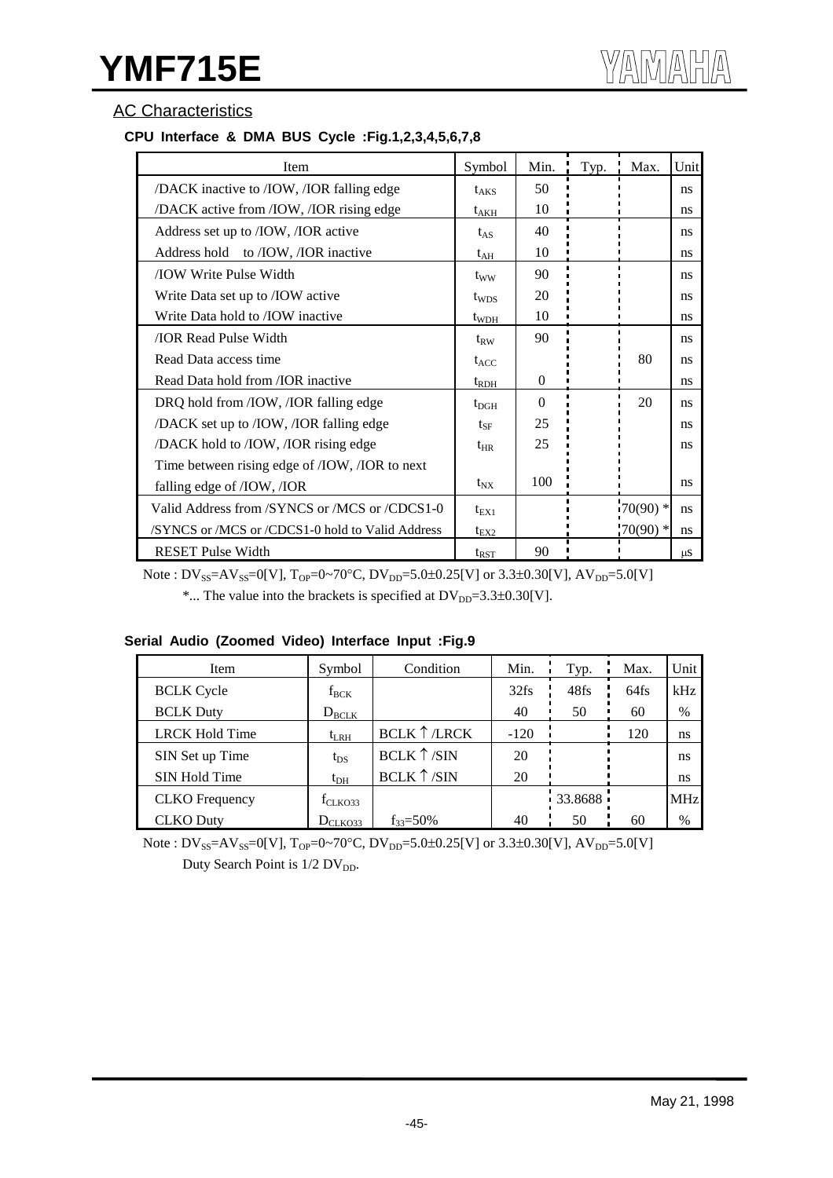## AC Characteristics

### CPU Interface & DMA BUS Cycle :Fig.1,2,3,4,5,6,7,8

| Item | Symbol | Min. | Typ. | Max. | Unit |
|---|---|---|---|---|---|
| /DACK inactive to /IOW, /IOR falling edge | $t_{AKS}$ | 50 | | | ns |
| /DACK active from /IOW, /IOR rising edge | $t_{AKH}$ | 10 | | | ns |
| Address set up to /IOW, /IOR active | $t_{AS}$ | 40 | | | ns |
| Address hold to /IOW, /IOR inactive | $t_{AH}$ | 10 | | | ns |
| /IOW Write Pulse Width | $t_{WW}$ | 90 | | | ns |
| Write Data set up to /IOW active | $t_{WDS}$ | 20 | | | ns |
| Write Data hold to /IOW inactive | $t_{WDH}$ | 10 | | | ns |
| /IOR Read Pulse Width | $t_{RW}$ | 90 | | | ns |
| Read Data access time | $t_{ACC}$ | | | 80 | ns |
| Read Data hold from /IOR inactive | $t_{RDH}$ | 0 | | | ns |
| DRQ hold from /IOW, /IOR falling edge | $t_{DGH}$ | 0 | | 20 | ns |
| /DACK set up to /IOW, /IOR falling edge | $t_{SF}$ | 25 | | | ns |
| /DACK hold to /IOW, /IOR rising edge | $t_{HR}$ | 25 | | | ns |
| Time between rising edge of /IOW, /IOR to next falling edge of /IOW, /IOR | $t_{NX}$ | 100 | | | ns |
| Valid Address from /SYNCS or /MCS or /CDCS1-0 | $t_{EX1}$ | | | 70(90) * | ns |
| /SYNCS or /MCS or /CDCS1-0 hold to Valid Address | $t_{EX2}$ | | | 70(90) * | ns |
| RESET Pulse Width | $t_{RST}$ | 90 | | | μs |

Note : $DV_{SS}=AV_{SS}=0[V]$, $T_{OP}=0\sim70°C$, $DV_{DD}=5.0\pm0.25[V]$ or $3.3\pm0.30[V]$, $AV_{DD}=5.0[V]$

*... The value into the brackets is specified at $DV_{DD}=3.3\pm0.30[V]$.

### Serial Audio (Zoomed Video) Interface Input :Fig.9

| Item | Symbol | Condition | Min. | Typ. | Max. | Unit |
|---|---|---|---|---|---|---|
| BCLK Cycle | $f_{BCK}$ | | 32fs | 48fs | 64fs | kHz |
| BCLK Duty | $D_{BCLK}$ | | 40 | 50 | 60 | % |
| LRCK Hold Time | $t_{LRH}$ | BCLK↑/LRCK | -120 | | 120 | ns |
| SIN Set up Time | $t_{DS}$ | BCLK↑/SIN | 20 | | | ns |
| SIN Hold Time | $t_{DH}$ | BCLK↑/SIN | 20 | | | ns |
| CLKO Frequency | $f_{CLKO33}$ | | | 33.8688 | | MHz |
| CLKO Duty | $D_{CLKO33}$ | $f_{33}$=50% | 40 | 50 | 60 | % |

Note : $DV_{SS}=AV_{SS}=0[V]$, $T_{OP}=0\sim70°C$, $DV_{DD}=5.0\pm0.25[V]$ or $3.3\pm0.30[V]$, $AV_{DD}=5.0[V]$

Duty Search Point is 1/2 $DV_{DD}$.

May 21, 1998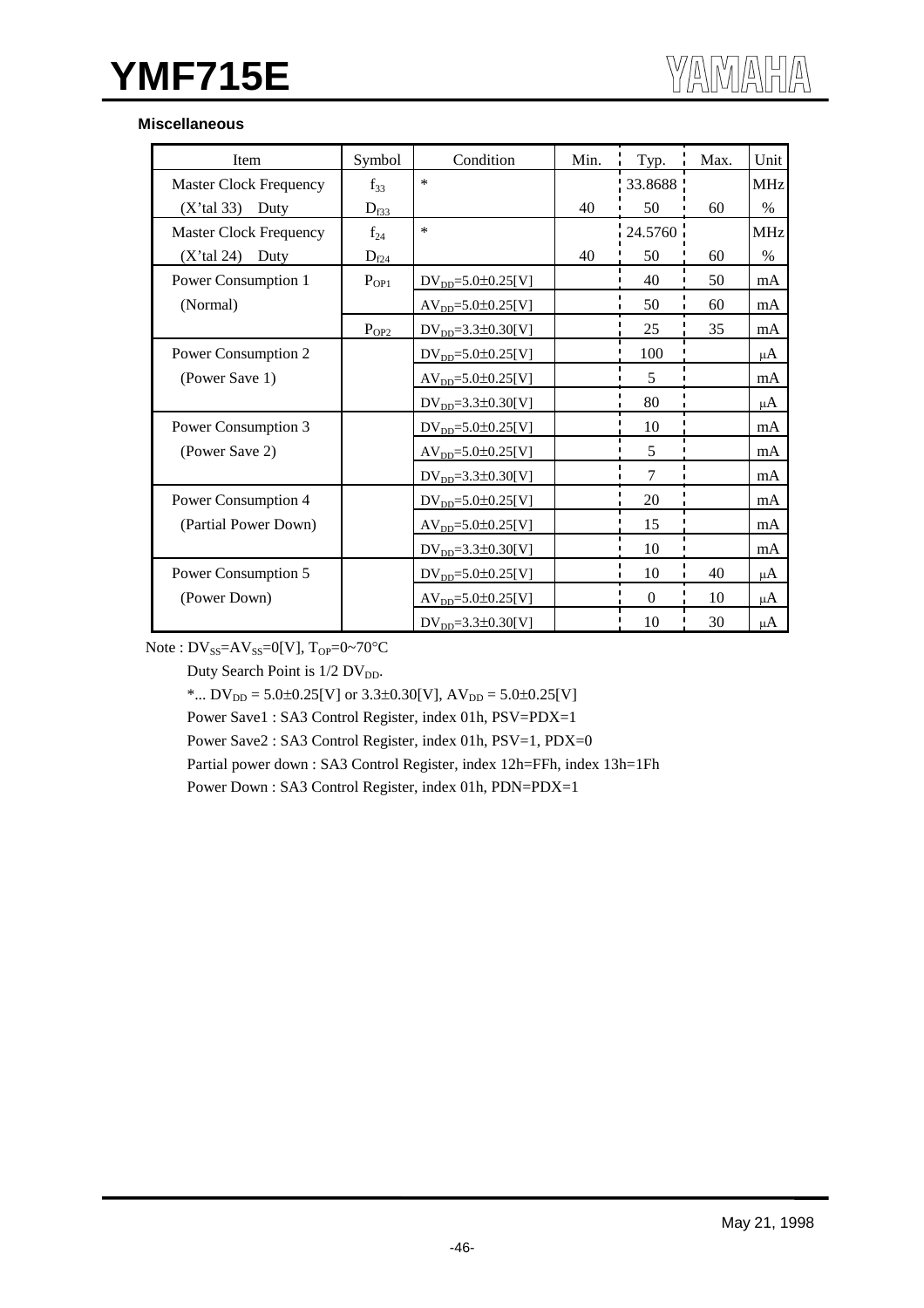**Miscellaneous**

| Item | Symbol | Condition | Min. | Typ. | Max. | Unit |
|---|---|---|---|---|---|---|
| Master Clock Frequency | $f_{33}$ | * | | 33.8688 | | MHz |
| (X'tal 33) Duty | $D_{f33}$ | | 40 | 50 | 60 | % |
| Master Clock Frequency | $f_{24}$ | * | | 24.5760 | | MHz |
| (X'tal 24) Duty | $D_{f24}$ | | 40 | 50 | 60 | % |
| Power Consumption 1 | $P_{OP1}$ | $DV_{DD}$=5.0±0.25[V] | | 40 | 50 | mA |
| (Normal) | | $AV_{DD}$=5.0±0.25[V] | | 50 | 60 | mA |
| | $P_{OP2}$ | $DV_{DD}$=3.3±0.30[V] | | 25 | 35 | mA |
| Power Consumption 2 | | $DV_{DD}$=5.0±0.25[V] | | 100 | | μA |
| (Power Save 1) | | $AV_{DD}$=5.0±0.25[V] | | 5 | | mA |
| | | $DV_{DD}$=3.3±0.30[V] | | 80 | | μA |
| Power Consumption 3 | | $DV_{DD}$=5.0±0.25[V] | | 10 | | mA |
| (Power Save 2) | | $AV_{DD}$=5.0±0.25[V] | | 5 | | mA |
| | | $DV_{DD}$=3.3±0.30[V] | | 7 | | mA |
| Power Consumption 4 | | $DV_{DD}$=5.0±0.25[V] | | 20 | | mA |
| (Partial Power Down) | | $AV_{DD}$=5.0±0.25[V] | | 15 | | mA |
| | | $DV_{DD}$=3.3±0.30[V] | | 10 | | mA |
| Power Consumption 5 | | $DV_{DD}$=5.0±0.25[V] | | 10 | 40 | μA |
| (Power Down) | | $AV_{DD}$=5.0±0.25[V] | | 0 | 10 | μA |
| | | $DV_{DD}$=3.3±0.30[V] | | 10 | 30 | μA |

Note : $DV_{SS}$=$AV_{SS}$=0[V], $T_{OP}$=0~70°C

Duty Search Point is 1/2 $DV_{DD}$.

*... $DV_{DD}$ = 5.0±0.25[V] or 3.3±0.30[V], $AV_{DD}$ = 5.0±0.25[V]

Power Save1 : SA3 Control Register, index 01h, PSV=PDX=1

Power Save2 : SA3 Control Register, index 01h, PSV=1, PDX=0

Partial power down : SA3 Control Register, index 12h=FFh, index 13h=1Fh

Power Down : SA3 Control Register, index 01h, PDN=PDX=1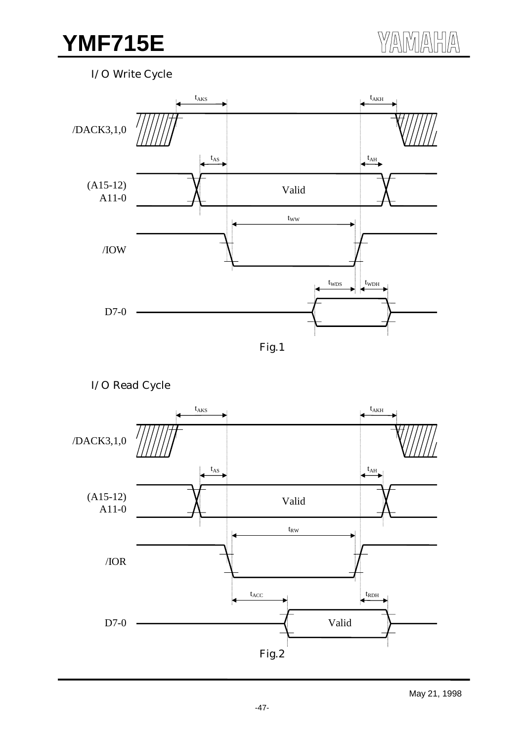I/O Write Cycle

/DACK3,1,0 — $t_{AKS}$, $t_{AKH}$

(A15-12) A11-0 — Valid — $t_{AS}$, $t_{AH}$

/IOW — $t_{WW}$

D7-0 — $t_{WDS}$, $t_{WDH}$

Fig.1

I/O Read Cycle

/DACK3,1,0 — $t_{AKS}$, $t_{AKH}$

(A15-12) A11-0 — Valid — $t_{AS}$, $t_{AH}$

/IOR — $t_{RW}$

D7-0 — Valid — $t_{ACC}$, $t_{RDH}$

Fig.2

May 21, 1998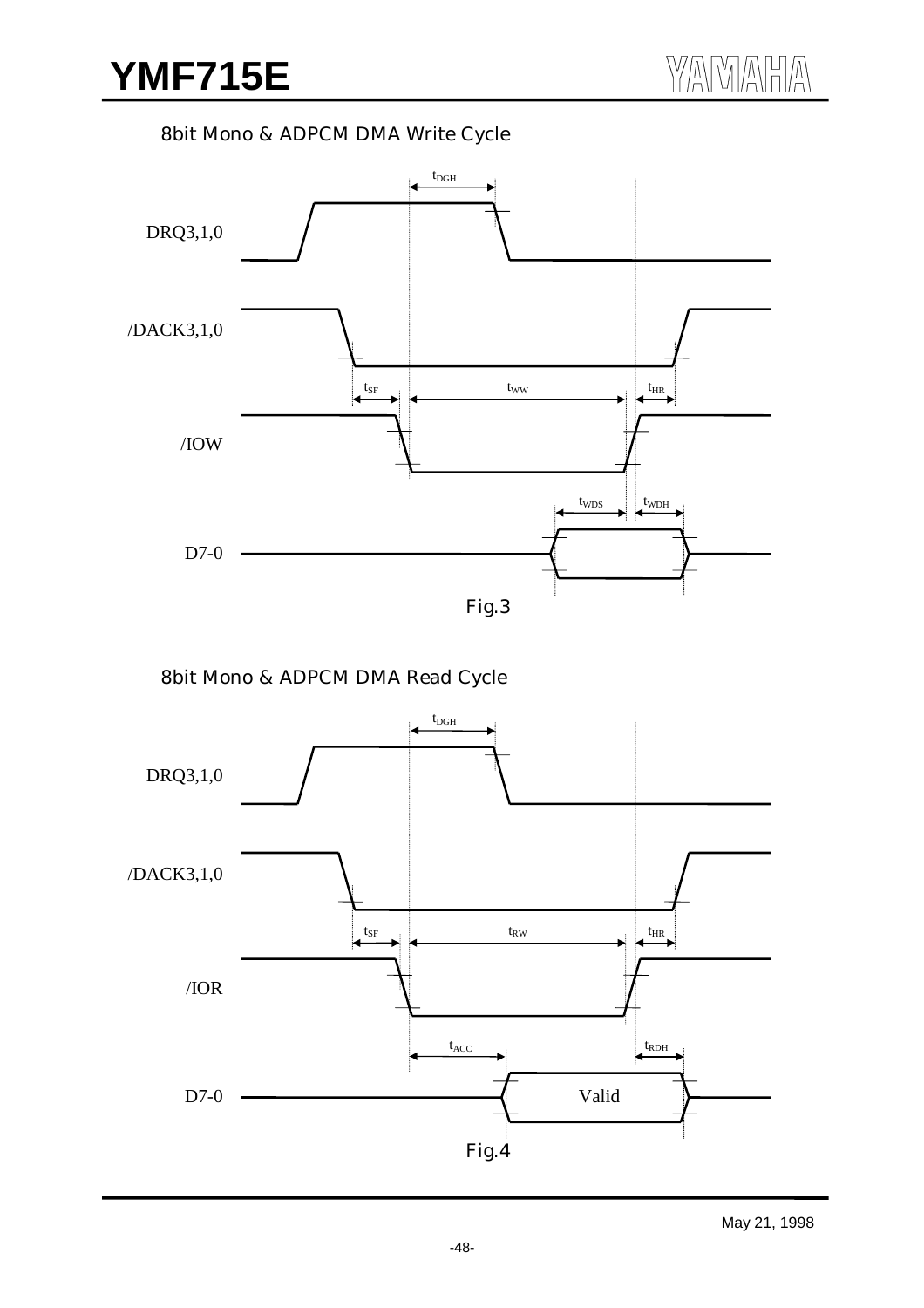8bit Mono & ADPCM DMA Write Cycle

DRQ3,1,0

/DACK3,1,0

/IOW

D7-0

$t_{DGH}$ $t_{SF}$ $t_{WW}$ $t_{HR}$ $t_{WDS}$ $t_{WDH}$

Fig.3

8bit Mono & ADPCM DMA Read Cycle

DRQ3,1,0

/DACK3,1,0

/IOR

D7-0

Valid

$t_{DGH}$ $t_{SF}$ $t_{RW}$ $t_{HR}$ $t_{ACC}$ $t_{RDH}$

Fig.4

May 21, 1998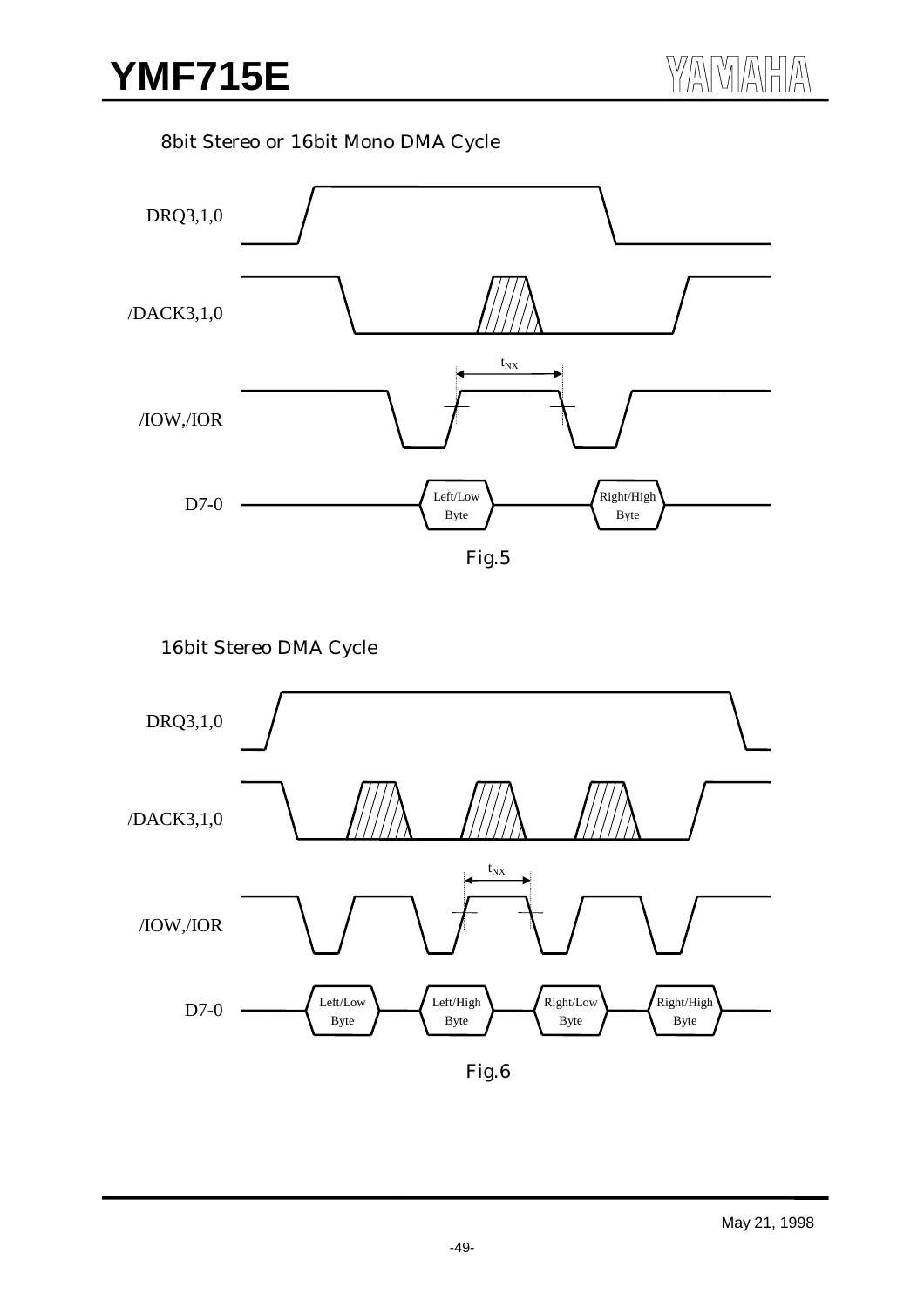8bit Stereo or 16bit Mono DMA Cycle

DRQ3,1,0

/DACK3,1,0

$t_{NX}$

/IOW,/IOR

D7-0

Left/Low Byte

Right/High Byte

Fig.5

16bit Stereo DMA Cycle

DRQ3,1,0

/DACK3,1,0

$t_{NX}$

/IOW,/IOR

D7-0

Left/Low Byte

Left/High Byte

Right/Low Byte

Right/High Byte

Fig.6

May 21, 1998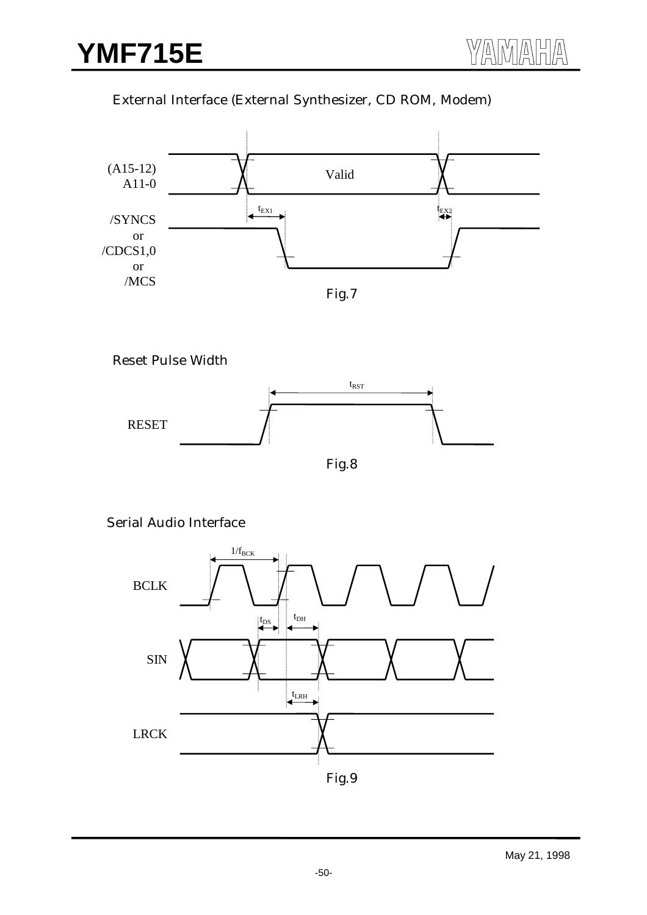External Interface (External Synthesizer, CD ROM, Modem)

(A15-12)
A11-0

Valid

$t_{EX1}$

$t_{EX2}$

/SYNCS
or
/CDCS1,0
or
/MCS

Fig.7

Reset Pulse Width

$t_{RST}$

RESET

Fig.8

Serial Audio Interface

$1/f_{BCK}$

BCLK

$t_{DS}$

$t_{DH}$

SIN

$t_{LRH}$

LRCK

Fig.9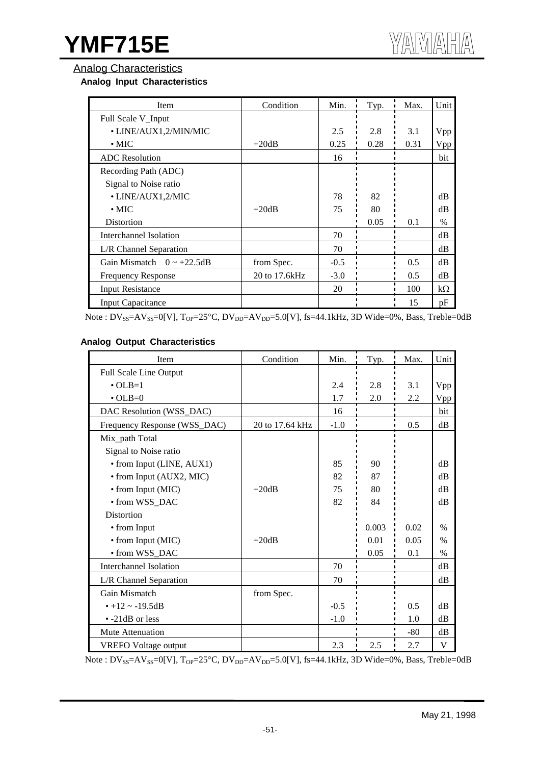## Analog Characteristics

### Analog Input Characteristics

| Item | Condition | Min. | Typ. | Max. | Unit |
|---|---|---|---|---|---|
| Full Scale V_Input | | | | | |
| • LINE/AUX1,2/MIN/MIC | | 2.5 | 2.8 | 3.1 | Vpp |
| • MIC | +20dB | 0.25 | 0.28 | 0.31 | Vpp |
| ADC Resolution | | 16 | | | bit |
| Recording Path (ADC) | | | | | |
| Signal to Noise ratio | | | | | |
| • LINE/AUX1,2/MIC | | 78 | 82 | | dB |
| • MIC | +20dB | 75 | 80 | | dB |
| Distortion | | | 0.05 | 0.1 | % |
| Interchannel Isolation | | 70 | | | dB |
| L/R Channel Separation | | 70 | | | dB |
| Gain Mismatch 0 ~ +22.5dB | from Spec. | -0.5 | | 0.5 | dB |
| Frequency Response | 20 to 17.6kHz | -3.0 | | 0.5 | dB |
| Input Resistance | | 20 | | 100 | kΩ |
| Input Capacitance | | | | 15 | pF |

Note : $DV_{SS}$=$AV_{SS}$=0[V], $T_{OP}$=25°C, $DV_{DD}$=$AV_{DD}$=5.0[V], fs=44.1kHz, 3D Wide=0%, Bass, Treble=0dB

### Analog Output Characteristics

| Item | Condition | Min. | Typ. | Max. | Unit |
|---|---|---|---|---|---|
| Full Scale Line Output | | | | | |
| • OLB=1 | | 2.4 | 2.8 | 3.1 | Vpp |
| • OLB=0 | | 1.7 | 2.0 | 2.2 | Vpp |
| DAC Resolution (WSS_DAC) | | 16 | | | bit |
| Frequency Response (WSS_DAC) | 20 to 17.64 kHz | -1.0 | | 0.5 | dB |
| Mix_path Total | | | | | |
| Signal to Noise ratio | | | | | |
| • from Input (LINE, AUX1) | | 85 | 90 | | dB |
| • from Input (AUX2, MIC) | | 82 | 87 | | dB |
| • from Input (MIC) | +20dB | 75 | 80 | | dB |
| • from WSS_DAC | | 82 | 84 | | dB |
| Distortion | | | | | |
| • from Input | | | 0.003 | 0.02 | % |
| • from Input (MIC) | +20dB | | 0.01 | 0.05 | % |
| • from WSS_DAC | | | 0.05 | 0.1 | % |
| Interchannel Isolation | | 70 | | | dB |
| L/R Channel Separation | | 70 | | | dB |
| Gain Mismatch | from Spec. | | | | |
| • +12 ~ -19.5dB | | -0.5 | | 0.5 | dB |
| • -21dB or less | | -1.0 | | 1.0 | dB |
| Mute Attenuation | | | | -80 | dB |
| VREFO Voltage output | | 2.3 | 2.5 | 2.7 | V |

Note : $DV_{SS}$=$AV_{SS}$=0[V], $T_{OP}$=25°C, $DV_{DD}$=$AV_{DD}$=5.0[V], fs=44.1kHz, 3D Wide=0%, Bass, Treble=0dB

May 21, 1998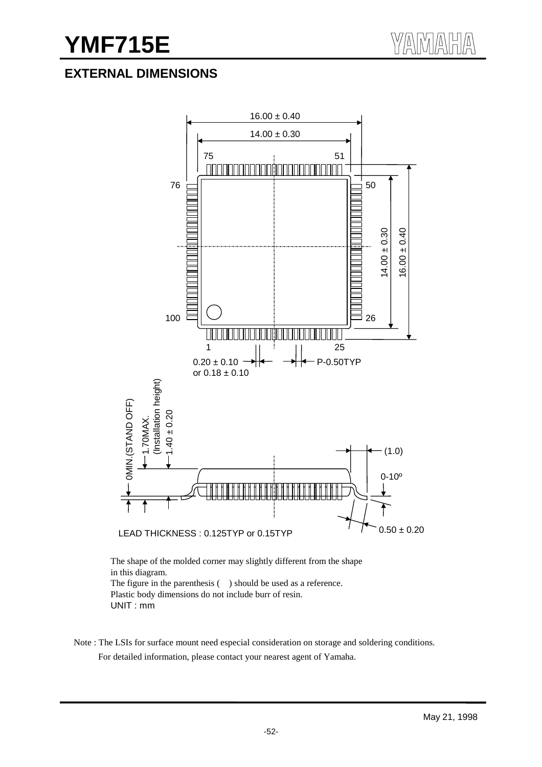## EXTERNAL DIMENSIONS

16.00 ± 0.40

14.00 ± 0.30

75 51

76 50

100 26

1 25

14.00 ± 0.30

16.00 ± 0.40

0.20 ± 0.10
or 0.18 ± 0.10

P-0.50TYP

0MIN.(STAND OFF)

1.70MAX.
(Installation height)

1.40 ± 0.20

(1.0)

0-10º

0.50 ± 0.20

LEAD THICKNESS : 0.125TYP or 0.15TYP

The shape of the molded corner may slightly different from the shape in this diagram.
The figure in the parenthesis ( ) should be used as a reference.
Plastic body dimensions do not include burr of resin.
UNIT : mm

Note : The LSIs for surface mount need especial consideration on storage and soldering conditions.
For detailed information, please contact your nearest agent of Yamaha.

May 21, 1998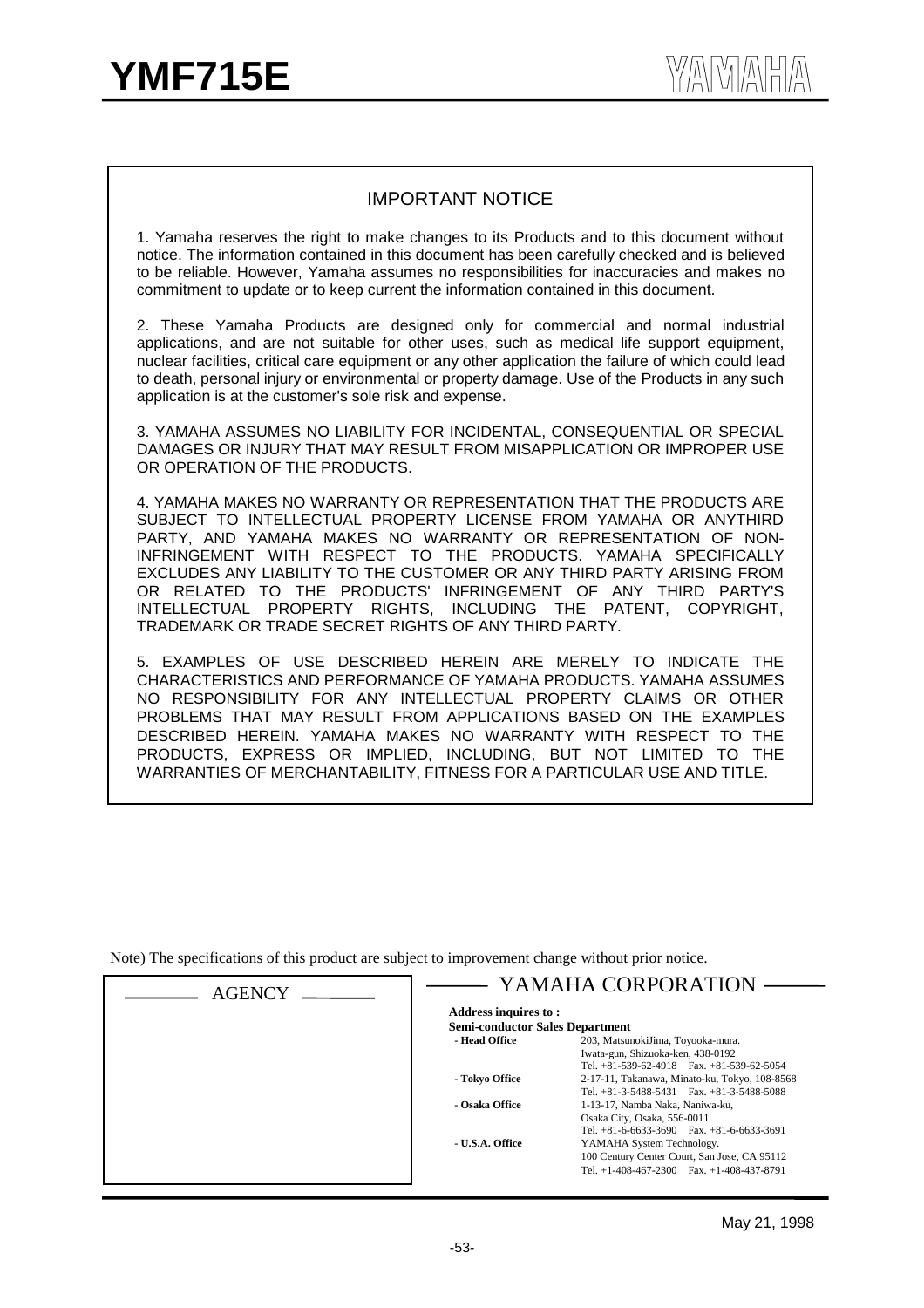## IMPORTANT NOTICE

1. Yamaha reserves the right to make changes to its Products and to this document without notice. The information contained in this document has been carefully checked and is believed to be reliable. However, Yamaha assumes no responsibilities for inaccuracies and makes no commitment to update or to keep current the information contained in this document.

2. These Yamaha Products are designed only for commercial and normal industrial applications, and are not suitable for other uses, such as medical life support equipment, nuclear facilities, critical care equipment or any other application the failure of which could lead to death, personal injury or environmental or property damage. Use of the Products in any such application is at the customer's sole risk and expense.

3. YAMAHA ASSUMES NO LIABILITY FOR INCIDENTAL, CONSEQUENTIAL OR SPECIAL DAMAGES OR INJURY THAT MAY RESULT FROM MISAPPLICATION OR IMPROPER USE OR OPERATION OF THE PRODUCTS.

4. YAMAHA MAKES NO WARRANTY OR REPRESENTATION THAT THE PRODUCTS ARE SUBJECT TO INTELLECTUAL PROPERTY LICENSE FROM YAMAHA OR ANYTHIRD PARTY, AND YAMAHA MAKES NO WARRANTY OR REPRESENTATION OF NON-INFRINGEMENT WITH RESPECT TO THE PRODUCTS. YAMAHA SPECIFICALLY EXCLUDES ANY LIABILITY TO THE CUSTOMER OR ANY THIRD PARTY ARISING FROM OR RELATED TO THE PRODUCTS' INFRINGEMENT OF ANY THIRD PARTY'S INTELLECTUAL PROPERTY RIGHTS, INCLUDING THE PATENT, COPYRIGHT, TRADEMARK OR TRADE SECRET RIGHTS OF ANY THIRD PARTY.

5. EXAMPLES OF USE DESCRIBED HEREIN ARE MERELY TO INDICATE THE CHARACTERISTICS AND PERFORMANCE OF YAMAHA PRODUCTS. YAMAHA ASSUMES NO RESPONSIBILITY FOR ANY INTELLECTUAL PROPERTY CLAIMS OR OTHER PROBLEMS THAT MAY RESULT FROM APPLICATIONS BASED ON THE EXAMPLES DESCRIBED HEREIN. YAMAHA MAKES NO WARRANTY WITH RESPECT TO THE PRODUCTS, EXPRESS OR IMPLIED, INCLUDING, BUT NOT LIMITED TO THE WARRANTIES OF MERCHANTABILITY, FITNESS FOR A PARTICULAR USE AND TITLE.

Note) The specifications of this product are subject to improvement change without prior notice.

AGENCY

YAMAHA CORPORATION

**Address inquires to :**
**Semi-conductor Sales Department**

| | |
|---|---|
| **- Head Office** | 203, MatsunokiJima, Toyooka-mura. Iwata-gun, Shizuoka-ken, 438-0192 Tel. +81-539-62-4918 Fax. +81-539-62-5054 |
| **- Tokyo Office** | 2-17-11, Takanawa, Minato-ku, Tokyo, 108-8568 Tel. +81-3-5488-5431 Fax. +81-3-5488-5088 |
| **- Osaka Office** | 1-13-17, Namba Naka, Naniwa-ku, Osaka City, Osaka, 556-0011 Tel. +81-6-6633-3690 Fax. +81-6-6633-3691 |
| **- U.S.A. Office** | YAMAHA System Technology. 100 Century Center Court, San Jose, CA 95112 Tel. +1-408-467-2300 Fax. +1-408-437-8791 |

May 21, 1998